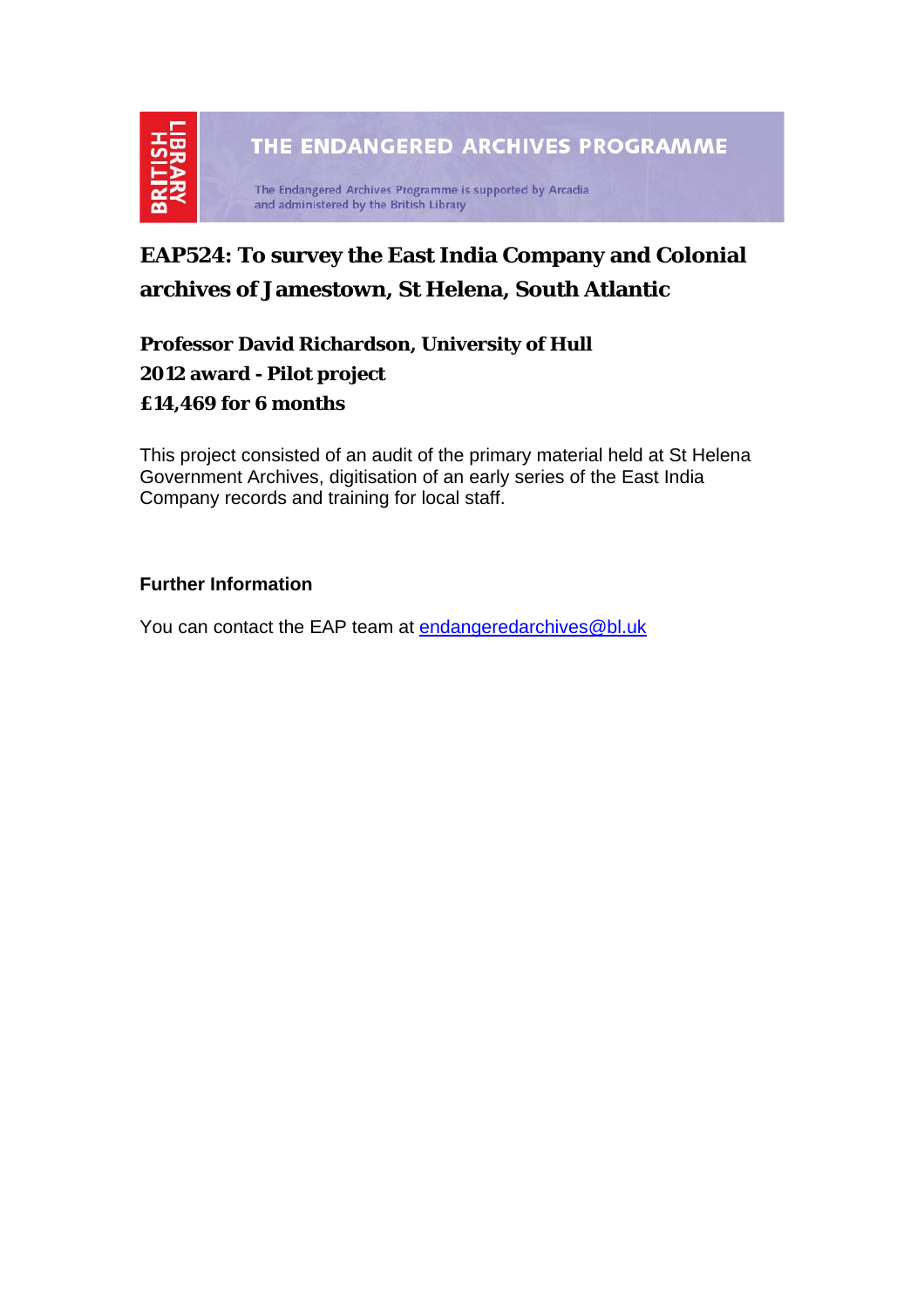THE ENDANGERED ARCHIVES PROGRAMME

The Endangered Archives Programme is supported by Arcadia and administered by the British Library

# EAP524: To survey the East India Company and Colonial archives of Jamestown, St Helena, South Atlantic

**Professor David Richardson, University of Hull**
**2012 award - Pilot project**
**£14,469 for 6 months**

This project consisted of an audit of the primary material held at St Helena Government Archives, digitisation of an early series of the East India Company records and training for local staff.

## Further Information

You can contact the EAP team at endangeredarchives@bl.uk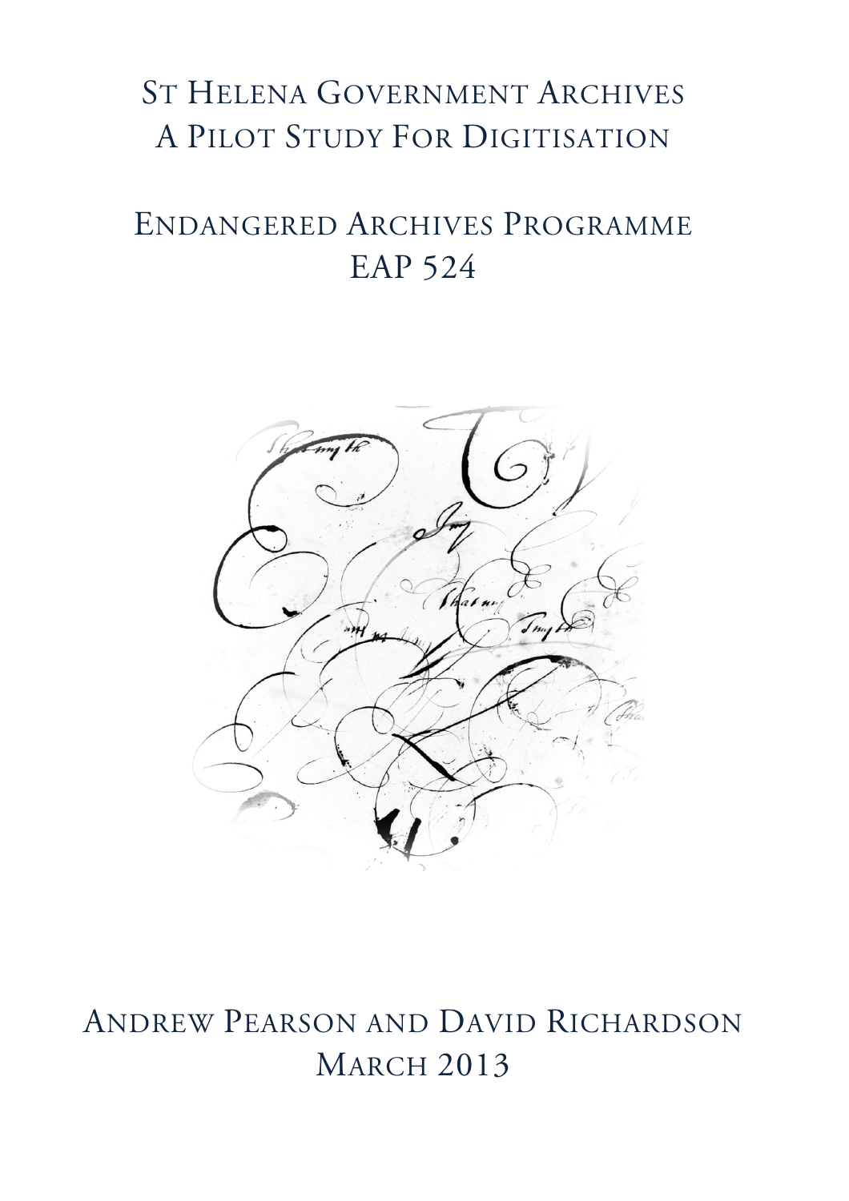# St Helena Government Archives
# A Pilot Study For Digitisation

## Endangered Archives Programme
## EAP 524

Andrew Pearson and David Richardson
March 2013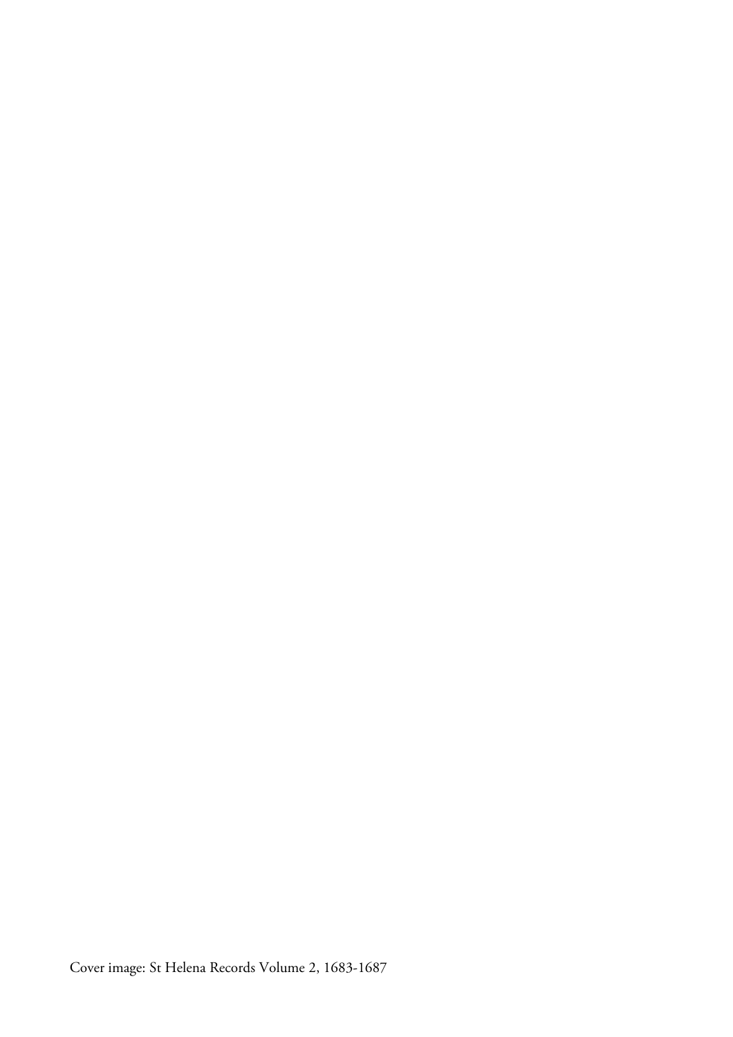Cover image: St Helena Records Volume 2, 1683-1687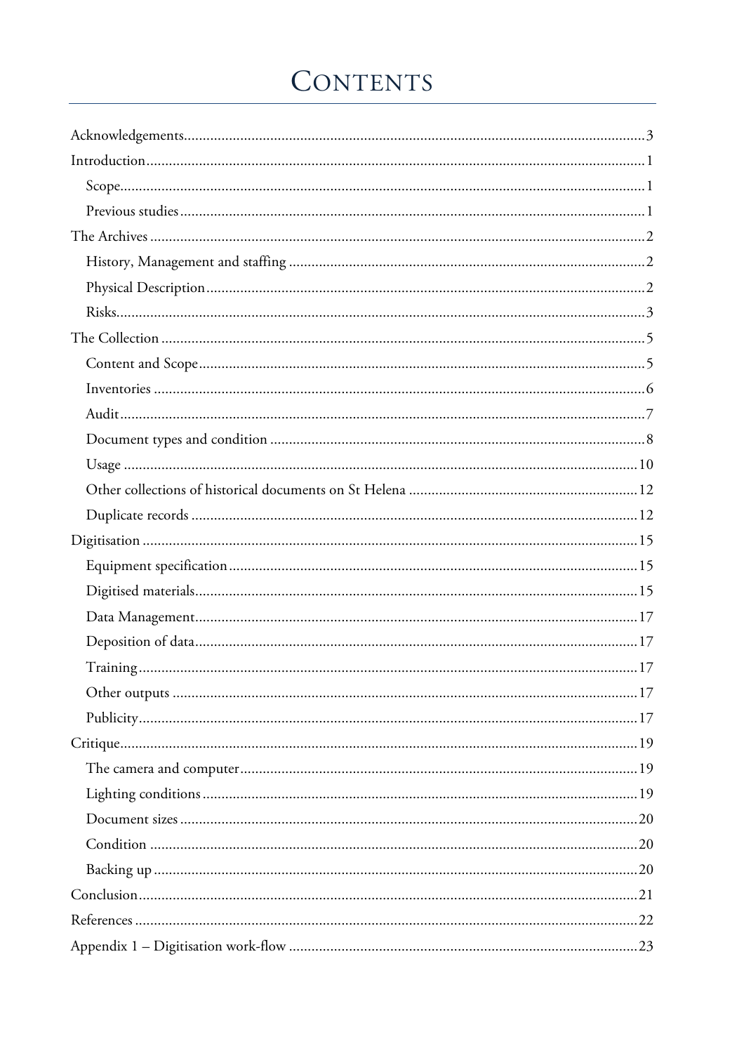# Contents

Acknowledgements......3

Introduction......1

- Scope......1
- Previous studies......1

The Archives......2

- History, Management and staffing......2
- Physical Description......2
- Risks......3

The Collection......5

- Content and Scope......5
- Inventories......6
- Audit......7
- Document types and condition......8
- Usage......10
- Other collections of historical documents on St Helena......12
- Duplicate records......12

Digitisation......15

- Equipment specification......15
- Digitised materials......15
- Data Management......17
- Deposition of data......17
- Training......17
- Other outputs......17
- Publicity......17

Critique......19

- The camera and computer......19
- Lighting conditions......19
- Document sizes......20
- Condition......20
- Backing up......20

Conclusion......21

References......22

Appendix 1 – Digitisation work-flow......23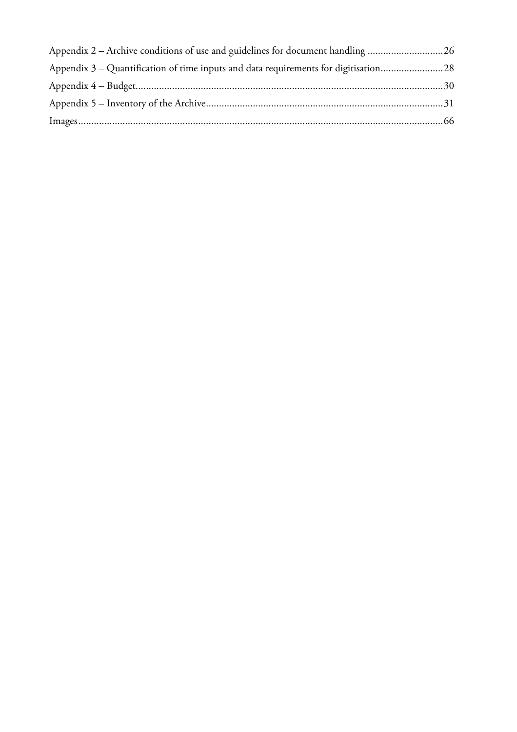Appendix 2 – Archive conditions of use and guidelines for document handling ............................26

Appendix 3 – Quantification of time inputs and data requirements for digitisation........................28

Appendix 4 – Budget.....................................................................................................................30

Appendix 5 – Inventory of the Archive..........................................................................................31

Images..........................................................................................................................................66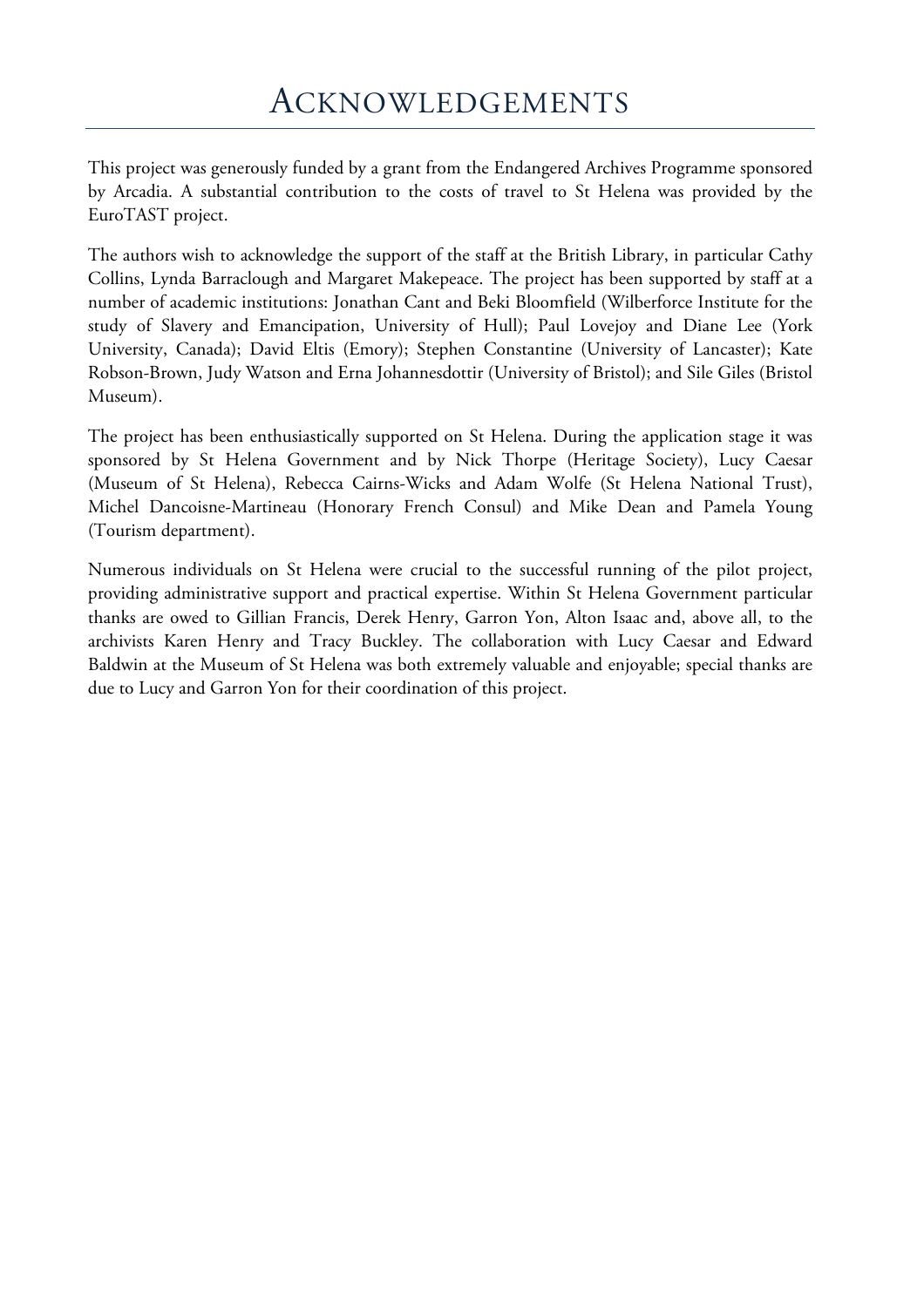# Acknowledgements

This project was generously funded by a grant from the Endangered Archives Programme sponsored by Arcadia. A substantial contribution to the costs of travel to St Helena was provided by the EuroTAST project.

The authors wish to acknowledge the support of the staff at the British Library, in particular Cathy Collins, Lynda Barraclough and Margaret Makepeace. The project has been supported by staff at a number of academic institutions: Jonathan Cant and Beki Bloomfield (Wilberforce Institute for the study of Slavery and Emancipation, University of Hull); Paul Lovejoy and Diane Lee (York University, Canada); David Eltis (Emory); Stephen Constantine (University of Lancaster); Kate Robson-Brown, Judy Watson and Erna Johannesdottir (University of Bristol); and Sile Giles (Bristol Museum).

The project has been enthusiastically supported on St Helena. During the application stage it was sponsored by St Helena Government and by Nick Thorpe (Heritage Society), Lucy Caesar (Museum of St Helena), Rebecca Cairns-Wicks and Adam Wolfe (St Helena National Trust), Michel Dancoisne-Martineau (Honorary French Consul) and Mike Dean and Pamela Young (Tourism department).

Numerous individuals on St Helena were crucial to the successful running of the pilot project, providing administrative support and practical expertise. Within St Helena Government particular thanks are owed to Gillian Francis, Derek Henry, Garron Yon, Alton Isaac and, above all, to the archivists Karen Henry and Tracy Buckley. The collaboration with Lucy Caesar and Edward Baldwin at the Museum of St Helena was both extremely valuable and enjoyable; special thanks are due to Lucy and Garron Yon for their coordination of this project.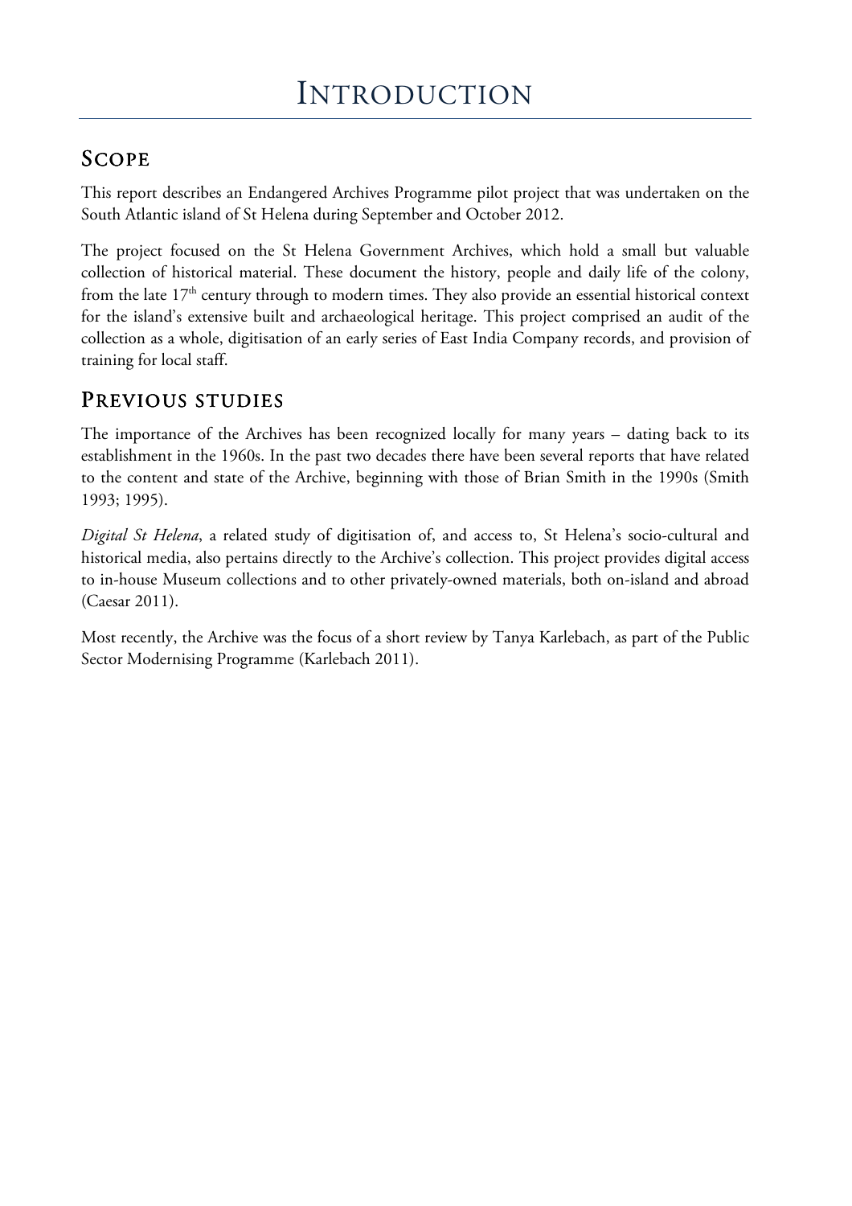# Introduction

## Scope

This report describes an Endangered Archives Programme pilot project that was undertaken on the South Atlantic island of St Helena during September and October 2012.

The project focused on the St Helena Government Archives, which hold a small but valuable collection of historical material. These document the history, people and daily life of the colony, from the late 17th century through to modern times. They also provide an essential historical context for the island's extensive built and archaeological heritage. This project comprised an audit of the collection as a whole, digitisation of an early series of East India Company records, and provision of training for local staff.

## Previous studies

The importance of the Archives has been recognized locally for many years – dating back to its establishment in the 1960s. In the past two decades there have been several reports that have related to the content and state of the Archive, beginning with those of Brian Smith in the 1990s (Smith 1993; 1995).

*Digital St Helena*, a related study of digitisation of, and access to, St Helena's socio-cultural and historical media, also pertains directly to the Archive's collection. This project provides digital access to in-house Museum collections and to other privately-owned materials, both on-island and abroad (Caesar 2011).

Most recently, the Archive was the focus of a short review by Tanya Karlebach, as part of the Public Sector Modernising Programme (Karlebach 2011).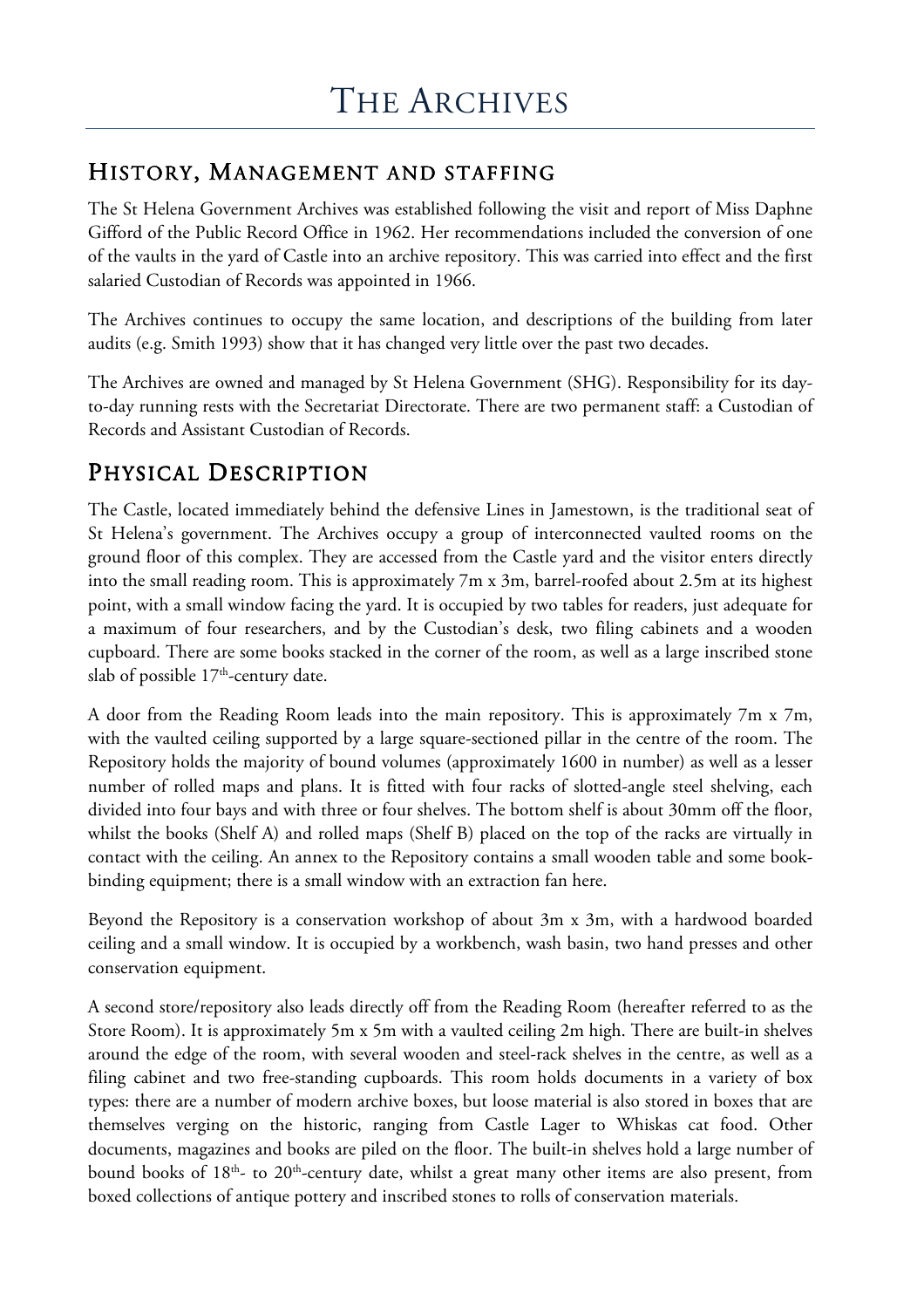# The Archives

## History, Management and staffing

The St Helena Government Archives was established following the visit and report of Miss Daphne Gifford of the Public Record Office in 1962. Her recommendations included the conversion of one of the vaults in the yard of Castle into an archive repository. This was carried into effect and the first salaried Custodian of Records was appointed in 1966.

The Archives continues to occupy the same location, and descriptions of the building from later audits (e.g. Smith 1993) show that it has changed very little over the past two decades.

The Archives are owned and managed by St Helena Government (SHG). Responsibility for its day-to-day running rests with the Secretariat Directorate. There are two permanent staff: a Custodian of Records and Assistant Custodian of Records.

## Physical Description

The Castle, located immediately behind the defensive Lines in Jamestown, is the traditional seat of St Helena's government. The Archives occupy a group of interconnected vaulted rooms on the ground floor of this complex. They are accessed from the Castle yard and the visitor enters directly into the small reading room. This is approximately 7m x 3m, barrel-roofed about 2.5m at its highest point, with a small window facing the yard. It is occupied by two tables for readers, just adequate for a maximum of four researchers, and by the Custodian's desk, two filing cabinets and a wooden cupboard. There are some books stacked in the corner of the room, as well as a large inscribed stone slab of possible 17th-century date.

A door from the Reading Room leads into the main repository. This is approximately 7m x 7m, with the vaulted ceiling supported by a large square-sectioned pillar in the centre of the room. The Repository holds the majority of bound volumes (approximately 1600 in number) as well as a lesser number of rolled maps and plans. It is fitted with four racks of slotted-angle steel shelving, each divided into four bays and with three or four shelves. The bottom shelf is about 30mm off the floor, whilst the books (Shelf A) and rolled maps (Shelf B) placed on the top of the racks are virtually in contact with the ceiling. An annex to the Repository contains a small wooden table and some book-binding equipment; there is a small window with an extraction fan here.

Beyond the Repository is a conservation workshop of about 3m x 3m, with a hardwood boarded ceiling and a small window. It is occupied by a workbench, wash basin, two hand presses and other conservation equipment.

A second store/repository also leads directly off from the Reading Room (hereafter referred to as the Store Room). It is approximately 5m x 5m with a vaulted ceiling 2m high. There are built-in shelves around the edge of the room, with several wooden and steel-rack shelves in the centre, as well as a filing cabinet and two free-standing cupboards. This room holds documents in a variety of box types: there are a number of modern archive boxes, but loose material is also stored in boxes that are themselves verging on the historic, ranging from Castle Lager to Whiskas cat food. Other documents, magazines and books are piled on the floor. The built-in shelves hold a large number of bound books of 18th- to 20th-century date, whilst a great many other items are also present, from boxed collections of antique pottery and inscribed stones to rolls of conservation materials.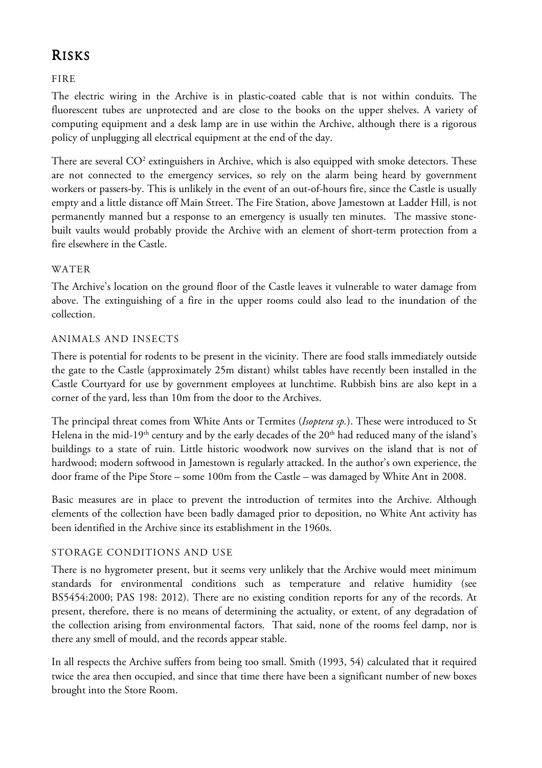# RISKS

## FIRE

The electric wiring in the Archive is in plastic-coated cable that is not within conduits. The fluorescent tubes are unprotected and are close to the books on the upper shelves. A variety of computing equipment and a desk lamp are in use within the Archive, although there is a rigorous policy of unplugging all electrical equipment at the end of the day.

There are several $CO^2$ extinguishers in Archive, which is also equipped with smoke detectors. These are not connected to the emergency services, so rely on the alarm being heard by government workers or passers-by. This is unlikely in the event of an out-of-hours fire, since the Castle is usually empty and a little distance off Main Street. The Fire Station, above Jamestown at Ladder Hill, is not permanently manned but a response to an emergency is usually ten minutes. The massive stone-built vaults would probably provide the Archive with an element of short-term protection from a fire elsewhere in the Castle.

## WATER

The Archive's location on the ground floor of the Castle leaves it vulnerable to water damage from above. The extinguishing of a fire in the upper rooms could also lead to the inundation of the collection.

## ANIMALS AND INSECTS

There is potential for rodents to be present in the vicinity. There are food stalls immediately outside the gate to the Castle (approximately 25m distant) whilst tables have recently been installed in the Castle Courtyard for use by government employees at lunchtime. Rubbish bins are also kept in a corner of the yard, less than 10m from the door to the Archives.

The principal threat comes from White Ants or Termites (*Isoptera sp.*). These were introduced to St Helena in the mid-19th century and by the early decades of the 20th had reduced many of the island's buildings to a state of ruin. Little historic woodwork now survives on the island that is not of hardwood; modern softwood in Jamestown is regularly attacked. In the author's own experience, the door frame of the Pipe Store – some 100m from the Castle – was damaged by White Ant in 2008.

Basic measures are in place to prevent the introduction of termites into the Archive. Although elements of the collection have been badly damaged prior to deposition, no White Ant activity has been identified in the Archive since its establishment in the 1960s.

## STORAGE CONDITIONS AND USE

There is no hygrometer present, but it seems very unlikely that the Archive would meet minimum standards for environmental conditions such as temperature and relative humidity (see BS5454:2000; PAS 198: 2012). There are no existing condition reports for any of the records. At present, therefore, there is no means of determining the actuality, or extent, of any degradation of the collection arising from environmental factors. That said, none of the rooms feel damp, nor is there any smell of mould, and the records appear stable.

In all respects the Archive suffers from being too small. Smith (1993, 54) calculated that it required twice the area then occupied, and since that time there have been a significant number of new boxes brought into the Store Room.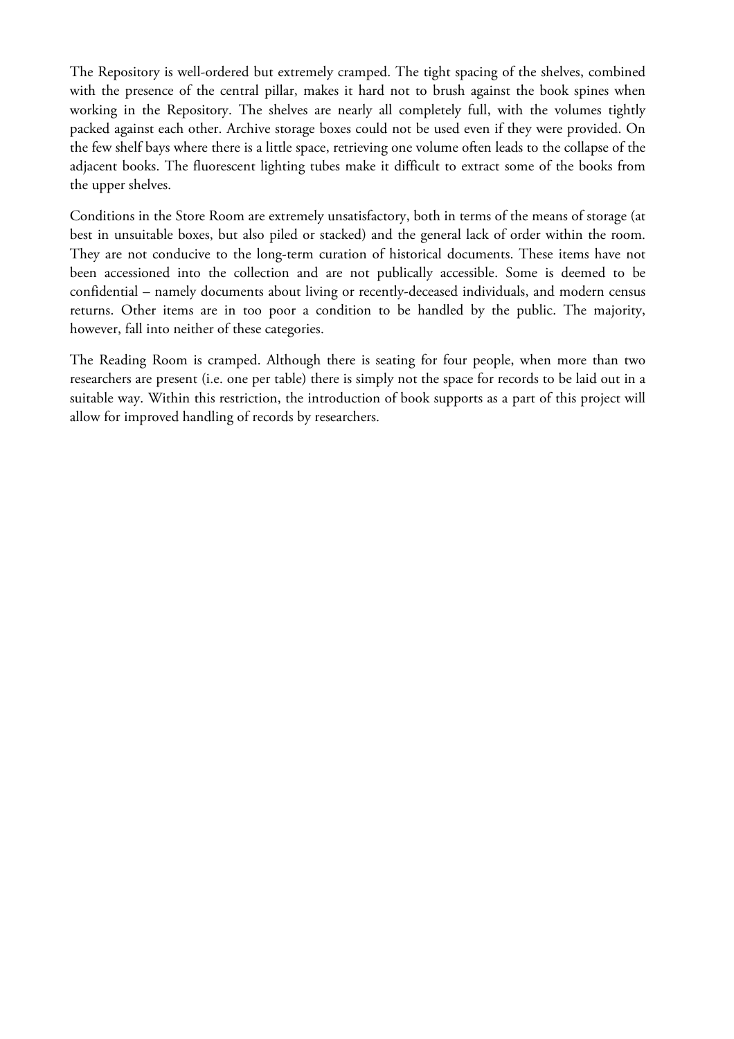The Repository is well-ordered but extremely cramped. The tight spacing of the shelves, combined with the presence of the central pillar, makes it hard not to brush against the book spines when working in the Repository. The shelves are nearly all completely full, with the volumes tightly packed against each other. Archive storage boxes could not be used even if they were provided. On the few shelf bays where there is a little space, retrieving one volume often leads to the collapse of the adjacent books. The fluorescent lighting tubes make it difficult to extract some of the books from the upper shelves.

Conditions in the Store Room are extremely unsatisfactory, both in terms of the means of storage (at best in unsuitable boxes, but also piled or stacked) and the general lack of order within the room. They are not conducive to the long-term curation of historical documents. These items have not been accessioned into the collection and are not publically accessible. Some is deemed to be confidential – namely documents about living or recently-deceased individuals, and modern census returns. Other items are in too poor a condition to be handled by the public. The majority, however, fall into neither of these categories.

The Reading Room is cramped. Although there is seating for four people, when more than two researchers are present (i.e. one per table) there is simply not the space for records to be laid out in a suitable way. Within this restriction, the introduction of book supports as a part of this project will allow for improved handling of records by researchers.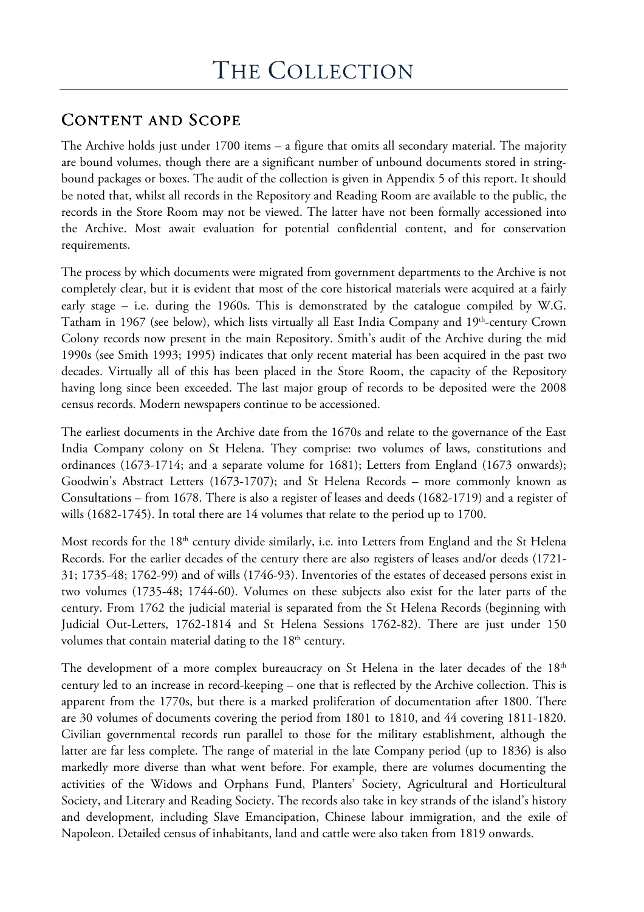# The Collection

## Content and Scope

The Archive holds just under 1700 items – a figure that omits all secondary material. The majority are bound volumes, though there are a significant number of unbound documents stored in string-bound packages or boxes. The audit of the collection is given in Appendix 5 of this report. It should be noted that, whilst all records in the Repository and Reading Room are available to the public, the records in the Store Room may not be viewed. The latter have not been formally accessioned into the Archive. Most await evaluation for potential confidential content, and for conservation requirements.

The process by which documents were migrated from government departments to the Archive is not completely clear, but it is evident that most of the core historical materials were acquired at a fairly early stage – i.e. during the 1960s. This is demonstrated by the catalogue compiled by W.G. Tatham in 1967 (see below), which lists virtually all East India Company and 19th-century Crown Colony records now present in the main Repository. Smith's audit of the Archive during the mid 1990s (see Smith 1993; 1995) indicates that only recent material has been acquired in the past two decades. Virtually all of this has been placed in the Store Room, the capacity of the Repository having long since been exceeded. The last major group of records to be deposited were the 2008 census records. Modern newspapers continue to be accessioned.

The earliest documents in the Archive date from the 1670s and relate to the governance of the East India Company colony on St Helena. They comprise: two volumes of laws, constitutions and ordinances (1673-1714; and a separate volume for 1681); Letters from England (1673 onwards); Goodwin's Abstract Letters (1673-1707); and St Helena Records – more commonly known as Consultations – from 1678. There is also a register of leases and deeds (1682-1719) and a register of wills (1682-1745). In total there are 14 volumes that relate to the period up to 1700.

Most records for the 18th century divide similarly, i.e. into Letters from England and the St Helena Records. For the earlier decades of the century there are also registers of leases and/or deeds (1721-31; 1735-48; 1762-99) and of wills (1746-93). Inventories of the estates of deceased persons exist in two volumes (1735-48; 1744-60). Volumes on these subjects also exist for the later parts of the century. From 1762 the judicial material is separated from the St Helena Records (beginning with Judicial Out-Letters, 1762-1814 and St Helena Sessions 1762-82). There are just under 150 volumes that contain material dating to the 18th century.

The development of a more complex bureaucracy on St Helena in the later decades of the 18th century led to an increase in record-keeping – one that is reflected by the Archive collection. This is apparent from the 1770s, but there is a marked proliferation of documentation after 1800. There are 30 volumes of documents covering the period from 1801 to 1810, and 44 covering 1811-1820. Civilian governmental records run parallel to those for the military establishment, although the latter are far less complete. The range of material in the late Company period (up to 1836) is also markedly more diverse than what went before. For example, there are volumes documenting the activities of the Widows and Orphans Fund, Planters' Society, Agricultural and Horticultural Society, and Literary and Reading Society. The records also take in key strands of the island's history and development, including Slave Emancipation, Chinese labour immigration, and the exile of Napoleon. Detailed census of inhabitants, land and cattle were also taken from 1819 onwards.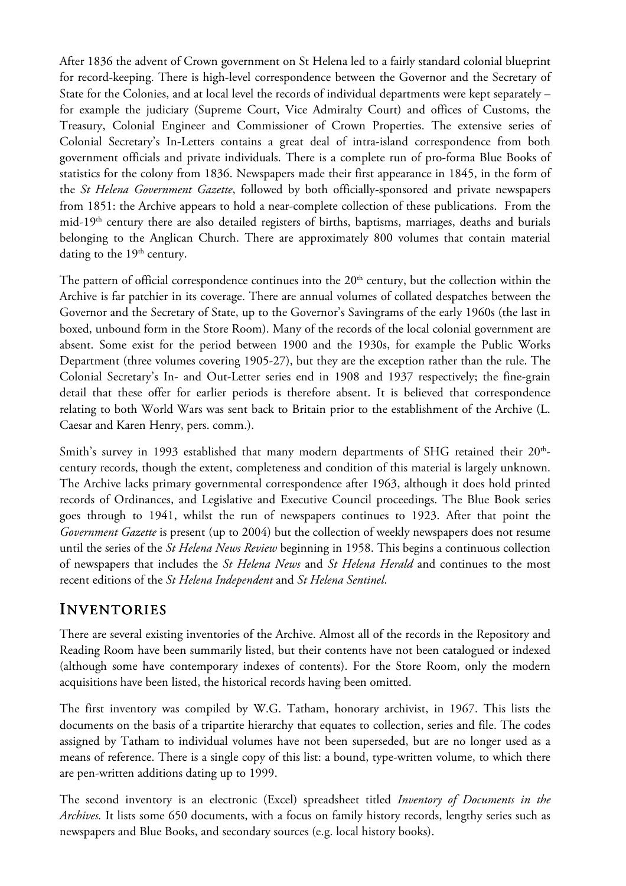After 1836 the advent of Crown government on St Helena led to a fairly standard colonial blueprint for record-keeping. There is high-level correspondence between the Governor and the Secretary of State for the Colonies, and at local level the records of individual departments were kept separately – for example the judiciary (Supreme Court, Vice Admiralty Court) and offices of Customs, the Treasury, Colonial Engineer and Commissioner of Crown Properties. The extensive series of Colonial Secretary's In-Letters contains a great deal of intra-island correspondence from both government officials and private individuals. There is a complete run of pro-forma Blue Books of statistics for the colony from 1836. Newspapers made their first appearance in 1845, in the form of the *St Helena Government Gazette*, followed by both officially-sponsored and private newspapers from 1851: the Archive appears to hold a near-complete collection of these publications. From the mid-19th century there are also detailed registers of births, baptisms, marriages, deaths and burials belonging to the Anglican Church. There are approximately 800 volumes that contain material dating to the 19th century.

The pattern of official correspondence continues into the 20th century, but the collection within the Archive is far patchier in its coverage. There are annual volumes of collated despatches between the Governor and the Secretary of State, up to the Governor's Savingrams of the early 1960s (the last in boxed, unbound form in the Store Room). Many of the records of the local colonial government are absent. Some exist for the period between 1900 and the 1930s, for example the Public Works Department (three volumes covering 1905-27), but they are the exception rather than the rule. The Colonial Secretary's In- and Out-Letter series end in 1908 and 1937 respectively; the fine-grain detail that these offer for earlier periods is therefore absent. It is believed that correspondence relating to both World Wars was sent back to Britain prior to the establishment of the Archive (L. Caesar and Karen Henry, pers. comm.).

Smith's survey in 1993 established that many modern departments of SHG retained their 20th-century records, though the extent, completeness and condition of this material is largely unknown. The Archive lacks primary governmental correspondence after 1963, although it does hold printed records of Ordinances, and Legislative and Executive Council proceedings. The Blue Book series goes through to 1941, whilst the run of newspapers continues to 1923. After that point the *Government Gazette* is present (up to 2004) but the collection of weekly newspapers does not resume until the series of the *St Helena News Review* beginning in 1958. This begins a continuous collection of newspapers that includes the *St Helena News* and *St Helena Herald* and continues to the most recent editions of the *St Helena Independent* and *St Helena Sentinel*.

## Inventories

There are several existing inventories of the Archive. Almost all of the records in the Repository and Reading Room have been summarily listed, but their contents have not been catalogued or indexed (although some have contemporary indexes of contents). For the Store Room, only the modern acquisitions have been listed, the historical records having been omitted.

The first inventory was compiled by W.G. Tatham, honorary archivist, in 1967. This lists the documents on the basis of a tripartite hierarchy that equates to collection, series and file. The codes assigned by Tatham to individual volumes have not been superseded, but are no longer used as a means of reference. There is a single copy of this list: a bound, type-written volume, to which there are pen-written additions dating up to 1999.

The second inventory is an electronic (Excel) spreadsheet titled *Inventory of Documents in the Archives.* It lists some 650 documents, with a focus on family history records, lengthy series such as newspapers and Blue Books, and secondary sources (e.g. local history books).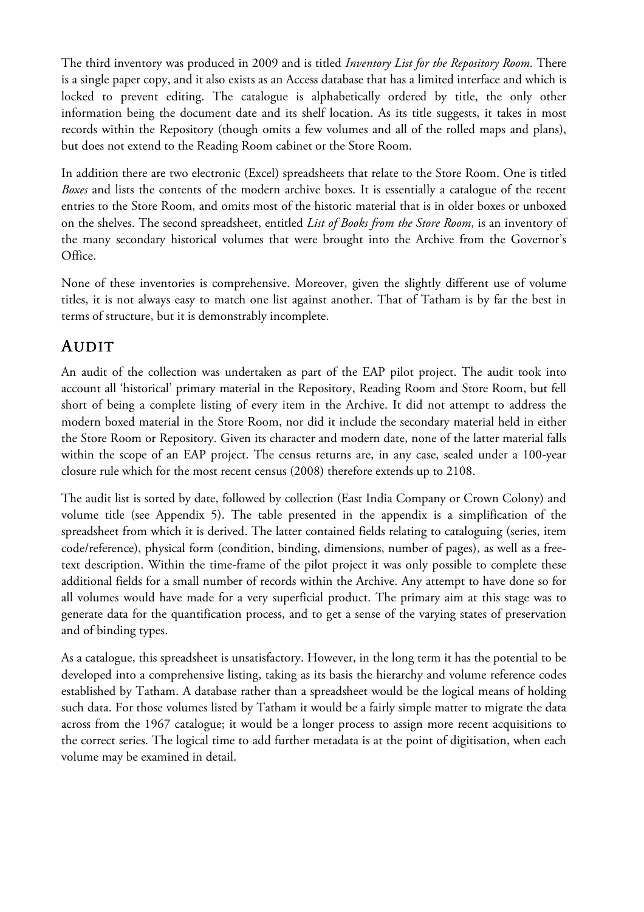The third inventory was produced in 2009 and is titled *Inventory List for the Repository Room*. There is a single paper copy, and it also exists as an Access database that has a limited interface and which is locked to prevent editing. The catalogue is alphabetically ordered by title, the only other information being the document date and its shelf location. As its title suggests, it takes in most records within the Repository (though omits a few volumes and all of the rolled maps and plans), but does not extend to the Reading Room cabinet or the Store Room.

In addition there are two electronic (Excel) spreadsheets that relate to the Store Room. One is titled *Boxes* and lists the contents of the modern archive boxes. It is essentially a catalogue of the recent entries to the Store Room, and omits most of the historic material that is in older boxes or unboxed on the shelves. The second spreadsheet, entitled *List of Books from the Store Room*, is an inventory of the many secondary historical volumes that were brought into the Archive from the Governor's Office.

None of these inventories is comprehensive. Moreover, given the slightly different use of volume titles, it is not always easy to match one list against another. That of Tatham is by far the best in terms of structure, but it is demonstrably incomplete.

## AUDIT

An audit of the collection was undertaken as part of the EAP pilot project. The audit took into account all 'historical' primary material in the Repository, Reading Room and Store Room, but fell short of being a complete listing of every item in the Archive. It did not attempt to address the modern boxed material in the Store Room, nor did it include the secondary material held in either the Store Room or Repository. Given its character and modern date, none of the latter material falls within the scope of an EAP project. The census returns are, in any case, sealed under a 100-year closure rule which for the most recent census (2008) therefore extends up to 2108.

The audit list is sorted by date, followed by collection (East India Company or Crown Colony) and volume title (see Appendix 5). The table presented in the appendix is a simplification of the spreadsheet from which it is derived. The latter contained fields relating to cataloguing (series, item code/reference), physical form (condition, binding, dimensions, number of pages), as well as a free-text description. Within the time-frame of the pilot project it was only possible to complete these additional fields for a small number of records within the Archive. Any attempt to have done so for all volumes would have made for a very superficial product. The primary aim at this stage was to generate data for the quantification process, and to get a sense of the varying states of preservation and of binding types.

As a catalogue, this spreadsheet is unsatisfactory. However, in the long term it has the potential to be developed into a comprehensive listing, taking as its basis the hierarchy and volume reference codes established by Tatham. A database rather than a spreadsheet would be the logical means of holding such data. For those volumes listed by Tatham it would be a fairly simple matter to migrate the data across from the 1967 catalogue; it would be a longer process to assign more recent acquisitions to the correct series. The logical time to add further metadata is at the point of digitisation, when each volume may be examined in detail.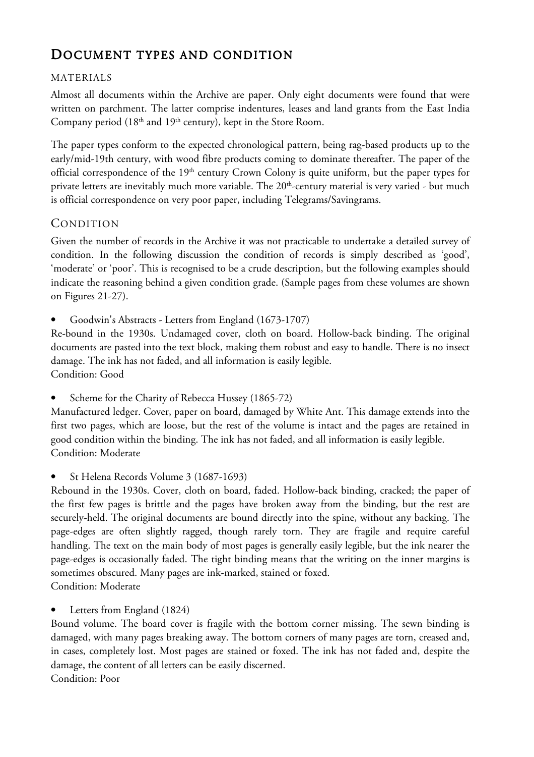# Document types and condition

### MATERIALS

Almost all documents within the Archive are paper. Only eight documents were found that were written on parchment. The latter comprise indentures, leases and land grants from the East India Company period (18th and 19th century), kept in the Store Room.

The paper types conform to the expected chronological pattern, being rag-based products up to the early/mid-19th century, with wood fibre products coming to dominate thereafter. The paper of the official correspondence of the 19th century Crown Colony is quite uniform, but the paper types for private letters are inevitably much more variable. The 20th-century material is very varied - but much is official correspondence on very poor paper, including Telegrams/Savingrams.

## Condition

Given the number of records in the Archive it was not practicable to undertake a detailed survey of condition. In the following discussion the condition of records is simply described as 'good', 'moderate' or 'poor'. This is recognised to be a crude description, but the following examples should indicate the reasoning behind a given condition grade. (Sample pages from these volumes are shown on Figures 21-27).

- Goodwin's Abstracts - Letters from England (1673-1707)

Re-bound in the 1930s. Undamaged cover, cloth on board. Hollow-back binding. The original documents are pasted into the text block, making them robust and easy to handle. There is no insect damage. The ink has not faded, and all information is easily legible.
Condition: Good

- Scheme for the Charity of Rebecca Hussey (1865-72)

Manufactured ledger. Cover, paper on board, damaged by White Ant. This damage extends into the first two pages, which are loose, but the rest of the volume is intact and the pages are retained in good condition within the binding. The ink has not faded, and all information is easily legible.
Condition: Moderate

- St Helena Records Volume 3 (1687-1693)

Rebound in the 1930s. Cover, cloth on board, faded. Hollow-back binding, cracked; the paper of the first few pages is brittle and the pages have broken away from the binding, but the rest are securely-held. The original documents are bound directly into the spine, without any backing. The page-edges are often slightly ragged, though rarely torn. They are fragile and require careful handling. The text on the main body of most pages is generally easily legible, but the ink nearer the page-edges is occasionally faded. The tight binding means that the writing on the inner margins is sometimes obscured. Many pages are ink-marked, stained or foxed.
Condition: Moderate

- Letters from England (1824)

Bound volume. The board cover is fragile with the bottom corner missing. The sewn binding is damaged, with many pages breaking away. The bottom corners of many pages are torn, creased and, in cases, completely lost. Most pages are stained or foxed. The ink has not faded and, despite the damage, the content of all letters can be easily discerned.
Condition: Poor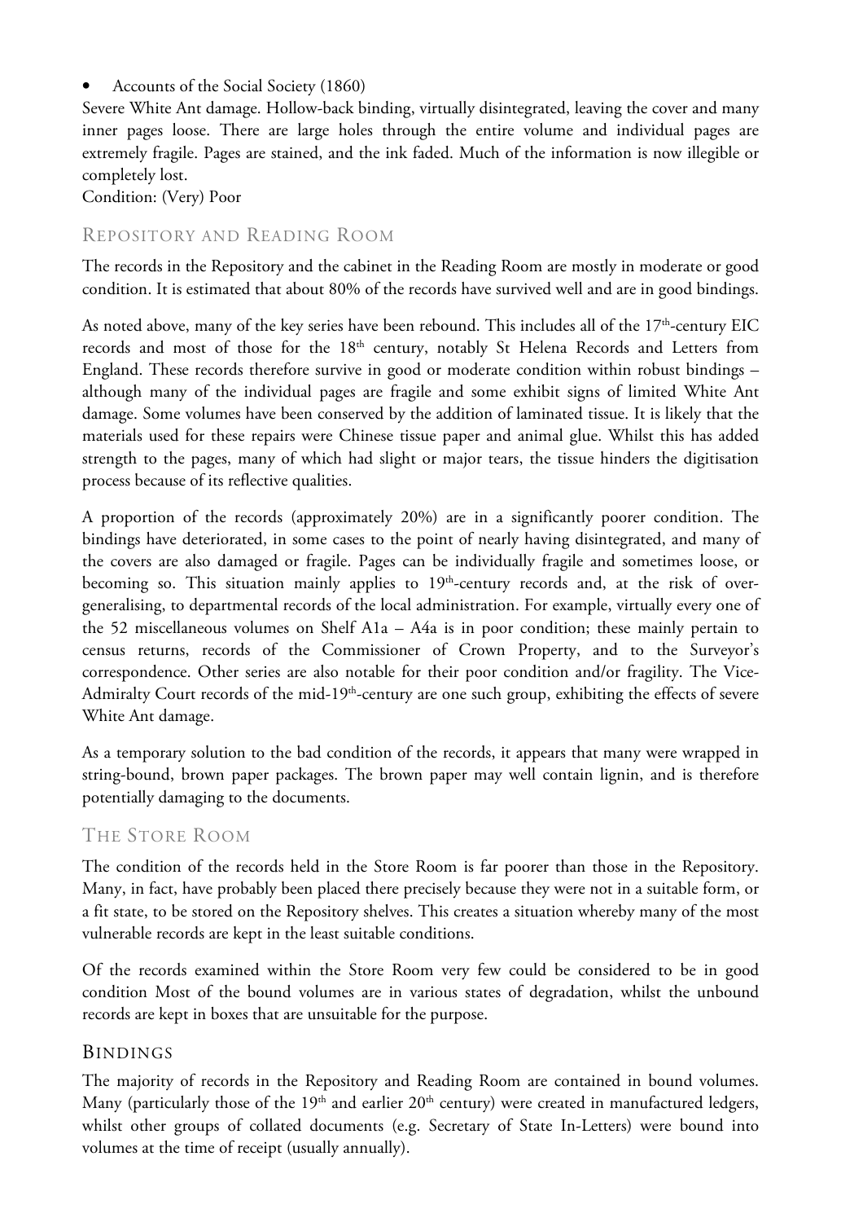- Accounts of the Social Society (1860)

Severe White Ant damage. Hollow-back binding, virtually disintegrated, leaving the cover and many inner pages loose. There are large holes through the entire volume and individual pages are extremely fragile. Pages are stained, and the ink faded. Much of the information is now illegible or completely lost.

Condition: (Very) Poor

## Repository and Reading Room

The records in the Repository and the cabinet in the Reading Room are mostly in moderate or good condition. It is estimated that about 80% of the records have survived well and are in good bindings.

As noted above, many of the key series have been rebound. This includes all of the 17th-century EIC records and most of those for the 18th century, notably St Helena Records and Letters from England. These records therefore survive in good or moderate condition within robust bindings – although many of the individual pages are fragile and some exhibit signs of limited White Ant damage. Some volumes have been conserved by the addition of laminated tissue. It is likely that the materials used for these repairs were Chinese tissue paper and animal glue. Whilst this has added strength to the pages, many of which had slight or major tears, the tissue hinders the digitisation process because of its reflective qualities.

A proportion of the records (approximately 20%) are in a significantly poorer condition. The bindings have deteriorated, in some cases to the point of nearly having disintegrated, and many of the covers are also damaged or fragile. Pages can be individually fragile and sometimes loose, or becoming so. This situation mainly applies to 19th-century records and, at the risk of over-generalising, to departmental records of the local administration. For example, virtually every one of the 52 miscellaneous volumes on Shelf A1a – A4a is in poor condition; these mainly pertain to census returns, records of the Commissioner of Crown Property, and to the Surveyor's correspondence. Other series are also notable for their poor condition and/or fragility. The Vice-Admiralty Court records of the mid-19th-century are one such group, exhibiting the effects of severe White Ant damage.

As a temporary solution to the bad condition of the records, it appears that many were wrapped in string-bound, brown paper packages. The brown paper may well contain lignin, and is therefore potentially damaging to the documents.

## The Store Room

The condition of the records held in the Store Room is far poorer than those in the Repository. Many, in fact, have probably been placed there precisely because they were not in a suitable form, or a fit state, to be stored on the Repository shelves. This creates a situation whereby many of the most vulnerable records are kept in the least suitable conditions.

Of the records examined within the Store Room very few could be considered to be in good condition Most of the bound volumes are in various states of degradation, whilst the unbound records are kept in boxes that are unsuitable for the purpose.

## Bindings

The majority of records in the Repository and Reading Room are contained in bound volumes. Many (particularly those of the 19th and earlier 20th century) were created in manufactured ledgers, whilst other groups of collated documents (e.g. Secretary of State In-Letters) were bound into volumes at the time of receipt (usually annually).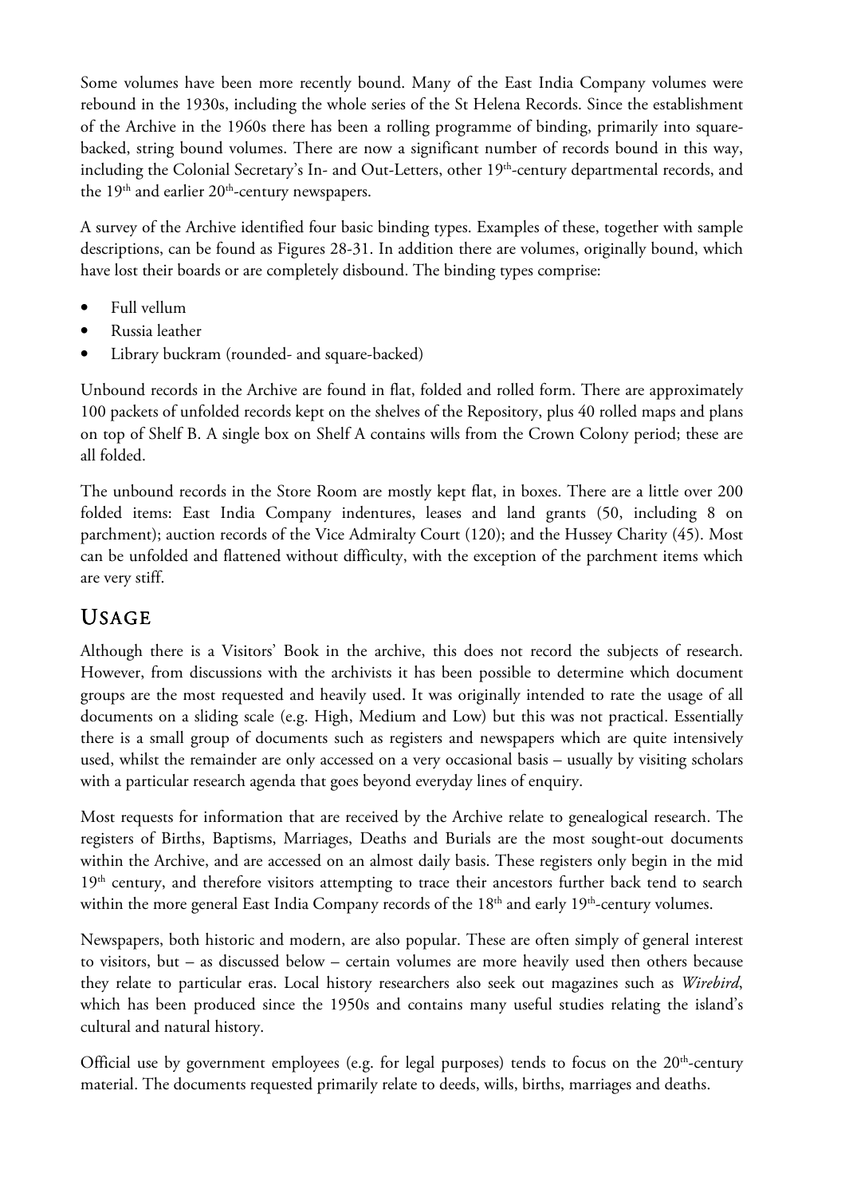Some volumes have been more recently bound. Many of the East India Company volumes were rebound in the 1930s, including the whole series of the St Helena Records. Since the establishment of the Archive in the 1960s there has been a rolling programme of binding, primarily into square-backed, string bound volumes. There are now a significant number of records bound in this way, including the Colonial Secretary's In- and Out-Letters, other 19th-century departmental records, and the 19th and earlier 20th-century newspapers.

A survey of the Archive identified four basic binding types. Examples of these, together with sample descriptions, can be found as Figures 28-31. In addition there are volumes, originally bound, which have lost their boards or are completely disbound. The binding types comprise:

- Full vellum
- Russia leather
- Library buckram (rounded- and square-backed)

Unbound records in the Archive are found in flat, folded and rolled form. There are approximately 100 packets of unfolded records kept on the shelves of the Repository, plus 40 rolled maps and plans on top of Shelf B. A single box on Shelf A contains wills from the Crown Colony period; these are all folded.

The unbound records in the Store Room are mostly kept flat, in boxes. There are a little over 200 folded items: East India Company indentures, leases and land grants (50, including 8 on parchment); auction records of the Vice Admiralty Court (120); and the Hussey Charity (45). Most can be unfolded and flattened without difficulty, with the exception of the parchment items which are very stiff.

## Usage

Although there is a Visitors' Book in the archive, this does not record the subjects of research. However, from discussions with the archivists it has been possible to determine which document groups are the most requested and heavily used. It was originally intended to rate the usage of all documents on a sliding scale (e.g. High, Medium and Low) but this was not practical. Essentially there is a small group of documents such as registers and newspapers which are quite intensively used, whilst the remainder are only accessed on a very occasional basis – usually by visiting scholars with a particular research agenda that goes beyond everyday lines of enquiry.

Most requests for information that are received by the Archive relate to genealogical research. The registers of Births, Baptisms, Marriages, Deaths and Burials are the most sought-out documents within the Archive, and are accessed on an almost daily basis. These registers only begin in the mid 19th century, and therefore visitors attempting to trace their ancestors further back tend to search within the more general East India Company records of the 18th and early 19th-century volumes.

Newspapers, both historic and modern, are also popular. These are often simply of general interest to visitors, but – as discussed below – certain volumes are more heavily used then others because they relate to particular eras. Local history researchers also seek out magazines such as *Wirebird*, which has been produced since the 1950s and contains many useful studies relating the island's cultural and natural history.

Official use by government employees (e.g. for legal purposes) tends to focus on the 20th-century material. The documents requested primarily relate to deeds, wills, births, marriages and deaths.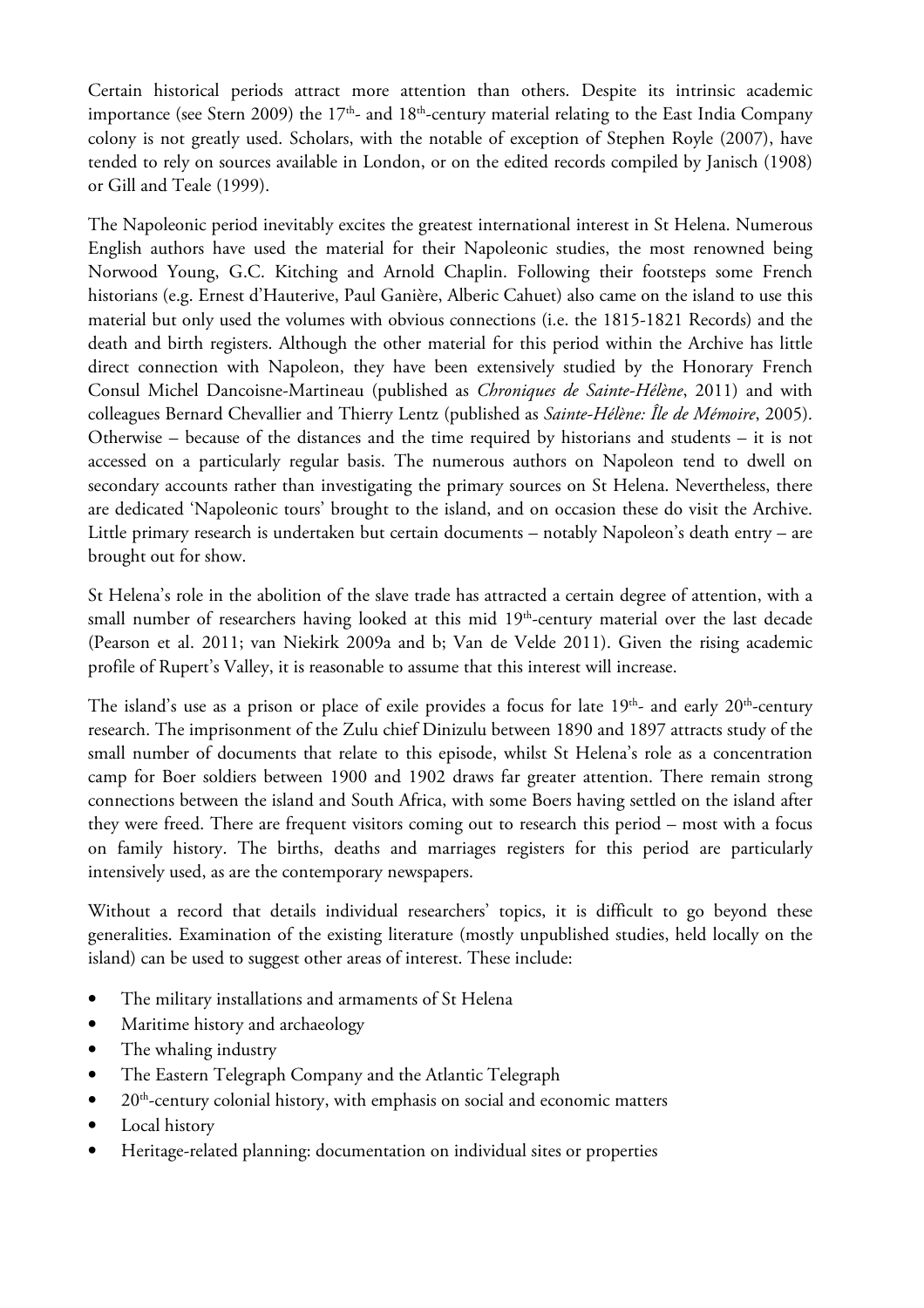Certain historical periods attract more attention than others. Despite its intrinsic academic importance (see Stern 2009) the 17th- and 18th-century material relating to the East India Company colony is not greatly used. Scholars, with the notable of exception of Stephen Royle (2007), have tended to rely on sources available in London, or on the edited records compiled by Janisch (1908) or Gill and Teale (1999).

The Napoleonic period inevitably excites the greatest international interest in St Helena. Numerous English authors have used the material for their Napoleonic studies, the most renowned being Norwood Young, G.C. Kitching and Arnold Chaplin. Following their footsteps some French historians (e.g. Ernest d'Hauterive, Paul Ganière, Alberic Cahuet) also came on the island to use this material but only used the volumes with obvious connections (i.e. the 1815-1821 Records) and the death and birth registers. Although the other material for this period within the Archive has little direct connection with Napoleon, they have been extensively studied by the Honorary French Consul Michel Dancoisne-Martineau (published as *Chroniques de Sainte-Hélène*, 2011) and with colleagues Bernard Chevallier and Thierry Lentz (published as *Sainte-Hélène: Île de Mémoire*, 2005). Otherwise – because of the distances and the time required by historians and students – it is not accessed on a particularly regular basis. The numerous authors on Napoleon tend to dwell on secondary accounts rather than investigating the primary sources on St Helena. Nevertheless, there are dedicated 'Napoleonic tours' brought to the island, and on occasion these do visit the Archive. Little primary research is undertaken but certain documents – notably Napoleon's death entry – are brought out for show.

St Helena's role in the abolition of the slave trade has attracted a certain degree of attention, with a small number of researchers having looked at this mid 19th-century material over the last decade (Pearson et al. 2011; van Niekirk 2009a and b; Van de Velde 2011). Given the rising academic profile of Rupert's Valley, it is reasonable to assume that this interest will increase.

The island's use as a prison or place of exile provides a focus for late 19th- and early 20th-century research. The imprisonment of the Zulu chief Dinizulu between 1890 and 1897 attracts study of the small number of documents that relate to this episode, whilst St Helena's role as a concentration camp for Boer soldiers between 1900 and 1902 draws far greater attention. There remain strong connections between the island and South Africa, with some Boers having settled on the island after they were freed. There are frequent visitors coming out to research this period – most with a focus on family history. The births, deaths and marriages registers for this period are particularly intensively used, as are the contemporary newspapers.

Without a record that details individual researchers' topics, it is difficult to go beyond these generalities. Examination of the existing literature (mostly unpublished studies, held locally on the island) can be used to suggest other areas of interest. These include:

- The military installations and armaments of St Helena
- Maritime history and archaeology
- The whaling industry
- The Eastern Telegraph Company and the Atlantic Telegraph
- 20th-century colonial history, with emphasis on social and economic matters
- Local history
- Heritage-related planning: documentation on individual sites or properties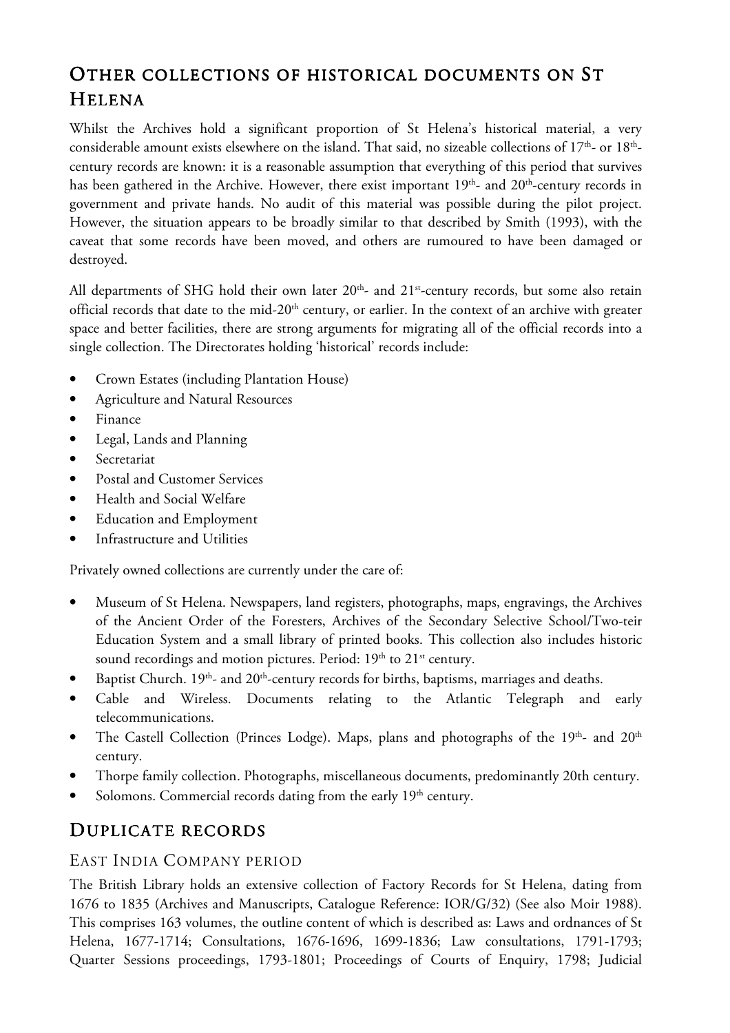## Other collections of historical documents on St Helena

Whilst the Archives hold a significant proportion of St Helena's historical material, a very considerable amount exists elsewhere on the island. That said, no sizeable collections of 17th- or 18th-century records are known: it is a reasonable assumption that everything of this period that survives has been gathered in the Archive. However, there exist important 19th- and 20th-century records in government and private hands. No audit of this material was possible during the pilot project. However, the situation appears to be broadly similar to that described by Smith (1993), with the caveat that some records have been moved, and others are rumoured to have been damaged or destroyed.

All departments of SHG hold their own later 20th- and 21st-century records, but some also retain official records that date to the mid-20th century, or earlier. In the context of an archive with greater space and better facilities, there are strong arguments for migrating all of the official records into a single collection. The Directorates holding 'historical' records include:

- Crown Estates (including Plantation House)
- Agriculture and Natural Resources
- Finance
- Legal, Lands and Planning
- Secretariat
- Postal and Customer Services
- Health and Social Welfare
- Education and Employment
- Infrastructure and Utilities

Privately owned collections are currently under the care of:

- Museum of St Helena. Newspapers, land registers, photographs, maps, engravings, the Archives of the Ancient Order of the Foresters, Archives of the Secondary Selective School/Two-teir Education System and a small library of printed books. This collection also includes historic sound recordings and motion pictures. Period: 19th to 21st century.
- Baptist Church. 19th- and 20th-century records for births, baptisms, marriages and deaths.
- Cable and Wireless. Documents relating to the Atlantic Telegraph and early telecommunications.
- The Castell Collection (Princes Lodge). Maps, plans and photographs of the 19th- and 20th century.
- Thorpe family collection. Photographs, miscellaneous documents, predominantly 20th century.
- Solomons. Commercial records dating from the early 19th century.

## Duplicate records

### East India Company period

The British Library holds an extensive collection of Factory Records for St Helena, dating from 1676 to 1835 (Archives and Manuscripts, Catalogue Reference: IOR/G/32) (See also Moir 1988). This comprises 163 volumes, the outline content of which is described as: Laws and ordnances of St Helena, 1677-1714; Consultations, 1676-1696, 1699-1836; Law consultations, 1791-1793; Quarter Sessions proceedings, 1793-1801; Proceedings of Courts of Enquiry, 1798; Judicial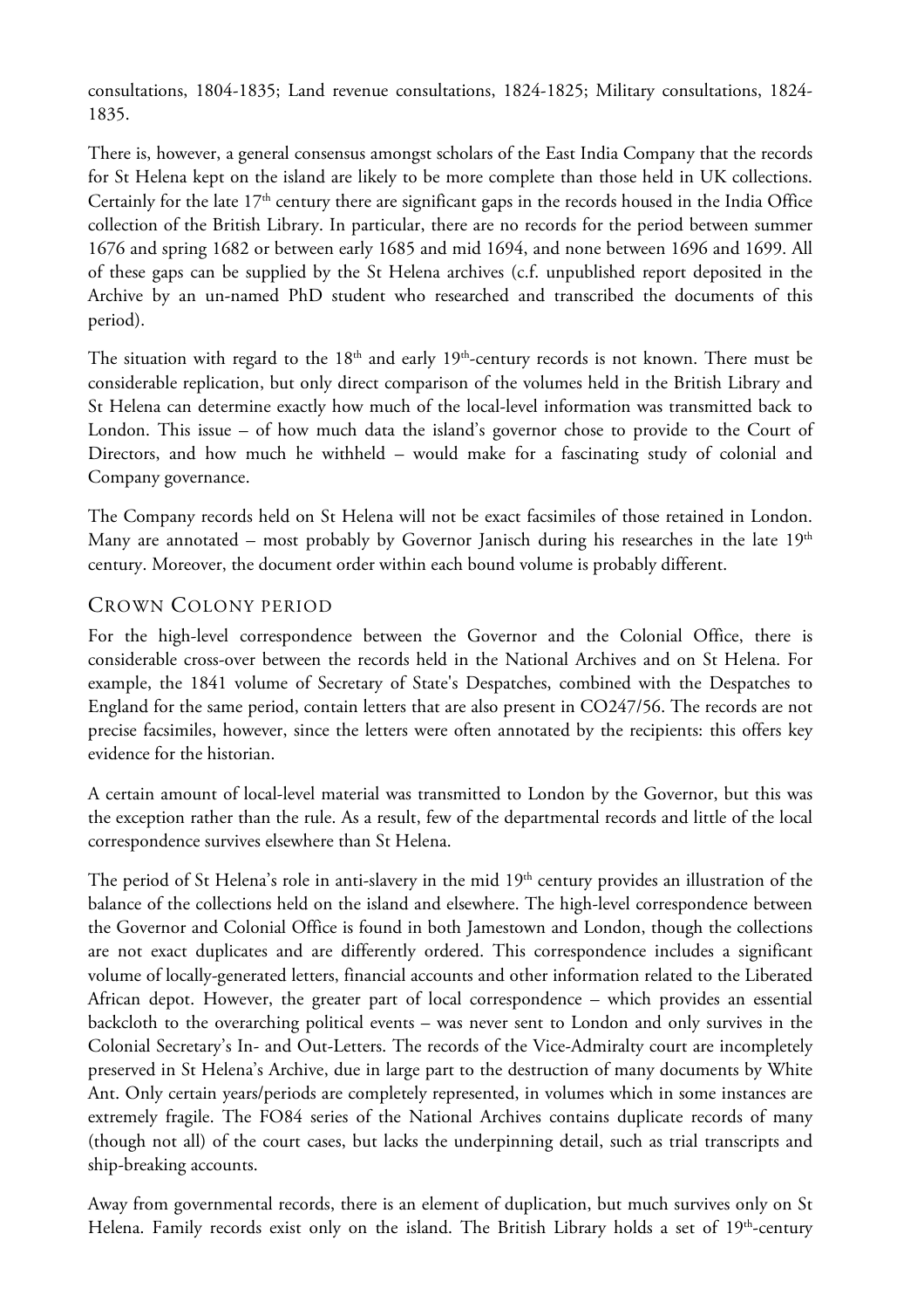consultations, 1804-1835; Land revenue consultations, 1824-1825; Military consultations, 1824-1835.

There is, however, a general consensus amongst scholars of the East India Company that the records for St Helena kept on the island are likely to be more complete than those held in UK collections. Certainly for the late 17th century there are significant gaps in the records housed in the India Office collection of the British Library. In particular, there are no records for the period between summer 1676 and spring 1682 or between early 1685 and mid 1694, and none between 1696 and 1699. All of these gaps can be supplied by the St Helena archives (c.f. unpublished report deposited in the Archive by an un-named PhD student who researched and transcribed the documents of this period).

The situation with regard to the 18th and early 19th-century records is not known. There must be considerable replication, but only direct comparison of the volumes held in the British Library and St Helena can determine exactly how much of the local-level information was transmitted back to London. This issue – of how much data the island's governor chose to provide to the Court of Directors, and how much he withheld – would make for a fascinating study of colonial and Company governance.

The Company records held on St Helena will not be exact facsimiles of those retained in London. Many are annotated – most probably by Governor Janisch during his researches in the late 19th century. Moreover, the document order within each bound volume is probably different.

## Crown Colony period

For the high-level correspondence between the Governor and the Colonial Office, there is considerable cross-over between the records held in the National Archives and on St Helena. For example, the 1841 volume of Secretary of State's Despatches, combined with the Despatches to England for the same period, contain letters that are also present in CO247/56. The records are not precise facsimiles, however, since the letters were often annotated by the recipients: this offers key evidence for the historian.

A certain amount of local-level material was transmitted to London by the Governor, but this was the exception rather than the rule. As a result, few of the departmental records and little of the local correspondence survives elsewhere than St Helena.

The period of St Helena's role in anti-slavery in the mid 19th century provides an illustration of the balance of the collections held on the island and elsewhere. The high-level correspondence between the Governor and Colonial Office is found in both Jamestown and London, though the collections are not exact duplicates and are differently ordered. This correspondence includes a significant volume of locally-generated letters, financial accounts and other information related to the Liberated African depot. However, the greater part of local correspondence – which provides an essential backcloth to the overarching political events – was never sent to London and only survives in the Colonial Secretary's In- and Out-Letters. The records of the Vice-Admiralty court are incompletely preserved in St Helena's Archive, due in large part to the destruction of many documents by White Ant. Only certain years/periods are completely represented, in volumes which in some instances are extremely fragile. The FO84 series of the National Archives contains duplicate records of many (though not all) of the court cases, but lacks the underpinning detail, such as trial transcripts and ship-breaking accounts.

Away from governmental records, there is an element of duplication, but much survives only on St Helena. Family records exist only on the island. The British Library holds a set of 19th-century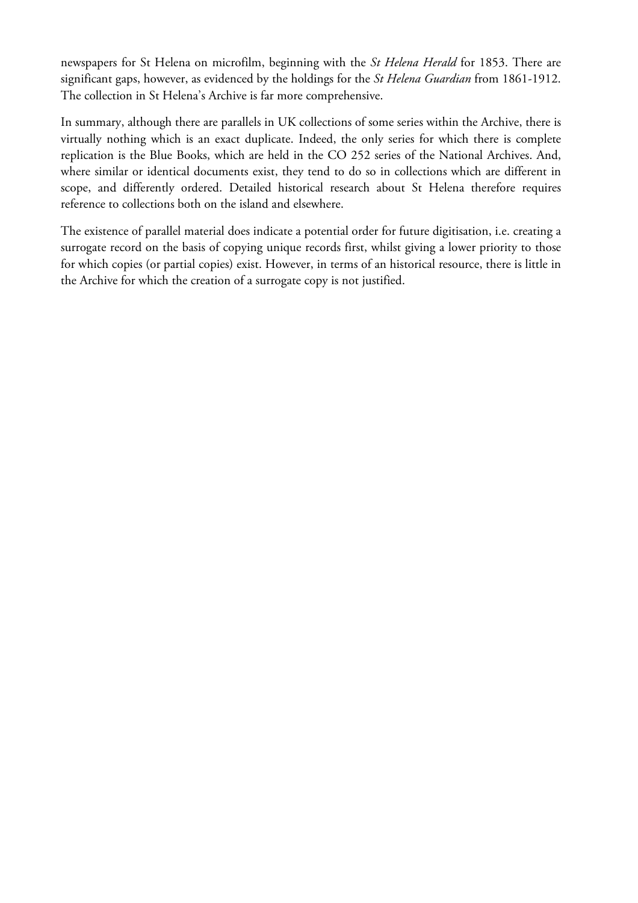newspapers for St Helena on microfilm, beginning with the *St Helena Herald* for 1853. There are significant gaps, however, as evidenced by the holdings for the *St Helena Guardian* from 1861-1912. The collection in St Helena's Archive is far more comprehensive.

In summary, although there are parallels in UK collections of some series within the Archive, there is virtually nothing which is an exact duplicate. Indeed, the only series for which there is complete replication is the Blue Books, which are held in the CO 252 series of the National Archives. And, where similar or identical documents exist, they tend to do so in collections which are different in scope, and differently ordered. Detailed historical research about St Helena therefore requires reference to collections both on the island and elsewhere.

The existence of parallel material does indicate a potential order for future digitisation, i.e. creating a surrogate record on the basis of copying unique records first, whilst giving a lower priority to those for which copies (or partial copies) exist. However, in terms of an historical resource, there is little in the Archive for which the creation of a surrogate copy is not justified.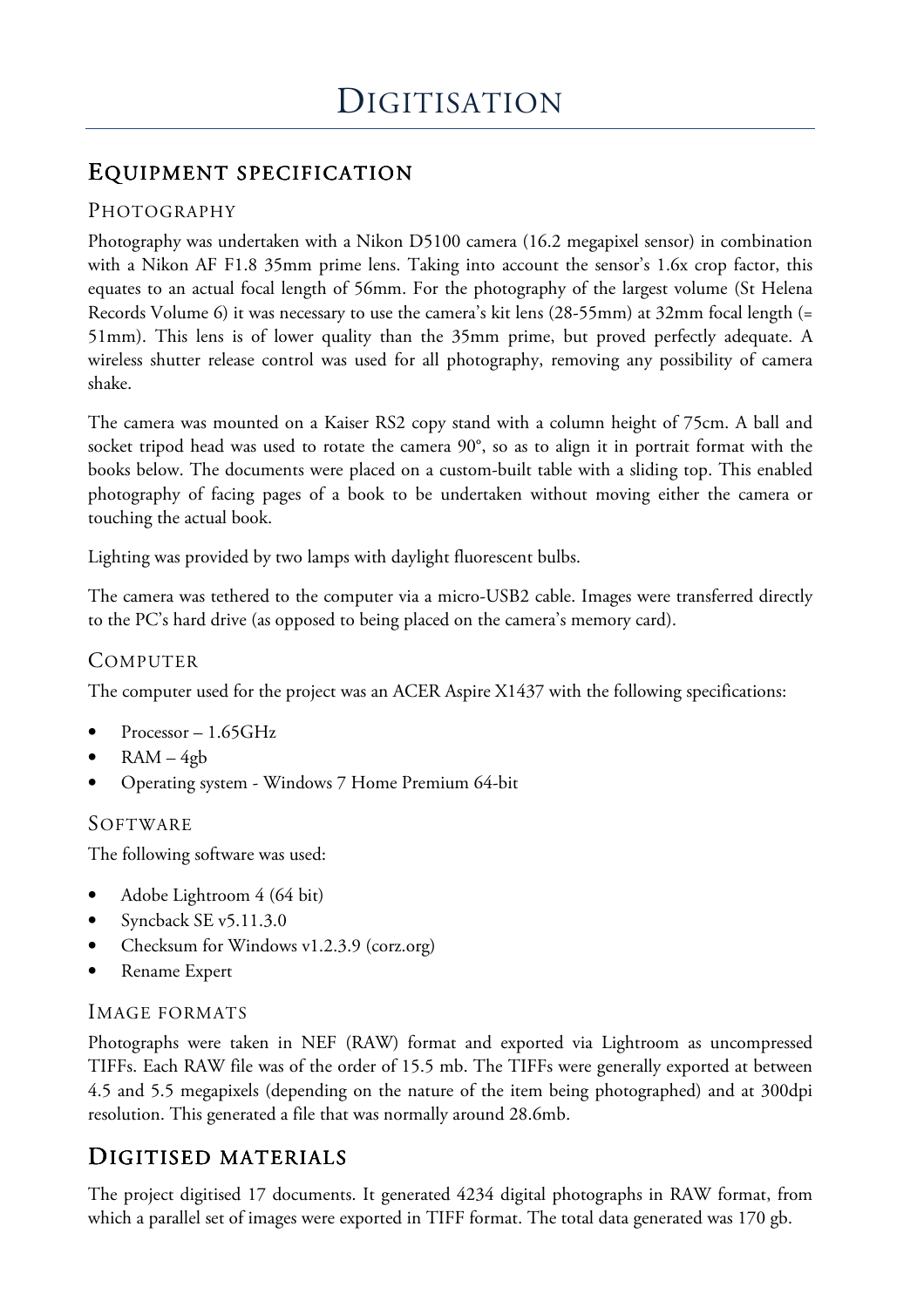# Digitisation

## Equipment specification

### Photography

Photography was undertaken with a Nikon D5100 camera (16.2 megapixel sensor) in combination with a Nikon AF F1.8 35mm prime lens. Taking into account the sensor's 1.6x crop factor, this equates to an actual focal length of 56mm. For the photography of the largest volume (St Helena Records Volume 6) it was necessary to use the camera's kit lens (28-55mm) at 32mm focal length (= 51mm). This lens is of lower quality than the 35mm prime, but proved perfectly adequate. A wireless shutter release control was used for all photography, removing any possibility of camera shake.

The camera was mounted on a Kaiser RS2 copy stand with a column height of 75cm. A ball and socket tripod head was used to rotate the camera 90°, so as to align it in portrait format with the books below. The documents were placed on a custom-built table with a sliding top. This enabled photography of facing pages of a book to be undertaken without moving either the camera or touching the actual book.

Lighting was provided by two lamps with daylight fluorescent bulbs.

The camera was tethered to the computer via a micro-USB2 cable. Images were transferred directly to the PC's hard drive (as opposed to being placed on the camera's memory card).

### Computer

The computer used for the project was an ACER Aspire X1437 with the following specifications:

- Processor – 1.65GHz
- RAM – 4gb
- Operating system - Windows 7 Home Premium 64-bit

### Software

The following software was used:

- Adobe Lightroom 4 (64 bit)
- Syncback SE v5.11.3.0
- Checksum for Windows v1.2.3.9 (corz.org)
- Rename Expert

### Image formats

Photographs were taken in NEF (RAW) format and exported via Lightroom as uncompressed TIFFs. Each RAW file was of the order of 15.5 mb. The TIFFs were generally exported at between 4.5 and 5.5 megapixels (depending on the nature of the item being photographed) and at 300dpi resolution. This generated a file that was normally around 28.6mb.

## Digitised materials

The project digitised 17 documents. It generated 4234 digital photographs in RAW format, from which a parallel set of images were exported in TIFF format. The total data generated was 170 gb.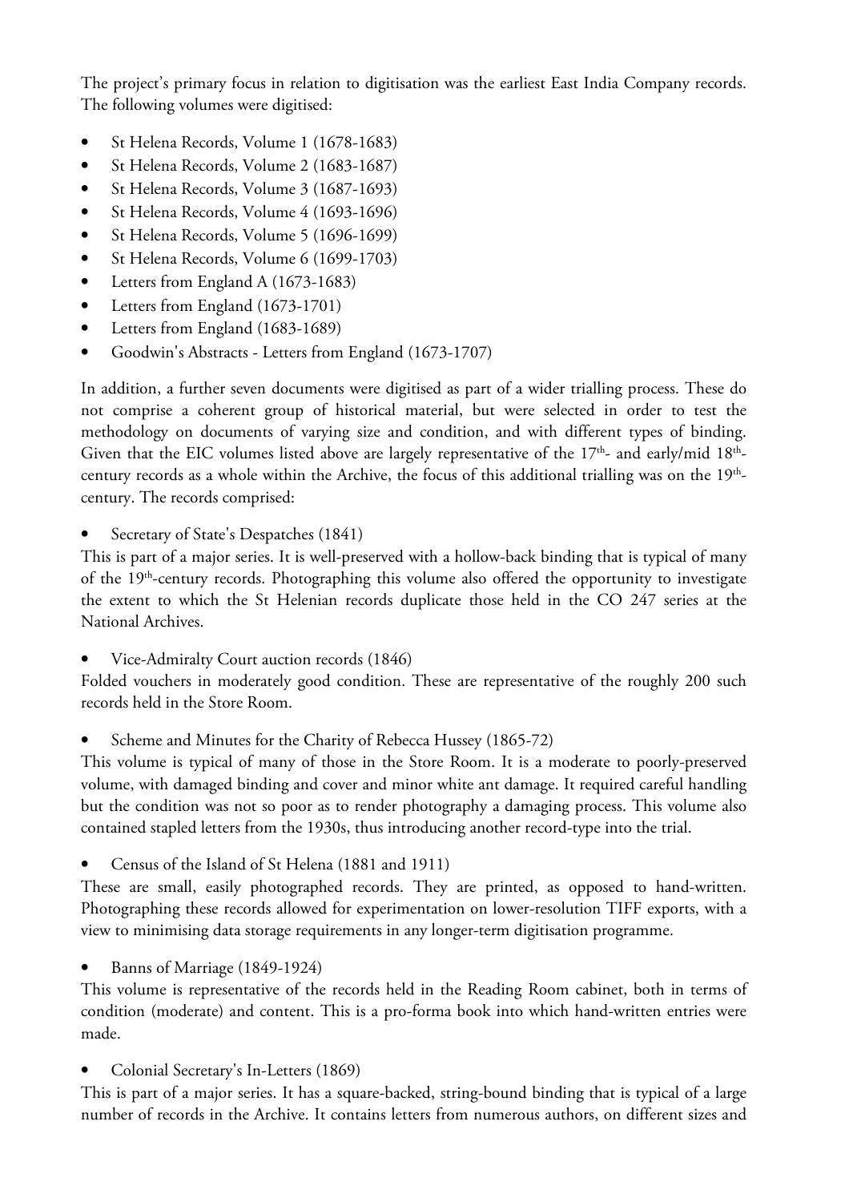The project's primary focus in relation to digitisation was the earliest East India Company records. The following volumes were digitised:

- St Helena Records, Volume 1 (1678-1683)
- St Helena Records, Volume 2 (1683-1687)
- St Helena Records, Volume 3 (1687-1693)
- St Helena Records, Volume 4 (1693-1696)
- St Helena Records, Volume 5 (1696-1699)
- St Helena Records, Volume 6 (1699-1703)
- Letters from England A (1673-1683)
- Letters from England (1673-1701)
- Letters from England (1683-1689)
- Goodwin's Abstracts - Letters from England (1673-1707)

In addition, a further seven documents were digitised as part of a wider trialling process. These do not comprise a coherent group of historical material, but were selected in order to test the methodology on documents of varying size and condition, and with different types of binding. Given that the EIC volumes listed above are largely representative of the 17th- and early/mid 18th-century records as a whole within the Archive, the focus of this additional trialling was on the 19th-century. The records comprised:

- Secretary of State's Despatches (1841)

This is part of a major series. It is well-preserved with a hollow-back binding that is typical of many of the 19th-century records. Photographing this volume also offered the opportunity to investigate the extent to which the St Helenian records duplicate those held in the CO 247 series at the National Archives.

- Vice-Admiralty Court auction records (1846)

Folded vouchers in moderately good condition. These are representative of the roughly 200 such records held in the Store Room.

- Scheme and Minutes for the Charity of Rebecca Hussey (1865-72)

This volume is typical of many of those in the Store Room. It is a moderate to poorly-preserved volume, with damaged binding and cover and minor white ant damage. It required careful handling but the condition was not so poor as to render photography a damaging process. This volume also contained stapled letters from the 1930s, thus introducing another record-type into the trial.

- Census of the Island of St Helena (1881 and 1911)

These are small, easily photographed records. They are printed, as opposed to hand-written. Photographing these records allowed for experimentation on lower-resolution TIFF exports, with a view to minimising data storage requirements in any longer-term digitisation programme.

- Banns of Marriage (1849-1924)

This volume is representative of the records held in the Reading Room cabinet, both in terms of condition (moderate) and content. This is a pro-forma book into which hand-written entries were made.

- Colonial Secretary's In-Letters (1869)

This is part of a major series. It has a square-backed, string-bound binding that is typical of a large number of records in the Archive. It contains letters from numerous authors, on different sizes and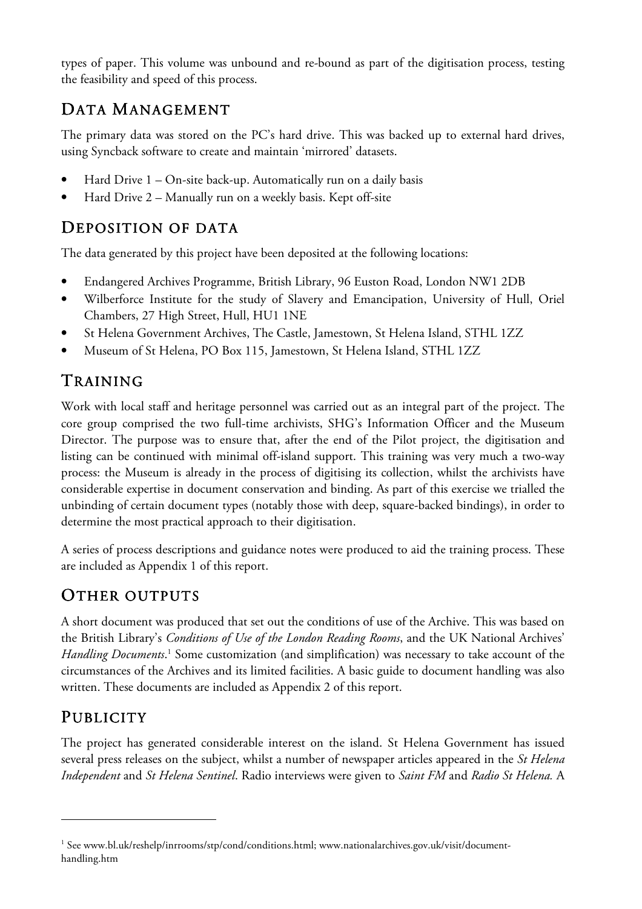types of paper. This volume was unbound and re-bound as part of the digitisation process, testing the feasibility and speed of this process.

## Data Management

The primary data was stored on the PC's hard drive. This was backed up to external hard drives, using Syncback software to create and maintain 'mirrored' datasets.

- Hard Drive 1 – On-site back-up. Automatically run on a daily basis
- Hard Drive 2 – Manually run on a weekly basis. Kept off-site

## Deposition of data

The data generated by this project have been deposited at the following locations:

- Endangered Archives Programme, British Library, 96 Euston Road, London NW1 2DB
- Wilberforce Institute for the study of Slavery and Emancipation, University of Hull, Oriel Chambers, 27 High Street, Hull, HU1 1NE
- St Helena Government Archives, The Castle, Jamestown, St Helena Island, STHL 1ZZ
- Museum of St Helena, PO Box 115, Jamestown, St Helena Island, STHL 1ZZ

## Training

Work with local staff and heritage personnel was carried out as an integral part of the project. The core group comprised the two full-time archivists, SHG's Information Officer and the Museum Director. The purpose was to ensure that, after the end of the Pilot project, the digitisation and listing can be continued with minimal off-island support. This training was very much a two-way process: the Museum is already in the process of digitising its collection, whilst the archivists have considerable expertise in document conservation and binding. As part of this exercise we trialled the unbinding of certain document types (notably those with deep, square-backed bindings), in order to determine the most practical approach to their digitisation.

A series of process descriptions and guidance notes were produced to aid the training process. These are included as Appendix 1 of this report.

## Other outputs

A short document was produced that set out the conditions of use of the Archive. This was based on the British Library's *Conditions of Use of the London Reading Rooms*, and the UK National Archives' *Handling Documents*.[1] Some customization (and simplification) was necessary to take account of the circumstances of the Archives and its limited facilities. A basic guide to document handling was also written. These documents are included as Appendix 2 of this report.

## Publicity

The project has generated considerable interest on the island. St Helena Government has issued several press releases on the subject, whilst a number of newspaper articles appeared in the *St Helena Independent* and *St Helena Sentinel*. Radio interviews were given to *Saint FM* and *Radio St Helena*. A

---

[1] See www.bl.uk/reshelp/inrrooms/stp/cond/conditions.html; www.nationalarchives.gov.uk/visit/document-handling.htm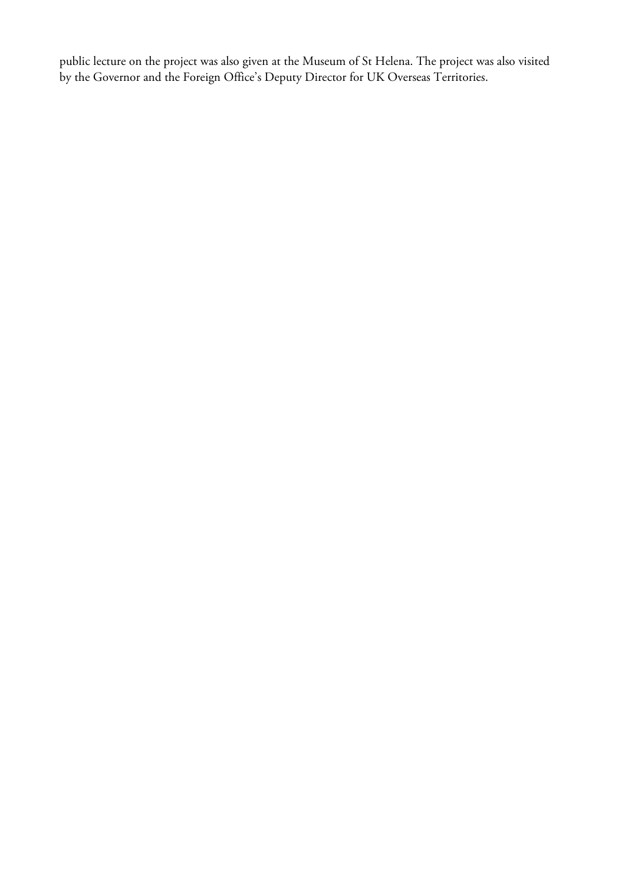public lecture on the project was also given at the Museum of St Helena. The project was also visited by the Governor and the Foreign Office's Deputy Director for UK Overseas Territories.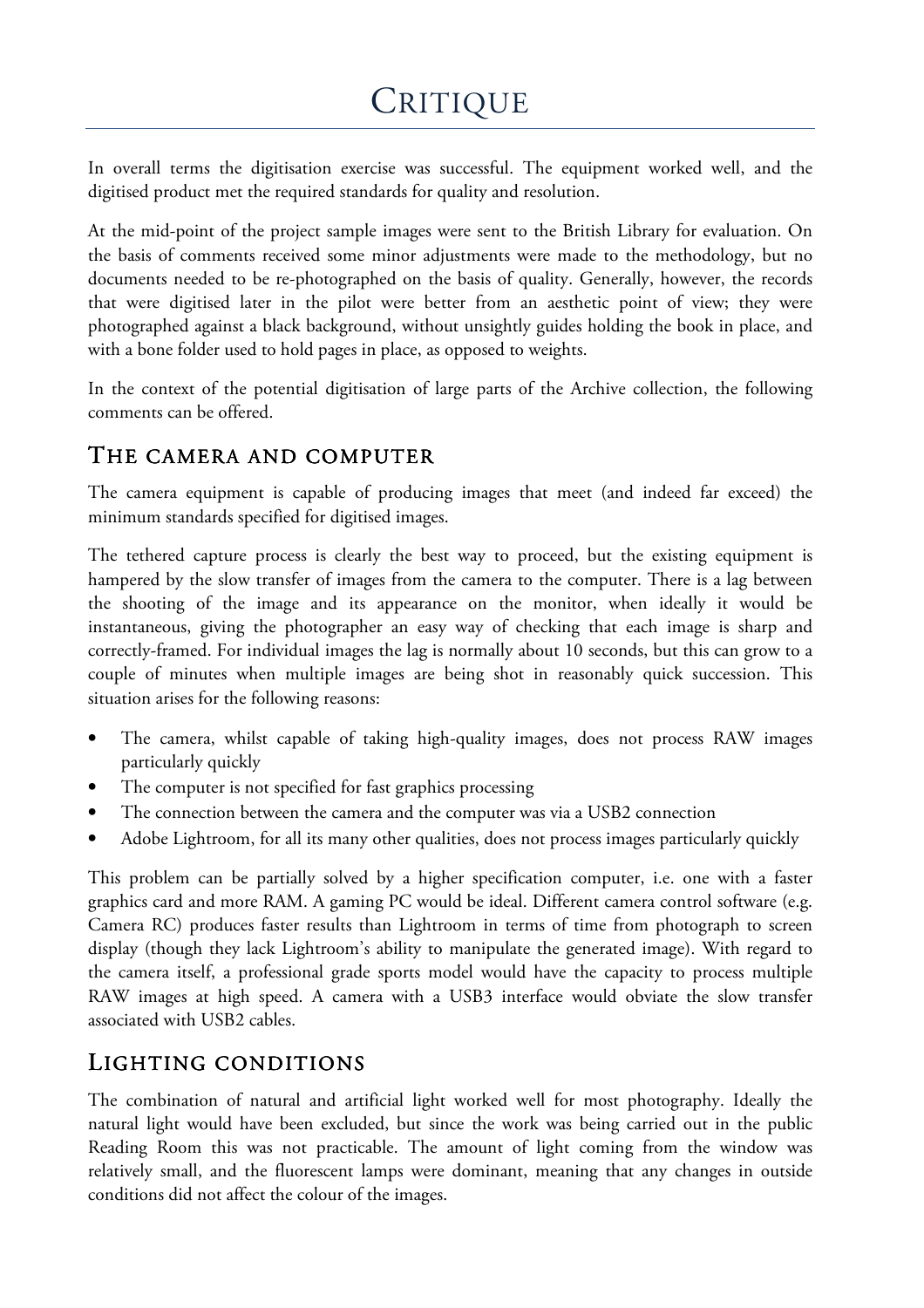# Critique

In overall terms the digitisation exercise was successful. The equipment worked well, and the digitised product met the required standards for quality and resolution.

At the mid-point of the project sample images were sent to the British Library for evaluation. On the basis of comments received some minor adjustments were made to the methodology, but no documents needed to be re-photographed on the basis of quality. Generally, however, the records that were digitised later in the pilot were better from an aesthetic point of view; they were photographed against a black background, without unsightly guides holding the book in place, and with a bone folder used to hold pages in place, as opposed to weights.

In the context of the potential digitisation of large parts of the Archive collection, the following comments can be offered.

## The camera and computer

The camera equipment is capable of producing images that meet (and indeed far exceed) the minimum standards specified for digitised images.

The tethered capture process is clearly the best way to proceed, but the existing equipment is hampered by the slow transfer of images from the camera to the computer. There is a lag between the shooting of the image and its appearance on the monitor, when ideally it would be instantaneous, giving the photographer an easy way of checking that each image is sharp and correctly-framed. For individual images the lag is normally about 10 seconds, but this can grow to a couple of minutes when multiple images are being shot in reasonably quick succession. This situation arises for the following reasons:

- The camera, whilst capable of taking high-quality images, does not process RAW images particularly quickly
- The computer is not specified for fast graphics processing
- The connection between the camera and the computer was via a USB2 connection
- Adobe Lightroom, for all its many other qualities, does not process images particularly quickly

This problem can be partially solved by a higher specification computer, i.e. one with a faster graphics card and more RAM. A gaming PC would be ideal. Different camera control software (e.g. Camera RC) produces faster results than Lightroom in terms of time from photograph to screen display (though they lack Lightroom's ability to manipulate the generated image). With regard to the camera itself, a professional grade sports model would have the capacity to process multiple RAW images at high speed. A camera with a USB3 interface would obviate the slow transfer associated with USB2 cables.

## Lighting conditions

The combination of natural and artificial light worked well for most photography. Ideally the natural light would have been excluded, but since the work was being carried out in the public Reading Room this was not practicable. The amount of light coming from the window was relatively small, and the fluorescent lamps were dominant, meaning that any changes in outside conditions did not affect the colour of the images.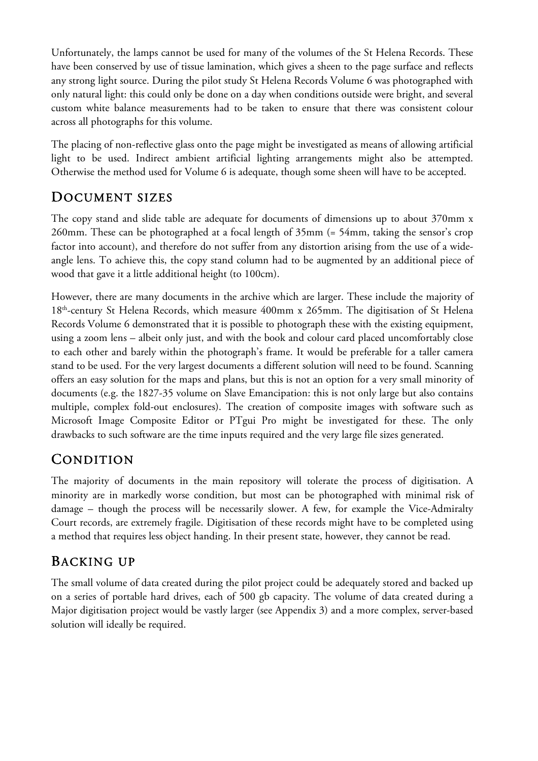Unfortunately, the lamps cannot be used for many of the volumes of the St Helena Records. These have been conserved by use of tissue lamination, which gives a sheen to the page surface and reflects any strong light source. During the pilot study St Helena Records Volume 6 was photographed with only natural light: this could only be done on a day when conditions outside were bright, and several custom white balance measurements had to be taken to ensure that there was consistent colour across all photographs for this volume.

The placing of non-reflective glass onto the page might be investigated as means of allowing artificial light to be used. Indirect ambient artificial lighting arrangements might also be attempted. Otherwise the method used for Volume 6 is adequate, though some sheen will have to be accepted.

## Document sizes

The copy stand and slide table are adequate for documents of dimensions up to about 370mm x 260mm. These can be photographed at a focal length of 35mm (= 54mm, taking the sensor's crop factor into account), and therefore do not suffer from any distortion arising from the use of a wide-angle lens. To achieve this, the copy stand column had to be augmented by an additional piece of wood that gave it a little additional height (to 100cm).

However, there are many documents in the archive which are larger. These include the majority of 18th-century St Helena Records, which measure 400mm x 265mm. The digitisation of St Helena Records Volume 6 demonstrated that it is possible to photograph these with the existing equipment, using a zoom lens – albeit only just, and with the book and colour card placed uncomfortably close to each other and barely within the photograph's frame. It would be preferable for a taller camera stand to be used. For the very largest documents a different solution will need to be found. Scanning offers an easy solution for the maps and plans, but this is not an option for a very small minority of documents (e.g. the 1827-35 volume on Slave Emancipation: this is not only large but also contains multiple, complex fold-out enclosures). The creation of composite images with software such as Microsoft Image Composite Editor or PTgui Pro might be investigated for these. The only drawbacks to such software are the time inputs required and the very large file sizes generated.

## Condition

The majority of documents in the main repository will tolerate the process of digitisation. A minority are in markedly worse condition, but most can be photographed with minimal risk of damage – though the process will be necessarily slower. A few, for example the Vice-Admiralty Court records, are extremely fragile. Digitisation of these records might have to be completed using a method that requires less object handing. In their present state, however, they cannot be read.

## Backing up

The small volume of data created during the pilot project could be adequately stored and backed up on a series of portable hard drives, each of 500 gb capacity. The volume of data created during a Major digitisation project would be vastly larger (see Appendix 3) and a more complex, server-based solution will ideally be required.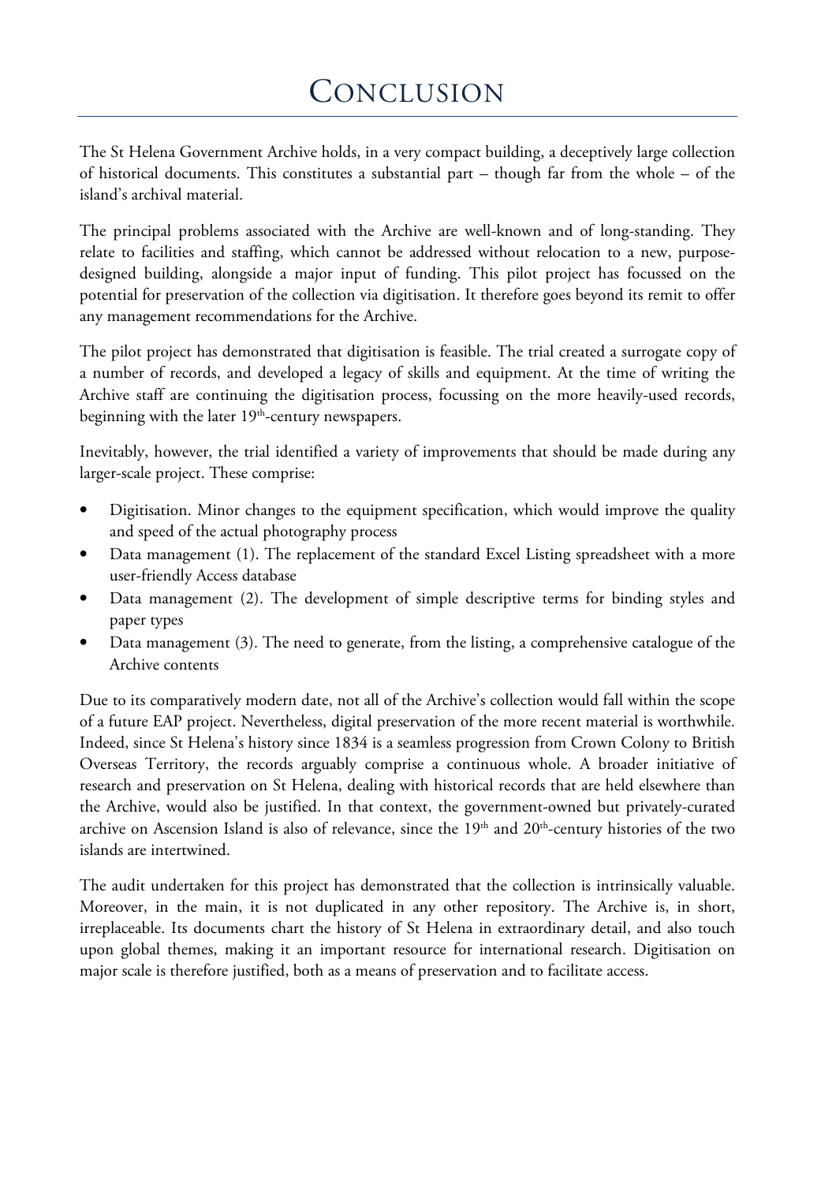# Conclusion

The St Helena Government Archive holds, in a very compact building, a deceptively large collection of historical documents. This constitutes a substantial part – though far from the whole – of the island's archival material.

The principal problems associated with the Archive are well-known and of long-standing. They relate to facilities and staffing, which cannot be addressed without relocation to a new, purpose-designed building, alongside a major input of funding. This pilot project has focussed on the potential for preservation of the collection via digitisation. It therefore goes beyond its remit to offer any management recommendations for the Archive.

The pilot project has demonstrated that digitisation is feasible. The trial created a surrogate copy of a number of records, and developed a legacy of skills and equipment. At the time of writing the Archive staff are continuing the digitisation process, focussing on the more heavily-used records, beginning with the later 19th-century newspapers.

Inevitably, however, the trial identified a variety of improvements that should be made during any larger-scale project. These comprise:

- Digitisation. Minor changes to the equipment specification, which would improve the quality and speed of the actual photography process
- Data management (1). The replacement of the standard Excel Listing spreadsheet with a more user-friendly Access database
- Data management (2). The development of simple descriptive terms for binding styles and paper types
- Data management (3). The need to generate, from the listing, a comprehensive catalogue of the Archive contents

Due to its comparatively modern date, not all of the Archive's collection would fall within the scope of a future EAP project. Nevertheless, digital preservation of the more recent material is worthwhile. Indeed, since St Helena's history since 1834 is a seamless progression from Crown Colony to British Overseas Territory, the records arguably comprise a continuous whole. A broader initiative of research and preservation on St Helena, dealing with historical records that are held elsewhere than the Archive, would also be justified. In that context, the government-owned but privately-curated archive on Ascension Island is also of relevance, since the 19th and 20th-century histories of the two islands are intertwined.

The audit undertaken for this project has demonstrated that the collection is intrinsically valuable. Moreover, in the main, it is not duplicated in any other repository. The Archive is, in short, irreplaceable. Its documents chart the history of St Helena in extraordinary detail, and also touch upon global themes, making it an important resource for international research. Digitisation on major scale is therefore justified, both as a means of preservation and to facilitate access.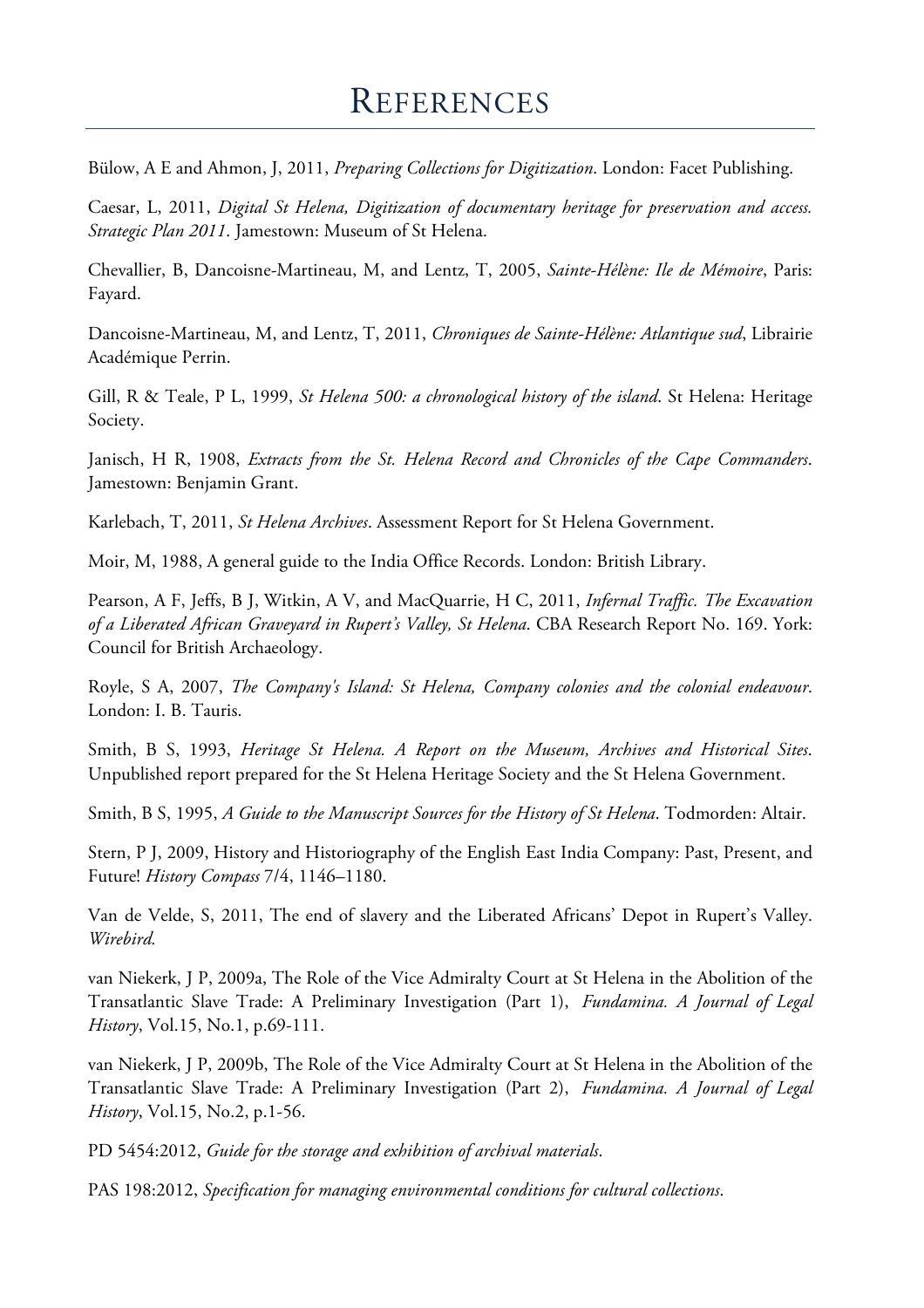# References

Bülow, A E and Ahmon, J, 2011, *Preparing Collections for Digitization*. London: Facet Publishing.

Caesar, L, 2011, *Digital St Helena, Digitization of documentary heritage for preservation and access. Strategic Plan 2011*. Jamestown: Museum of St Helena.

Chevallier, B, Dancoisne-Martineau, M, and Lentz, T, 2005, *Sainte-Hélène: Ile de Mémoire*, Paris: Fayard.

Dancoisne-Martineau, M, and Lentz, T, 2011, *Chroniques de Sainte-Hélène: Atlantique sud*, Librairie Académique Perrin.

Gill, R & Teale, P L, 1999, *St Helena 500: a chronological history of the island*. St Helena: Heritage Society.

Janisch, H R, 1908, *Extracts from the St. Helena Record and Chronicles of the Cape Commanders*. Jamestown: Benjamin Grant.

Karlebach, T, 2011, *St Helena Archives*. Assessment Report for St Helena Government.

Moir, M, 1988, A general guide to the India Office Records. London: British Library.

Pearson, A F, Jeffs, B J, Witkin, A V, and MacQuarrie, H C, 2011, *Infernal Traffic. The Excavation of a Liberated African Graveyard in Rupert's Valley, St Helena*. CBA Research Report No. 169. York: Council for British Archaeology.

Royle, S A, 2007, *The Company's Island: St Helena, Company colonies and the colonial endeavour*. London: I. B. Tauris.

Smith, B S, 1993, *Heritage St Helena. A Report on the Museum, Archives and Historical Sites*. Unpublished report prepared for the St Helena Heritage Society and the St Helena Government.

Smith, B S, 1995, *A Guide to the Manuscript Sources for the History of St Helena*. Todmorden: Altair.

Stern, P J, 2009, History and Historiography of the English East India Company: Past, Present, and Future! *History Compass* 7/4, 1146–1180.

Van de Velde, S, 2011, The end of slavery and the Liberated Africans' Depot in Rupert's Valley. *Wirebird.*

van Niekerk, J P, 2009a, The Role of the Vice Admiralty Court at St Helena in the Abolition of the Transatlantic Slave Trade: A Preliminary Investigation (Part 1), *Fundamina. A Journal of Legal History*, Vol.15, No.1, p.69-111.

van Niekerk, J P, 2009b, The Role of the Vice Admiralty Court at St Helena in the Abolition of the Transatlantic Slave Trade: A Preliminary Investigation (Part 2), *Fundamina. A Journal of Legal History*, Vol.15, No.2, p.1-56.

PD 5454:2012, *Guide for the storage and exhibition of archival materials*.

PAS 198:2012, *Specification for managing environmental conditions for cultural collections*.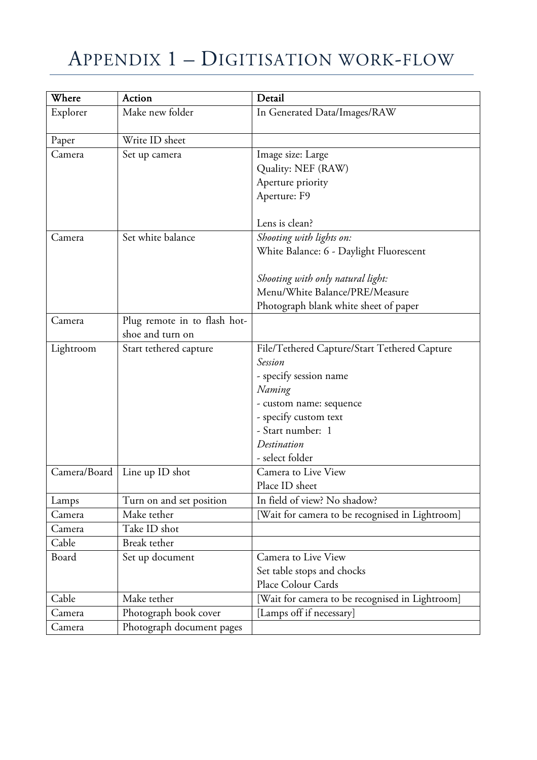# Appendix 1 – Digitisation work-flow

| Where | Action | Detail |
|---|---|---|
| Explorer | Make new folder | In Generated Data/Images/RAW |
| Paper | Write ID sheet | |
| Camera | Set up camera | Image size: Large<br>Quality: NEF (RAW)<br>Aperture priority<br>Aperture: F9<br><br>Lens is clean? |
| Camera | Set white balance | *Shooting with lights on:*<br>White Balance: 6 - Daylight Fluorescent<br><br>*Shooting with only natural light:*<br>Menu/White Balance/PRE/Measure<br>Photograph blank white sheet of paper |
| Camera | Plug remote in to flash hot-shoe and turn on | |
| Lightroom | Start tethered capture | File/Tethered Capture/Start Tethered Capture<br>*Session*<br>- specify session name<br>*Naming*<br>- custom name: sequence<br>- specify custom text<br>- Start number: 1<br>*Destination*<br>- select folder |
| Camera/Board | Line up ID shot | Camera to Live View<br>Place ID sheet |
| Lamps | Turn on and set position | In field of view? No shadow? |
| Camera | Make tether | [Wait for camera to be recognised in Lightroom] |
| Camera | Take ID shot | |
| Cable | Break tether | |
| Board | Set up document | Camera to Live View<br>Set table stops and chocks<br>Place Colour Cards |
| Cable | Make tether | [Wait for camera to be recognised in Lightroom] |
| Camera | Photograph book cover | [Lamps off if necessary] |
| Camera | Photograph document pages | |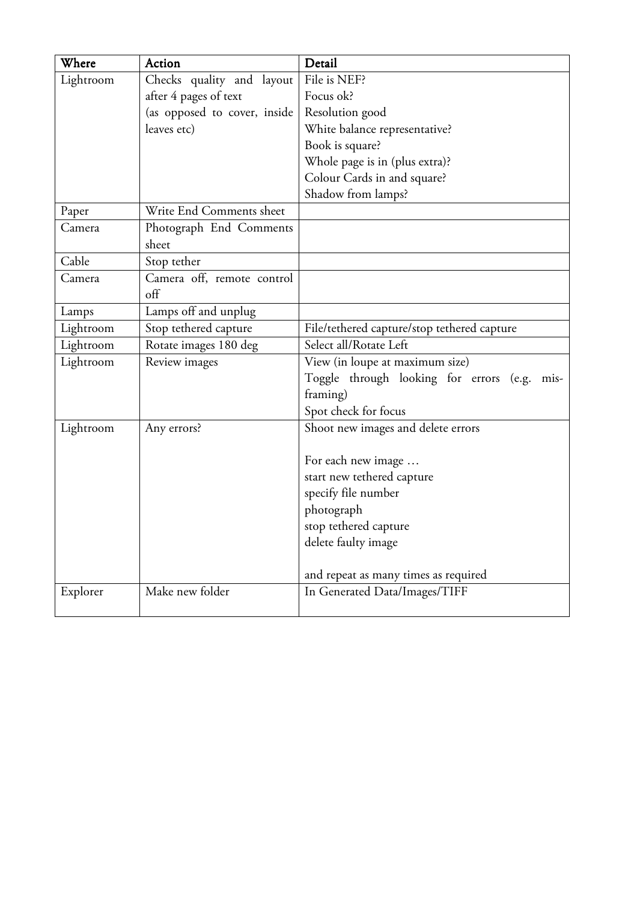| Where | Action | Detail |
| --- | --- | --- |
| Lightroom | Checks quality and layout after 4 pages of text (as opposed to cover, inside leaves etc) | File is NEF?<br>Focus ok?<br>Resolution good<br>White balance representative?<br>Book is square?<br>Whole page is in (plus extra)?<br>Colour Cards in and square?<br>Shadow from lamps? |
| Paper | Write End Comments sheet | |
| Camera | Photograph End Comments sheet | |
| Cable | Stop tether | |
| Camera | Camera off, remote control off | |
| Lamps | Lamps off and unplug | |
| Lightroom | Stop tethered capture | File/tethered capture/stop tethered capture |
| Lightroom | Rotate images 180 deg | Select all/Rotate Left |
| Lightroom | Review images | View (in loupe at maximum size)<br>Toggle through looking for errors (e.g. mis-framing)<br>Spot check for focus |
| Lightroom | Any errors? | Shoot new images and delete errors<br><br>For each new image …<br>start new tethered capture<br>specify file number<br>photograph<br>stop tethered capture<br>delete faulty image<br><br>and repeat as many times as required |
| Explorer | Make new folder | In Generated Data/Images/TIFF |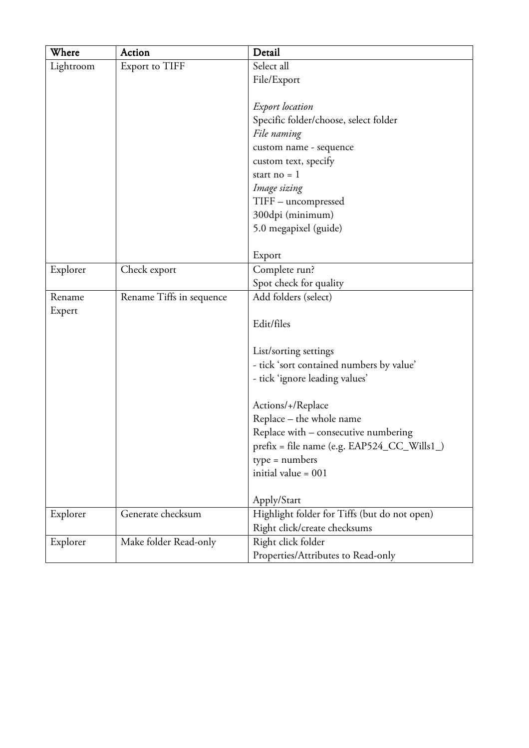| **Where** | **Action** | **Detail** |
|---|---|---|
| Lightroom | Export to TIFF | Select all<br>File/Export<br><br>*Export location*<br>Specific folder/choose, select folder<br>*File naming*<br>custom name - sequence<br>custom text, specify<br>start no = 1<br>*Image sizing*<br>TIFF – uncompressed<br>300dpi (minimum)<br>5.0 megapixel (guide)<br><br>Export |
| Explorer | Check export | Complete run?<br>Spot check for quality |
| Rename Expert | Rename Tiffs in sequence | Add folders (select)<br><br>Edit/files<br><br>List/sorting settings<br>- tick 'sort contained numbers by value'<br>- tick 'ignore leading values'<br><br>Actions/+/Replace<br>Replace – the whole name<br>Replace with – consecutive numbering<br>prefix = file name (e.g. EAP524_CC_Wills1_)<br>type = numbers<br>initial value = 001<br><br>Apply/Start |
| Explorer | Generate checksum | Highlight folder for Tiffs (but do not open)<br>Right click/create checksums |
| Explorer | Make folder Read-only | Right click folder<br>Properties/Attributes to Read-only |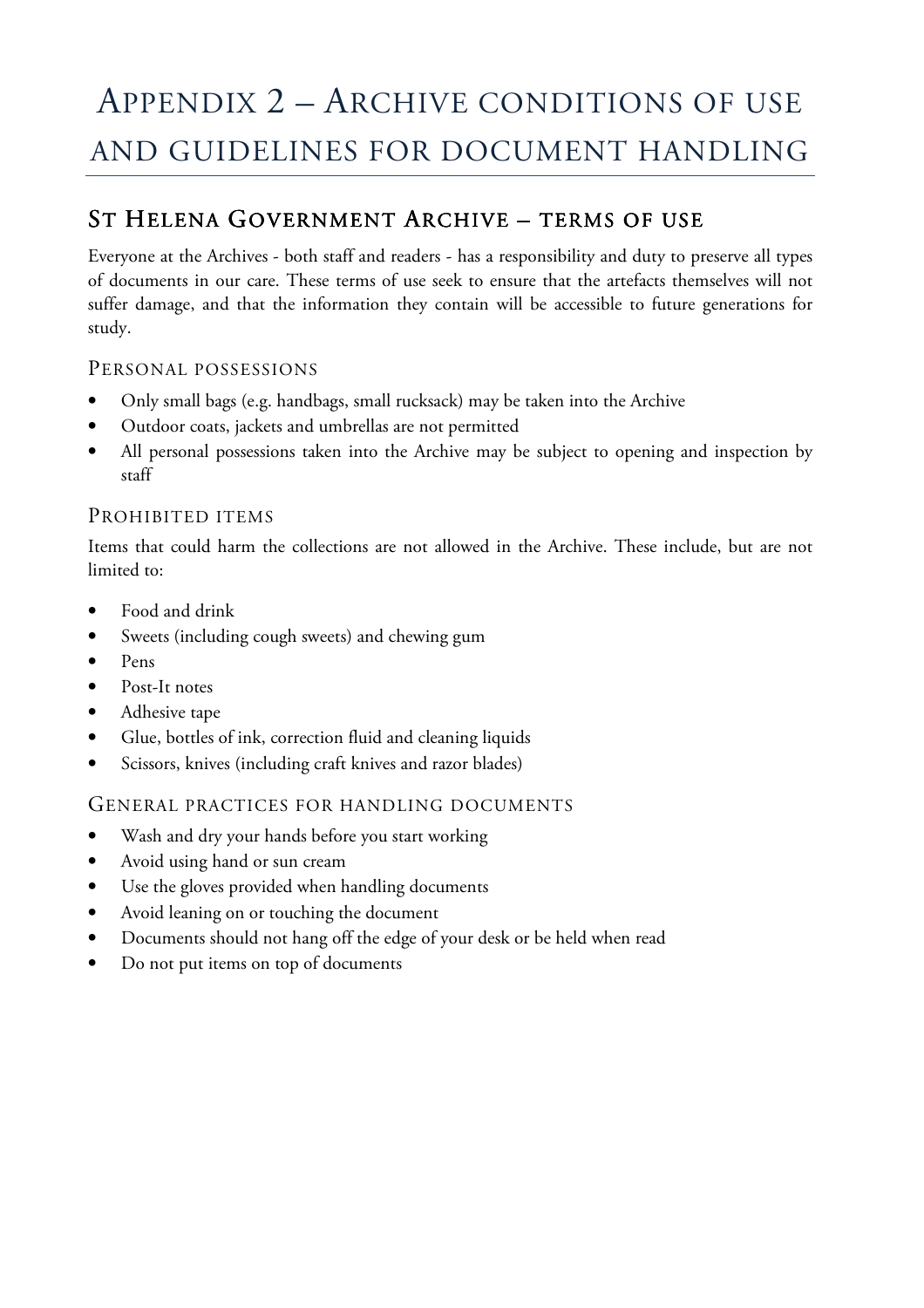# Appendix 2 – Archive conditions of use and guidelines for document handling

## St Helena Government Archive – terms of use

Everyone at the Archives - both staff and readers - has a responsibility and duty to preserve all types of documents in our care. These terms of use seek to ensure that the artefacts themselves will not suffer damage, and that the information they contain will be accessible to future generations for study.

### Personal possessions

- Only small bags (e.g. handbags, small rucksack) may be taken into the Archive
- Outdoor coats, jackets and umbrellas are not permitted
- All personal possessions taken into the Archive may be subject to opening and inspection by staff

### Prohibited items

Items that could harm the collections are not allowed in the Archive. These include, but are not limited to:

- Food and drink
- Sweets (including cough sweets) and chewing gum
- Pens
- Post-It notes
- Adhesive tape
- Glue, bottles of ink, correction fluid and cleaning liquids
- Scissors, knives (including craft knives and razor blades)

### General practices for handling documents

- Wash and dry your hands before you start working
- Avoid using hand or sun cream
- Use the gloves provided when handling documents
- Avoid leaning on or touching the document
- Documents should not hang off the edge of your desk or be held when read
- Do not put items on top of documents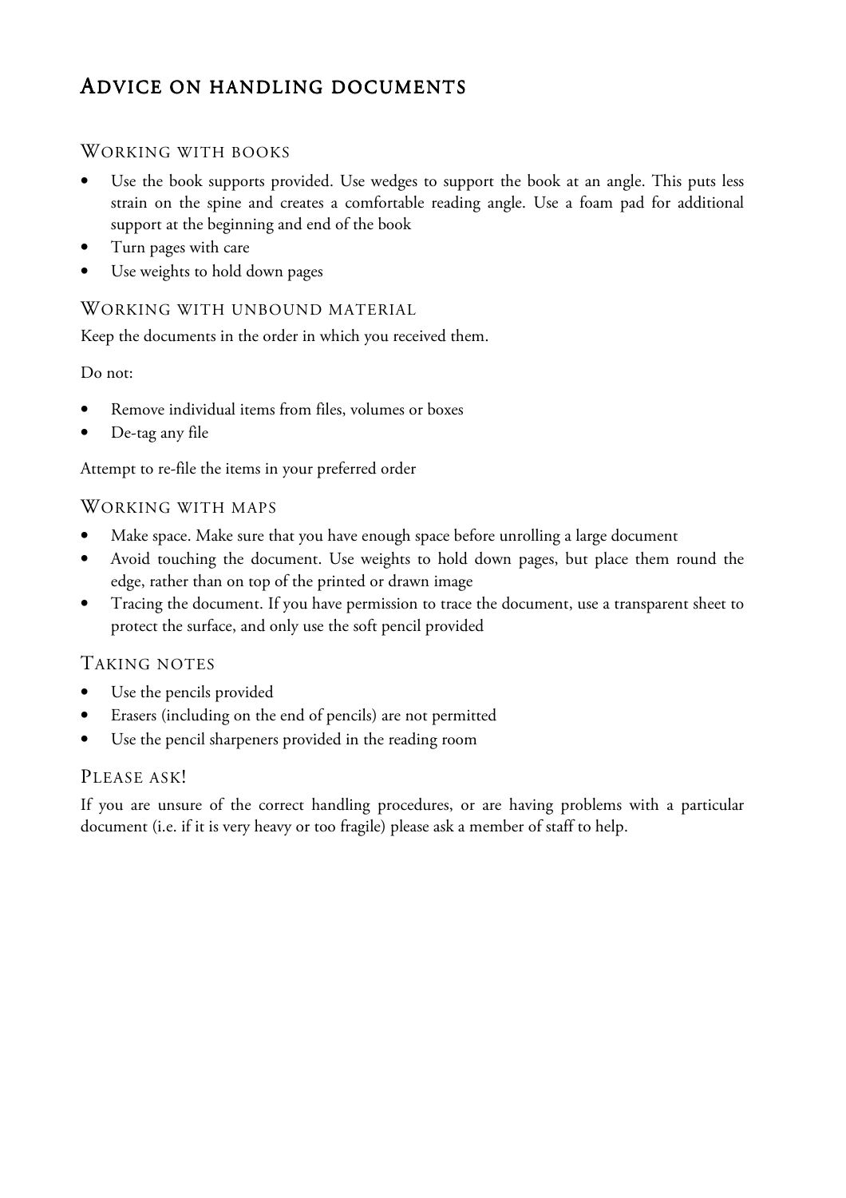# Advice on handling documents

## Working with books

- Use the book supports provided. Use wedges to support the book at an angle. This puts less strain on the spine and creates a comfortable reading angle. Use a foam pad for additional support at the beginning and end of the book
- Turn pages with care
- Use weights to hold down pages

## Working with unbound material

Keep the documents in the order in which you received them.

Do not:

- Remove individual items from files, volumes or boxes
- De-tag any file

Attempt to re-file the items in your preferred order

## Working with maps

- Make space. Make sure that you have enough space before unrolling a large document
- Avoid touching the document. Use weights to hold down pages, but place them round the edge, rather than on top of the printed or drawn image
- Tracing the document. If you have permission to trace the document, use a transparent sheet to protect the surface, and only use the soft pencil provided

## Taking notes

- Use the pencils provided
- Erasers (including on the end of pencils) are not permitted
- Use the pencil sharpeners provided in the reading room

## Please ask!

If you are unsure of the correct handling procedures, or are having problems with a particular document (i.e. if it is very heavy or too fragile) please ask a member of staff to help.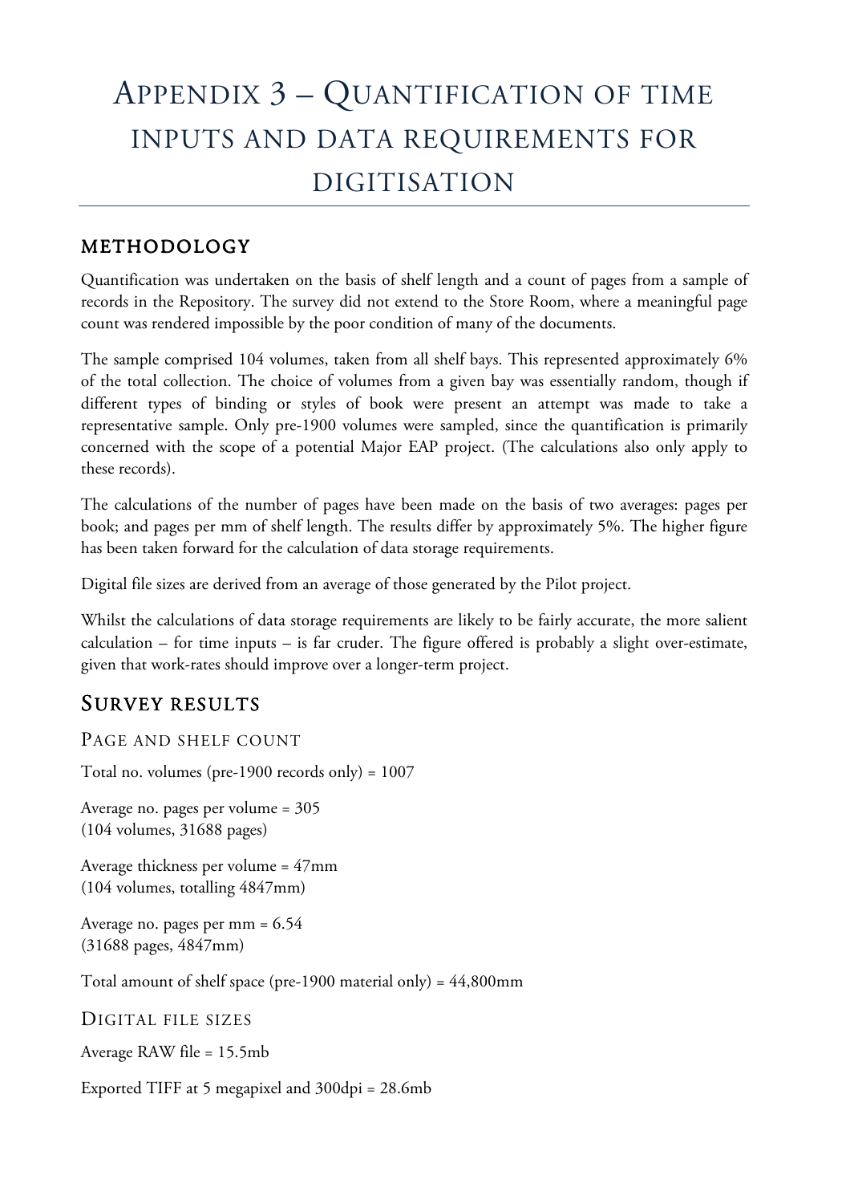# Appendix 3 – Quantification of time inputs and data requirements for digitisation

## Methodology

Quantification was undertaken on the basis of shelf length and a count of pages from a sample of records in the Repository. The survey did not extend to the Store Room, where a meaningful page count was rendered impossible by the poor condition of many of the documents.

The sample comprised 104 volumes, taken from all shelf bays. This represented approximately 6% of the total collection. The choice of volumes from a given bay was essentially random, though if different types of binding or styles of book were present an attempt was made to take a representative sample. Only pre-1900 volumes were sampled, since the quantification is primarily concerned with the scope of a potential Major EAP project. (The calculations also only apply to these records).

The calculations of the number of pages have been made on the basis of two averages: pages per book; and pages per mm of shelf length. The results differ by approximately 5%. The higher figure has been taken forward for the calculation of data storage requirements.

Digital file sizes are derived from an average of those generated by the Pilot project.

Whilst the calculations of data storage requirements are likely to be fairly accurate, the more salient calculation – for time inputs – is far cruder. The figure offered is probably a slight over-estimate, given that work-rates should improve over a longer-term project.

## Survey results

### Page and shelf count

Total no. volumes (pre-1900 records only) = 1007

Average no. pages per volume = 305
(104 volumes, 31688 pages)

Average thickness per volume = 47mm
(104 volumes, totalling 4847mm)

Average no. pages per mm = 6.54
(31688 pages, 4847mm)

Total amount of shelf space (pre-1900 material only) = 44,800mm

### Digital file sizes

Average RAW file = 15.5mb

Exported TIFF at 5 megapixel and 300dpi = 28.6mb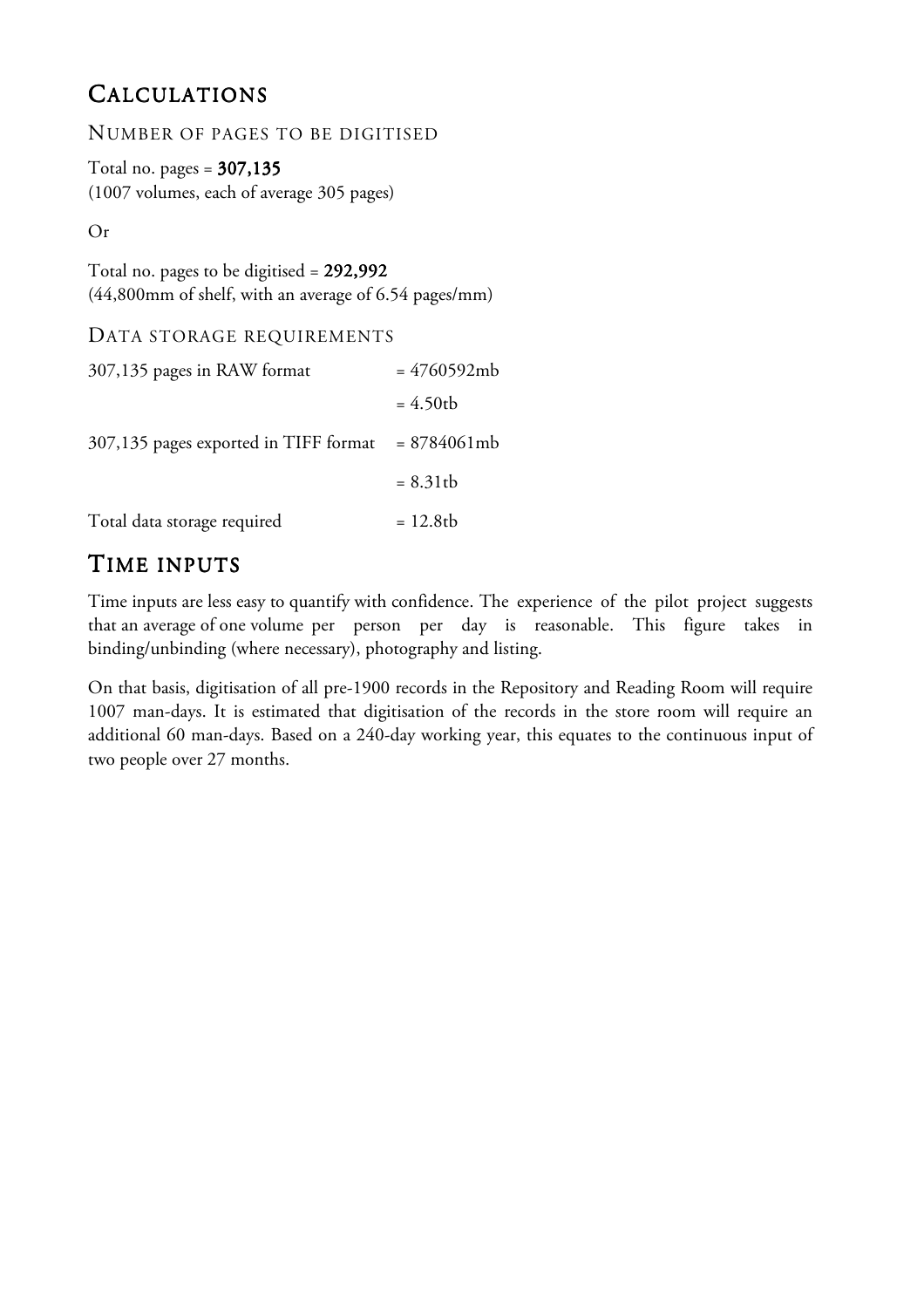# Calculations

## Number of pages to be digitised

Total no. pages = **307,135**
(1007 volumes, each of average 305 pages)

Or

Total no. pages to be digitised = **292,992**
(44,800mm of shelf, with an average of 6.54 pages/mm)

## Data storage requirements

| | |
|---|---|
| 307,135 pages in RAW format | = 4760592mb |
| | = 4.50tb |
| 307,135 pages exported in TIFF format | = 8784061mb |
| | = 8.31tb |
| Total data storage required | = 12.8tb |

# Time inputs

Time inputs are less easy to quantify with confidence. The experience of the pilot project suggests that an average of one volume per person per day is reasonable. This figure takes in binding/unbinding (where necessary), photography and listing.

On that basis, digitisation of all pre-1900 records in the Repository and Reading Room will require 1007 man-days. It is estimated that digitisation of the records in the store room will require an additional 60 man-days. Based on a 240-day working year, this equates to the continuous input of two people over 27 months.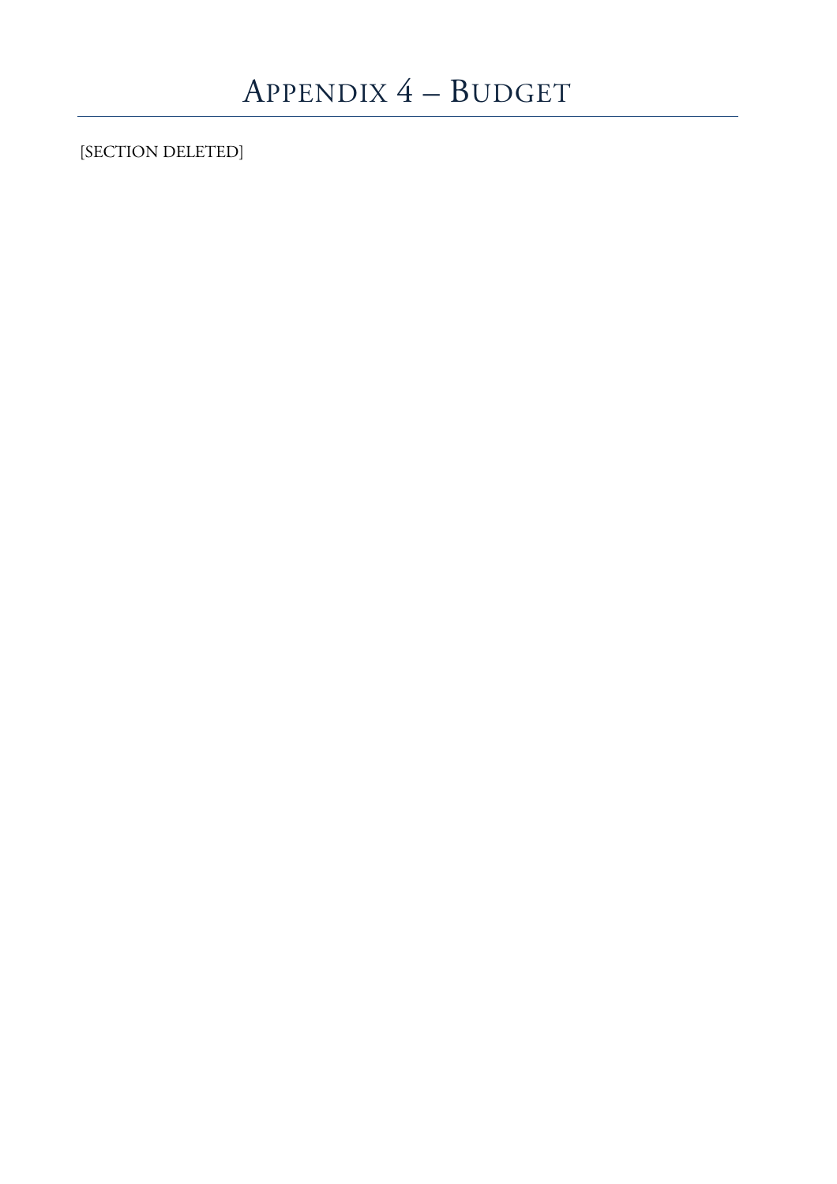# Appendix 4 – Budget

[SECTION DELETED]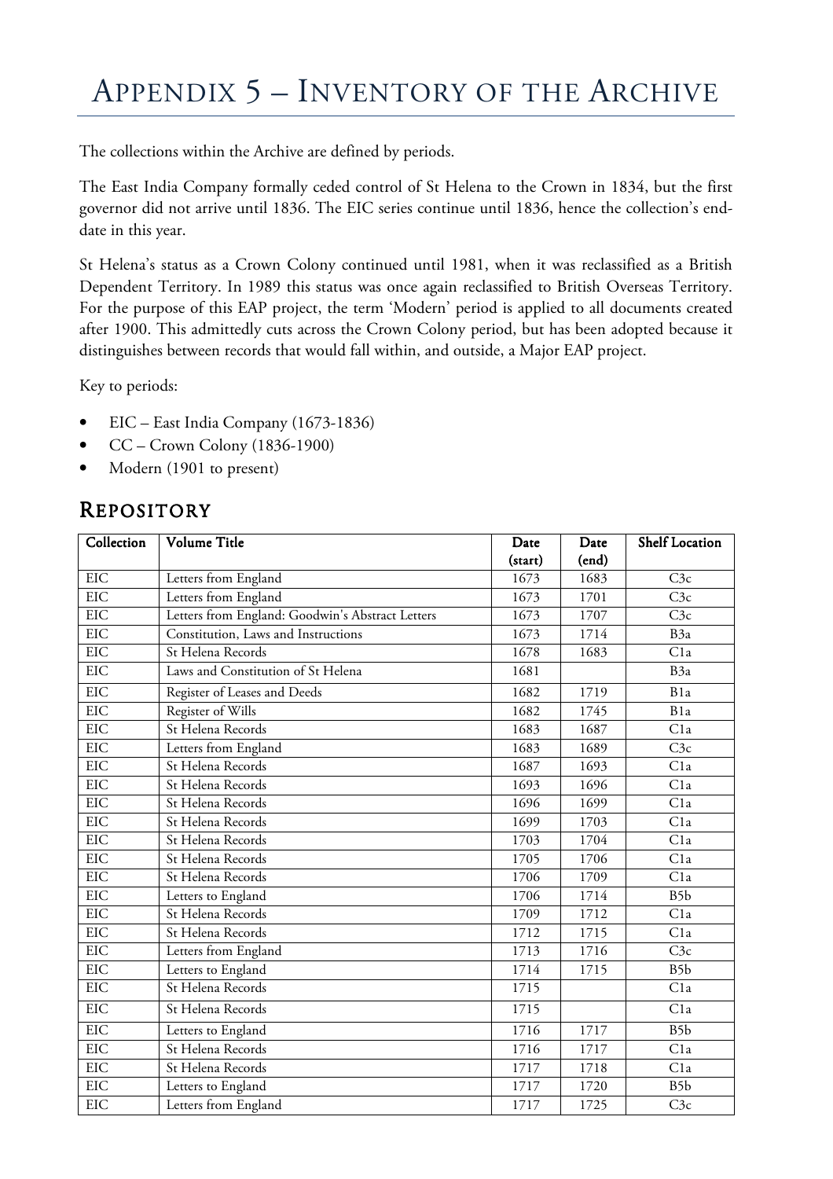# Appendix 5 – Inventory of the Archive

The collections within the Archive are defined by periods.

The East India Company formally ceded control of St Helena to the Crown in 1834, but the first governor did not arrive until 1836. The EIC series continue until 1836, hence the collection's end-date in this year.

St Helena's status as a Crown Colony continued until 1981, when it was reclassified as a British Dependent Territory. In 1989 this status was once again reclassified to British Overseas Territory. For the purpose of this EAP project, the term 'Modern' period is applied to all documents created after 1900. This admittedly cuts across the Crown Colony period, but has been adopted because it distinguishes between records that would fall within, and outside, a Major EAP project.

Key to periods:

- EIC – East India Company (1673-1836)
- CC – Crown Colony (1836-1900)
- Modern (1901 to present)

## Repository

| Collection | Volume Title | Date (start) | Date (end) | Shelf Location |
|---|---|---|---|---|
| EIC | Letters from England | 1673 | 1683 | C3c |
| EIC | Letters from England | 1673 | 1701 | C3c |
| EIC | Letters from England: Goodwin's Abstract Letters | 1673 | 1707 | C3c |
| EIC | Constitution, Laws and Instructions | 1673 | 1714 | B3a |
| EIC | St Helena Records | 1678 | 1683 | C1a |
| EIC | Laws and Constitution of St Helena | 1681 | | B3a |
| EIC | Register of Leases and Deeds | 1682 | 1719 | B1a |
| EIC | Register of Wills | 1682 | 1745 | B1a |
| EIC | St Helena Records | 1683 | 1687 | C1a |
| EIC | Letters from England | 1683 | 1689 | C3c |
| EIC | St Helena Records | 1687 | 1693 | C1a |
| EIC | St Helena Records | 1693 | 1696 | C1a |
| EIC | St Helena Records | 1696 | 1699 | C1a |
| EIC | St Helena Records | 1699 | 1703 | C1a |
| EIC | St Helena Records | 1703 | 1704 | C1a |
| EIC | St Helena Records | 1705 | 1706 | C1a |
| EIC | St Helena Records | 1706 | 1709 | C1a |
| EIC | Letters to England | 1706 | 1714 | B5b |
| EIC | St Helena Records | 1709 | 1712 | C1a |
| EIC | St Helena Records | 1712 | 1715 | C1a |
| EIC | Letters from England | 1713 | 1716 | C3c |
| EIC | Letters to England | 1714 | 1715 | B5b |
| EIC | St Helena Records | 1715 | | C1a |
| EIC | St Helena Records | 1715 | | C1a |
| EIC | Letters to England | 1716 | 1717 | B5b |
| EIC | St Helena Records | 1716 | 1717 | C1a |
| EIC | St Helena Records | 1717 | 1718 | C1a |
| EIC | Letters to England | 1717 | 1720 | B5b |
| EIC | Letters from England | 1717 | 1725 | C3c |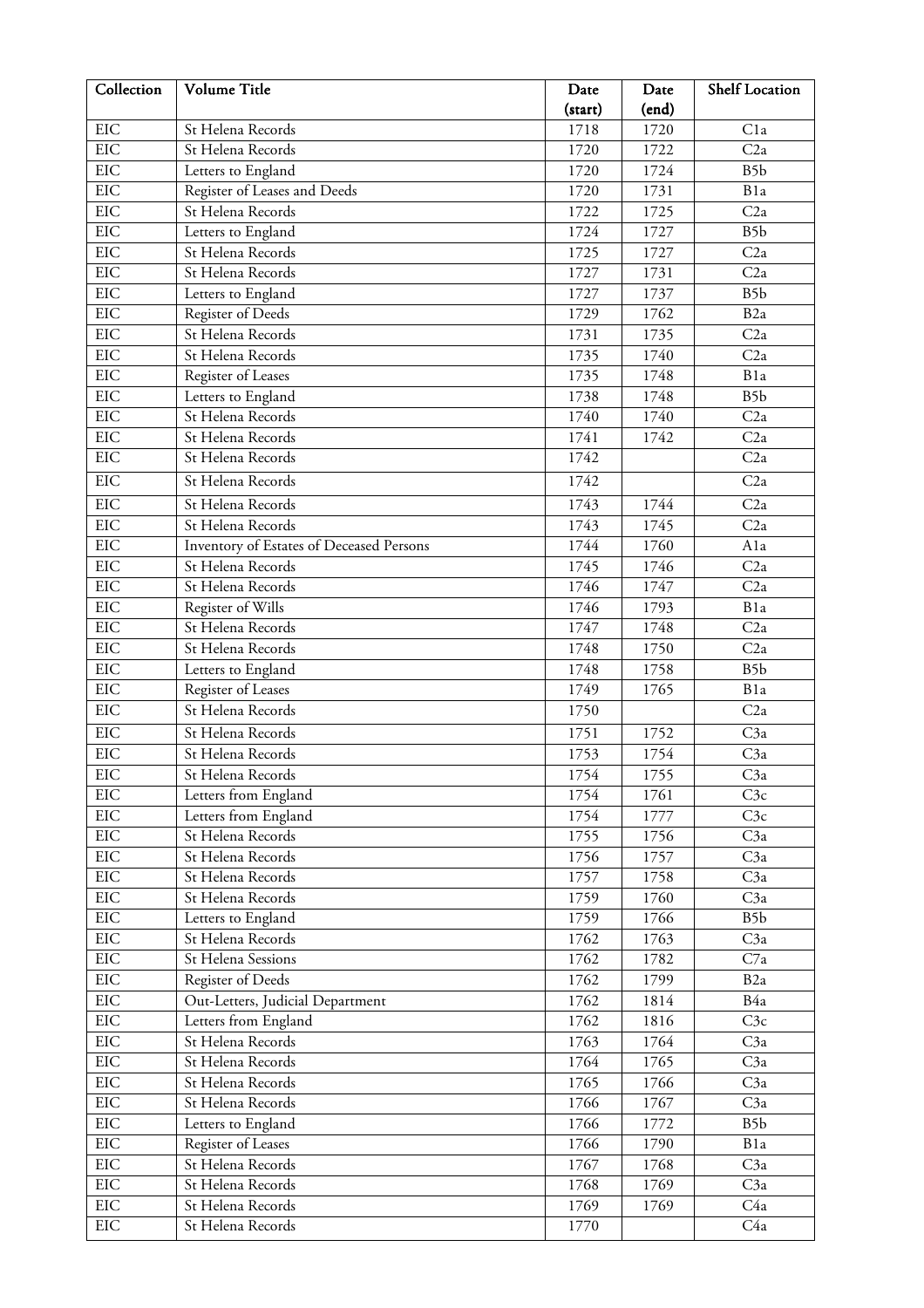| Collection | Volume Title | Date (start) | Date (end) | Shelf Location |
|---|---|---|---|---|
| EIC | St Helena Records | 1718 | 1720 | C1a |
| EIC | St Helena Records | 1720 | 1722 | C2a |
| EIC | Letters to England | 1720 | 1724 | B5b |
| EIC | Register of Leases and Deeds | 1720 | 1731 | B1a |
| EIC | St Helena Records | 1722 | 1725 | C2a |
| EIC | Letters to England | 1724 | 1727 | B5b |
| EIC | St Helena Records | 1725 | 1727 | C2a |
| EIC | St Helena Records | 1727 | 1731 | C2a |
| EIC | Letters to England | 1727 | 1737 | B5b |
| EIC | Register of Deeds | 1729 | 1762 | B2a |
| EIC | St Helena Records | 1731 | 1735 | C2a |
| EIC | St Helena Records | 1735 | 1740 | C2a |
| EIC | Register of Leases | 1735 | 1748 | B1a |
| EIC | Letters to England | 1738 | 1748 | B5b |
| EIC | St Helena Records | 1740 | 1740 | C2a |
| EIC | St Helena Records | 1741 | 1742 | C2a |
| EIC | St Helena Records | 1742 | | C2a |
| EIC | St Helena Records | 1742 | | C2a |
| EIC | St Helena Records | 1743 | 1744 | C2a |
| EIC | St Helena Records | 1743 | 1745 | C2a |
| EIC | Inventory of Estates of Deceased Persons | 1744 | 1760 | A1a |
| EIC | St Helena Records | 1745 | 1746 | C2a |
| EIC | St Helena Records | 1746 | 1747 | C2a |
| EIC | Register of Wills | 1746 | 1793 | B1a |
| EIC | St Helena Records | 1747 | 1748 | C2a |
| EIC | St Helena Records | 1748 | 1750 | C2a |
| EIC | Letters to England | 1748 | 1758 | B5b |
| EIC | Register of Leases | 1749 | 1765 | B1a |
| EIC | St Helena Records | 1750 | | C2a |
| EIC | St Helena Records | 1751 | 1752 | C3a |
| EIC | St Helena Records | 1753 | 1754 | C3a |
| EIC | St Helena Records | 1754 | 1755 | C3a |
| EIC | Letters from England | 1754 | 1761 | C3c |
| EIC | Letters from England | 1754 | 1777 | C3c |
| EIC | St Helena Records | 1755 | 1756 | C3a |
| EIC | St Helena Records | 1756 | 1757 | C3a |
| EIC | St Helena Records | 1757 | 1758 | C3a |
| EIC | St Helena Records | 1759 | 1760 | C3a |
| EIC | Letters to England | 1759 | 1766 | B5b |
| EIC | St Helena Records | 1762 | 1763 | C3a |
| EIC | St Helena Sessions | 1762 | 1782 | C7a |
| EIC | Register of Deeds | 1762 | 1799 | B2a |
| EIC | Out-Letters, Judicial Department | 1762 | 1814 | B4a |
| EIC | Letters from England | 1762 | 1816 | C3c |
| EIC | St Helena Records | 1763 | 1764 | C3a |
| EIC | St Helena Records | 1764 | 1765 | C3a |
| EIC | St Helena Records | 1765 | 1766 | C3a |
| EIC | St Helena Records | 1766 | 1767 | C3a |
| EIC | Letters to England | 1766 | 1772 | B5b |
| EIC | Register of Leases | 1766 | 1790 | B1a |
| EIC | St Helena Records | 1767 | 1768 | C3a |
| EIC | St Helena Records | 1768 | 1769 | C3a |
| EIC | St Helena Records | 1769 | 1769 | C4a |
| EIC | St Helena Records | 1770 | | C4a |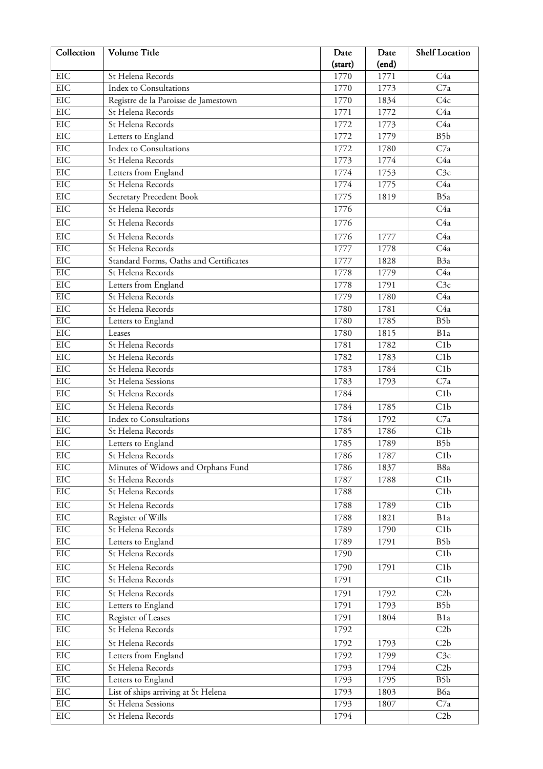| Collection | Volume Title | Date (start) | Date (end) | Shelf Location |
|---|---|---|---|---|
| EIC | St Helena Records | 1770 | 1771 | C4a |
| EIC | Index to Consultations | 1770 | 1773 | C7a |
| EIC | Registre de la Paroisse de Jamestown | 1770 | 1834 | C4c |
| EIC | St Helena Records | 1771 | 1772 | C4a |
| EIC | St Helena Records | 1772 | 1773 | C4a |
| EIC | Letters to England | 1772 | 1779 | B5b |
| EIC | Index to Consultations | 1772 | 1780 | C7a |
| EIC | St Helena Records | 1773 | 1774 | C4a |
| EIC | Letters from England | 1774 | 1753 | C3c |
| EIC | St Helena Records | 1774 | 1775 | C4a |
| EIC | Secretary Precedent Book | 1775 | 1819 | B5a |
| EIC | St Helena Records | 1776 | | C4a |
| EIC | St Helena Records | 1776 | | C4a |
| EIC | St Helena Records | 1776 | 1777 | C4a |
| EIC | St Helena Records | 1777 | 1778 | C4a |
| EIC | Standard Forms, Oaths and Certificates | 1777 | 1828 | B3a |
| EIC | St Helena Records | 1778 | 1779 | C4a |
| EIC | Letters from England | 1778 | 1791 | C3c |
| EIC | St Helena Records | 1779 | 1780 | C4a |
| EIC | St Helena Records | 1780 | 1781 | C4a |
| EIC | Letters to England | 1780 | 1785 | B5b |
| EIC | Leases | 1780 | 1815 | B1a |
| EIC | St Helena Records | 1781 | 1782 | C1b |
| EIC | St Helena Records | 1782 | 1783 | C1b |
| EIC | St Helena Records | 1783 | 1784 | C1b |
| EIC | St Helena Sessions | 1783 | 1793 | C7a |
| EIC | St Helena Records | 1784 | | C1b |
| EIC | St Helena Records | 1784 | 1785 | C1b |
| EIC | Index to Consultations | 1784 | 1792 | C7a |
| EIC | St Helena Records | 1785 | 1786 | C1b |
| EIC | Letters to England | 1785 | 1789 | B5b |
| EIC | St Helena Records | 1786 | 1787 | C1b |
| EIC | Minutes of Widows and Orphans Fund | 1786 | 1837 | B8a |
| EIC | St Helena Records | 1787 | 1788 | C1b |
| EIC | St Helena Records | 1788 | | C1b |
| EIC | St Helena Records | 1788 | 1789 | C1b |
| EIC | Register of Wills | 1788 | 1821 | B1a |
| EIC | St Helena Records | 1789 | 1790 | C1b |
| EIC | Letters to England | 1789 | 1791 | B5b |
| EIC | St Helena Records | 1790 | | C1b |
| EIC | St Helena Records | 1790 | 1791 | C1b |
| EIC | St Helena Records | 1791 | | C1b |
| EIC | St Helena Records | 1791 | 1792 | C2b |
| EIC | Letters to England | 1791 | 1793 | B5b |
| EIC | Register of Leases | 1791 | 1804 | B1a |
| EIC | St Helena Records | 1792 | | C2b |
| EIC | St Helena Records | 1792 | 1793 | C2b |
| EIC | Letters from England | 1792 | 1799 | C3c |
| EIC | St Helena Records | 1793 | 1794 | C2b |
| EIC | Letters to England | 1793 | 1795 | B5b |
| EIC | List of ships arriving at St Helena | 1793 | 1803 | B6a |
| EIC | St Helena Sessions | 1793 | 1807 | C7a |
| EIC | St Helena Records | 1794 | | C2b |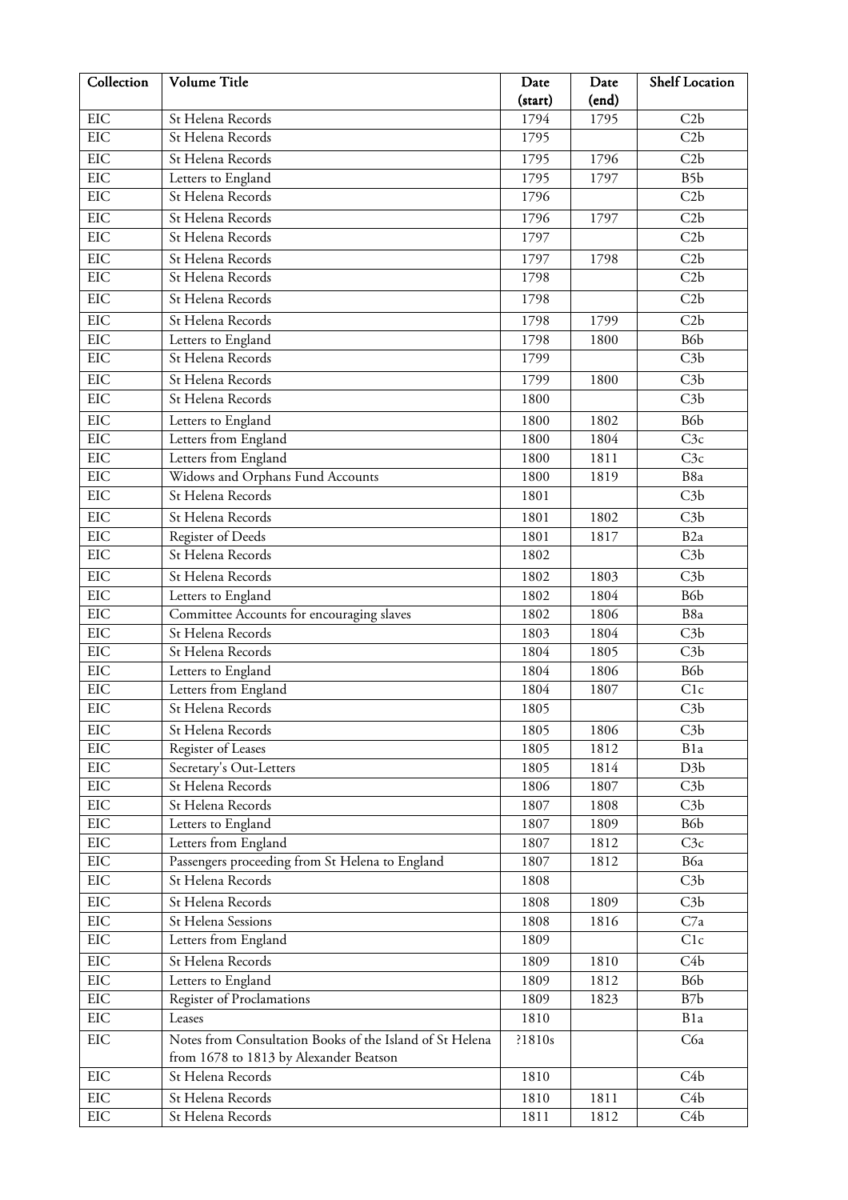| Collection | Volume Title | Date (start) | Date (end) | Shelf Location |
| --- | --- | --- | --- | --- |
| EIC | St Helena Records | 1794 | 1795 | C2b |
| EIC | St Helena Records | 1795 | | C2b |
| EIC | St Helena Records | 1795 | 1796 | C2b |
| EIC | Letters to England | 1795 | 1797 | B5b |
| EIC | St Helena Records | 1796 | | C2b |
| EIC | St Helena Records | 1796 | 1797 | C2b |
| EIC | St Helena Records | 1797 | | C2b |
| EIC | St Helena Records | 1797 | 1798 | C2b |
| EIC | St Helena Records | 1798 | | C2b |
| EIC | St Helena Records | 1798 | | C2b |
| EIC | St Helena Records | 1798 | 1799 | C2b |
| EIC | Letters to England | 1798 | 1800 | B6b |
| EIC | St Helena Records | 1799 | | C3b |
| EIC | St Helena Records | 1799 | 1800 | C3b |
| EIC | St Helena Records | 1800 | | C3b |
| EIC | Letters to England | 1800 | 1802 | B6b |
| EIC | Letters from England | 1800 | 1804 | C3c |
| EIC | Letters from England | 1800 | 1811 | C3c |
| EIC | Widows and Orphans Fund Accounts | 1800 | 1819 | B8a |
| EIC | St Helena Records | 1801 | | C3b |
| EIC | St Helena Records | 1801 | 1802 | C3b |
| EIC | Register of Deeds | 1801 | 1817 | B2a |
| EIC | St Helena Records | 1802 | | C3b |
| EIC | St Helena Records | 1802 | 1803 | C3b |
| EIC | Letters to England | 1802 | 1804 | B6b |
| EIC | Committee Accounts for encouraging slaves | 1802 | 1806 | B8a |
| EIC | St Helena Records | 1803 | 1804 | C3b |
| EIC | St Helena Records | 1804 | 1805 | C3b |
| EIC | Letters to England | 1804 | 1806 | B6b |
| EIC | Letters from England | 1804 | 1807 | C1c |
| EIC | St Helena Records | 1805 | | C3b |
| EIC | St Helena Records | 1805 | 1806 | C3b |
| EIC | Register of Leases | 1805 | 1812 | B1a |
| EIC | Secretary's Out-Letters | 1805 | 1814 | D3b |
| EIC | St Helena Records | 1806 | 1807 | C3b |
| EIC | St Helena Records | 1807 | 1808 | C3b |
| EIC | Letters to England | 1807 | 1809 | B6b |
| EIC | Letters from England | 1807 | 1812 | C3c |
| EIC | Passengers proceeding from St Helena to England | 1807 | 1812 | B6a |
| EIC | St Helena Records | 1808 | | C3b |
| EIC | St Helena Records | 1808 | 1809 | C3b |
| EIC | St Helena Sessions | 1808 | 1816 | C7a |
| EIC | Letters from England | 1809 | | C1c |
| EIC | St Helena Records | 1809 | 1810 | C4b |
| EIC | Letters to England | 1809 | 1812 | B6b |
| EIC | Register of Proclamations | 1809 | 1823 | B7b |
| EIC | Leases | 1810 | | B1a |
| EIC | Notes from Consultation Books of the Island of St Helena from 1678 to 1813 by Alexander Beatson | ?1810s | | C6a |
| EIC | St Helena Records | 1810 | | C4b |
| EIC | St Helena Records | 1810 | 1811 | C4b |
| EIC | St Helena Records | 1811 | 1812 | C4b |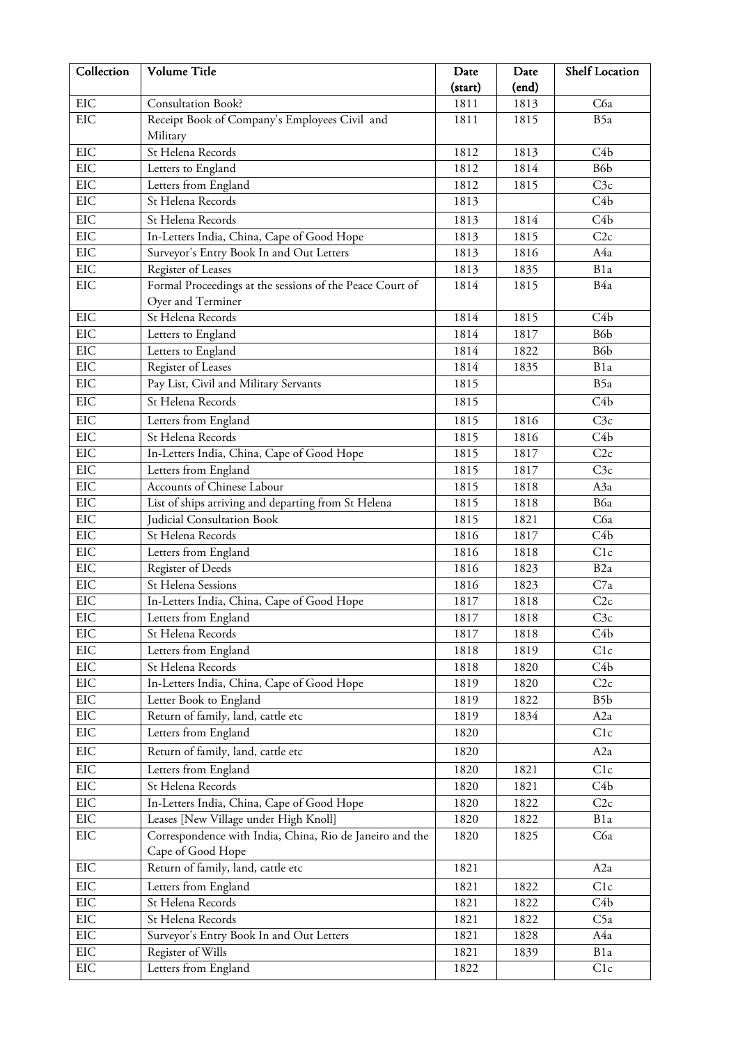| Collection | Volume Title | Date (start) | Date (end) | Shelf Location |
|---|---|---|---|---|
| EIC | Consultation Book? | 1811 | 1813 | C6a |
| EIC | Receipt Book of Company's Employees Civil and Military | 1811 | 1815 | B5a |
| EIC | St Helena Records | 1812 | 1813 | C4b |
| EIC | Letters to England | 1812 | 1814 | B6b |
| EIC | Letters from England | 1812 | 1815 | C3c |
| EIC | St Helena Records | 1813 | | C4b |
| EIC | St Helena Records | 1813 | 1814 | C4b |
| EIC | In-Letters India, China, Cape of Good Hope | 1813 | 1815 | C2c |
| EIC | Surveyor's Entry Book In and Out Letters | 1813 | 1816 | A4a |
| EIC | Register of Leases | 1813 | 1835 | B1a |
| EIC | Formal Proceedings at the sessions of the Peace Court of Oyer and Terminer | 1814 | 1815 | B4a |
| EIC | St Helena Records | 1814 | 1815 | C4b |
| EIC | Letters to England | 1814 | 1817 | B6b |
| EIC | Letters to England | 1814 | 1822 | B6b |
| EIC | Register of Leases | 1814 | 1835 | B1a |
| EIC | Pay List, Civil and Military Servants | 1815 | | B5a |
| EIC | St Helena Records | 1815 | | C4b |
| EIC | Letters from England | 1815 | 1816 | C3c |
| EIC | St Helena Records | 1815 | 1816 | C4b |
| EIC | In-Letters India, China, Cape of Good Hope | 1815 | 1817 | C2c |
| EIC | Letters from England | 1815 | 1817 | C3c |
| EIC | Accounts of Chinese Labour | 1815 | 1818 | A3a |
| EIC | List of ships arriving and departing from St Helena | 1815 | 1818 | B6a |
| EIC | Judicial Consultation Book | 1815 | 1821 | C6a |
| EIC | St Helena Records | 1816 | 1817 | C4b |
| EIC | Letters from England | 1816 | 1818 | C1c |
| EIC | Register of Deeds | 1816 | 1823 | B2a |
| EIC | St Helena Sessions | 1816 | 1823 | C7a |
| EIC | In-Letters India, China, Cape of Good Hope | 1817 | 1818 | C2c |
| EIC | Letters from England | 1817 | 1818 | C3c |
| EIC | St Helena Records | 1817 | 1818 | C4b |
| EIC | Letters from England | 1818 | 1819 | C1c |
| EIC | St Helena Records | 1818 | 1820 | C4b |
| EIC | In-Letters India, China, Cape of Good Hope | 1819 | 1820 | C2c |
| EIC | Letter Book to England | 1819 | 1822 | B5b |
| EIC | Return of family, land, cattle etc | 1819 | 1834 | A2a |
| EIC | Letters from England | 1820 | | C1c |
| EIC | Return of family, land, cattle etc | 1820 | | A2a |
| EIC | Letters from England | 1820 | 1821 | C1c |
| EIC | St Helena Records | 1820 | 1821 | C4b |
| EIC | In-Letters India, China, Cape of Good Hope | 1820 | 1822 | C2c |
| EIC | Leases [New Village under High Knoll] | 1820 | 1822 | B1a |
| EIC | Correspondence with India, China, Rio de Janeiro and the Cape of Good Hope | 1820 | 1825 | C6a |
| EIC | Return of family, land, cattle etc | 1821 | | A2a |
| EIC | Letters from England | 1821 | 1822 | C1c |
| EIC | St Helena Records | 1821 | 1822 | C4b |
| EIC | St Helena Records | 1821 | 1822 | C5a |
| EIC | Surveyor's Entry Book In and Out Letters | 1821 | 1828 | A4a |
| EIC | Register of Wills | 1821 | 1839 | B1a |
| EIC | Letters from England | 1822 | | C1c |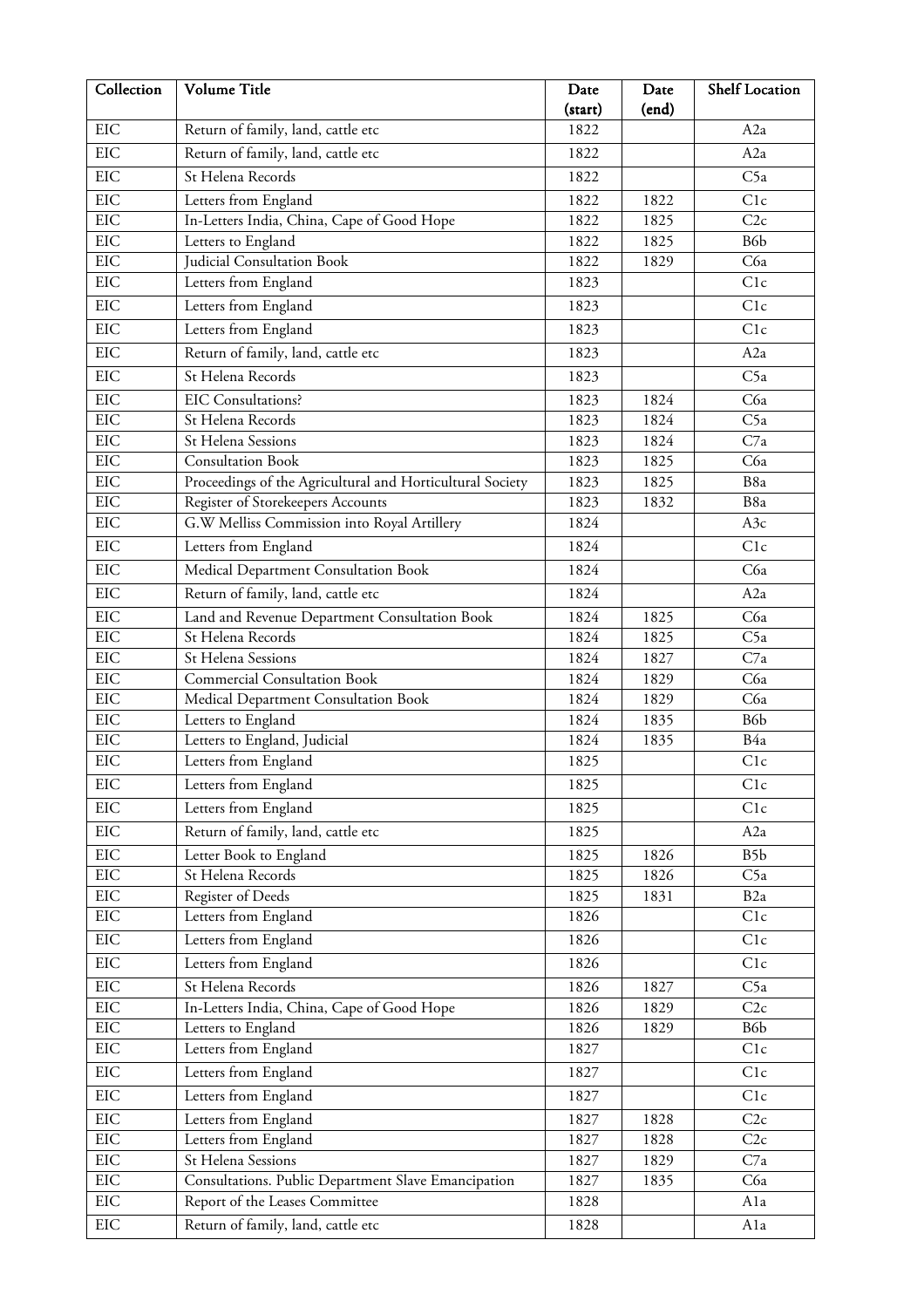| Collection | Volume Title | Date (start) | Date (end) | Shelf Location |
|---|---|---|---|---|
| EIC | Return of family, land, cattle etc | 1822 | | A2a |
| EIC | Return of family, land, cattle etc | 1822 | | A2a |
| EIC | St Helena Records | 1822 | | C5a |
| EIC | Letters from England | 1822 | 1822 | C1c |
| EIC | In-Letters India, China, Cape of Good Hope | 1822 | 1825 | C2c |
| EIC | Letters to England | 1822 | 1825 | B6b |
| EIC | Judicial Consultation Book | 1822 | 1829 | C6a |
| EIC | Letters from England | 1823 | | C1c |
| EIC | Letters from England | 1823 | | C1c |
| EIC | Letters from England | 1823 | | C1c |
| EIC | Return of family, land, cattle etc | 1823 | | A2a |
| EIC | St Helena Records | 1823 | | C5a |
| EIC | EIC Consultations? | 1823 | 1824 | C6a |
| EIC | St Helena Records | 1823 | 1824 | C5a |
| EIC | St Helena Sessions | 1823 | 1824 | C7a |
| EIC | Consultation Book | 1823 | 1825 | C6a |
| EIC | Proceedings of the Agricultural and Horticultural Society | 1823 | 1825 | B8a |
| EIC | Register of Storekeepers Accounts | 1823 | 1832 | B8a |
| EIC | G.W Melliss Commission into Royal Artillery | 1824 | | A3c |
| EIC | Letters from England | 1824 | | C1c |
| EIC | Medical Department Consultation Book | 1824 | | C6a |
| EIC | Return of family, land, cattle etc | 1824 | | A2a |
| EIC | Land and Revenue Department Consultation Book | 1824 | 1825 | C6a |
| EIC | St Helena Records | 1824 | 1825 | C5a |
| EIC | St Helena Sessions | 1824 | 1827 | C7a |
| EIC | Commercial Consultation Book | 1824 | 1829 | C6a |
| EIC | Medical Department Consultation Book | 1824 | 1829 | C6a |
| EIC | Letters to England | 1824 | 1835 | B6b |
| EIC | Letters to England, Judicial | 1824 | 1835 | B4a |
| EIC | Letters from England | 1825 | | C1c |
| EIC | Letters from England | 1825 | | C1c |
| EIC | Letters from England | 1825 | | C1c |
| EIC | Return of family, land, cattle etc | 1825 | | A2a |
| EIC | Letter Book to England | 1825 | 1826 | B5b |
| EIC | St Helena Records | 1825 | 1826 | C5a |
| EIC | Register of Deeds | 1825 | 1831 | B2a |
| EIC | Letters from England | 1826 | | C1c |
| EIC | Letters from England | 1826 | | C1c |
| EIC | Letters from England | 1826 | | C1c |
| EIC | St Helena Records | 1826 | 1827 | C5a |
| EIC | In-Letters India, China, Cape of Good Hope | 1826 | 1829 | C2c |
| EIC | Letters to England | 1826 | 1829 | B6b |
| EIC | Letters from England | 1827 | | C1c |
| EIC | Letters from England | 1827 | | C1c |
| EIC | Letters from England | 1827 | | C1c |
| EIC | Letters from England | 1827 | 1828 | C2c |
| EIC | Letters from England | 1827 | 1828 | C2c |
| EIC | St Helena Sessions | 1827 | 1829 | C7a |
| EIC | Consultations. Public Department Slave Emancipation | 1827 | 1835 | C6a |
| EIC | Report of the Leases Committee | 1828 | | A1a |
| EIC | Return of family, land, cattle etc | 1828 | | A1a |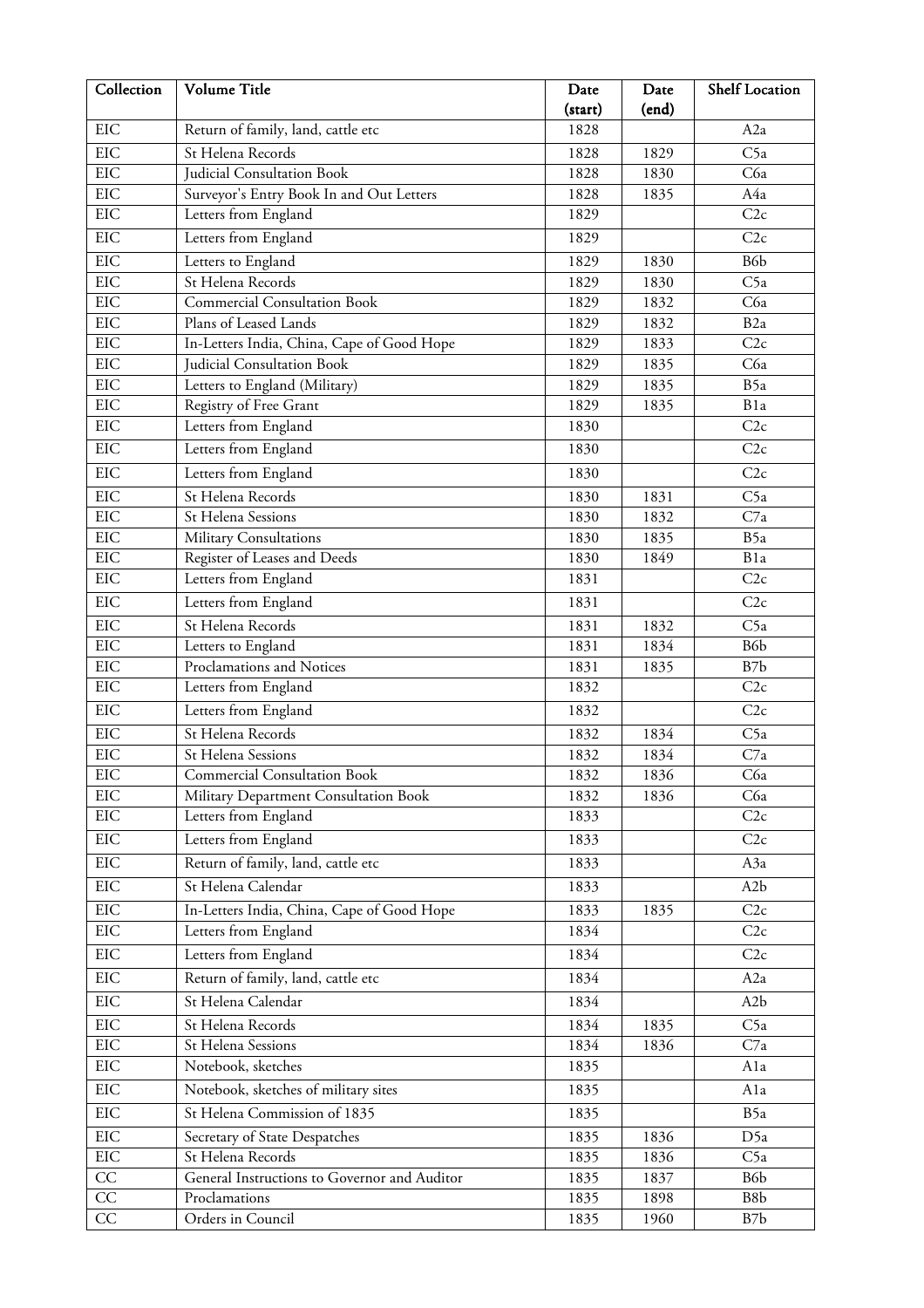| Collection | Volume Title | Date (start) | Date (end) | Shelf Location |
|---|---|---|---|---|
| EIC | Return of family, land, cattle etc | 1828 | | A2a |
| EIC | St Helena Records | 1828 | 1829 | C5a |
| EIC | Judicial Consultation Book | 1828 | 1830 | C6a |
| EIC | Surveyor's Entry Book In and Out Letters | 1828 | 1835 | A4a |
| EIC | Letters from England | 1829 | | C2c |
| EIC | Letters from England | 1829 | | C2c |
| EIC | Letters to England | 1829 | 1830 | B6b |
| EIC | St Helena Records | 1829 | 1830 | C5a |
| EIC | Commercial Consultation Book | 1829 | 1832 | C6a |
| EIC | Plans of Leased Lands | 1829 | 1832 | B2a |
| EIC | In-Letters India, China, Cape of Good Hope | 1829 | 1833 | C2c |
| EIC | Judicial Consultation Book | 1829 | 1835 | C6a |
| EIC | Letters to England (Military) | 1829 | 1835 | B5a |
| EIC | Registry of Free Grant | 1829 | 1835 | B1a |
| EIC | Letters from England | 1830 | | C2c |
| EIC | Letters from England | 1830 | | C2c |
| EIC | Letters from England | 1830 | | C2c |
| EIC | St Helena Records | 1830 | 1831 | C5a |
| EIC | St Helena Sessions | 1830 | 1832 | C7a |
| EIC | Military Consultations | 1830 | 1835 | B5a |
| EIC | Register of Leases and Deeds | 1830 | 1849 | B1a |
| EIC | Letters from England | 1831 | | C2c |
| EIC | Letters from England | 1831 | | C2c |
| EIC | St Helena Records | 1831 | 1832 | C5a |
| EIC | Letters to England | 1831 | 1834 | B6b |
| EIC | Proclamations and Notices | 1831 | 1835 | B7b |
| EIC | Letters from England | 1832 | | C2c |
| EIC | Letters from England | 1832 | | C2c |
| EIC | St Helena Records | 1832 | 1834 | C5a |
| EIC | St Helena Sessions | 1832 | 1834 | C7a |
| EIC | Commercial Consultation Book | 1832 | 1836 | C6a |
| EIC | Military Department Consultation Book | 1832 | 1836 | C6a |
| EIC | Letters from England | 1833 | | C2c |
| EIC | Letters from England | 1833 | | C2c |
| EIC | Return of family, land, cattle etc | 1833 | | A3a |
| EIC | St Helena Calendar | 1833 | | A2b |
| EIC | In-Letters India, China, Cape of Good Hope | 1833 | 1835 | C2c |
| EIC | Letters from England | 1834 | | C2c |
| EIC | Letters from England | 1834 | | C2c |
| EIC | Return of family, land, cattle etc | 1834 | | A2a |
| EIC | St Helena Calendar | 1834 | | A2b |
| EIC | St Helena Records | 1834 | 1835 | C5a |
| EIC | St Helena Sessions | 1834 | 1836 | C7a |
| EIC | Notebook, sketches | 1835 | | A1a |
| EIC | Notebook, sketches of military sites | 1835 | | A1a |
| EIC | St Helena Commission of 1835 | 1835 | | B5a |
| EIC | Secretary of State Despatches | 1835 | 1836 | D5a |
| EIC | St Helena Records | 1835 | 1836 | C5a |
| CC | General Instructions to Governor and Auditor | 1835 | 1837 | B6b |
| CC | Proclamations | 1835 | 1898 | B8b |
| CC | Orders in Council | 1835 | 1960 | B7b |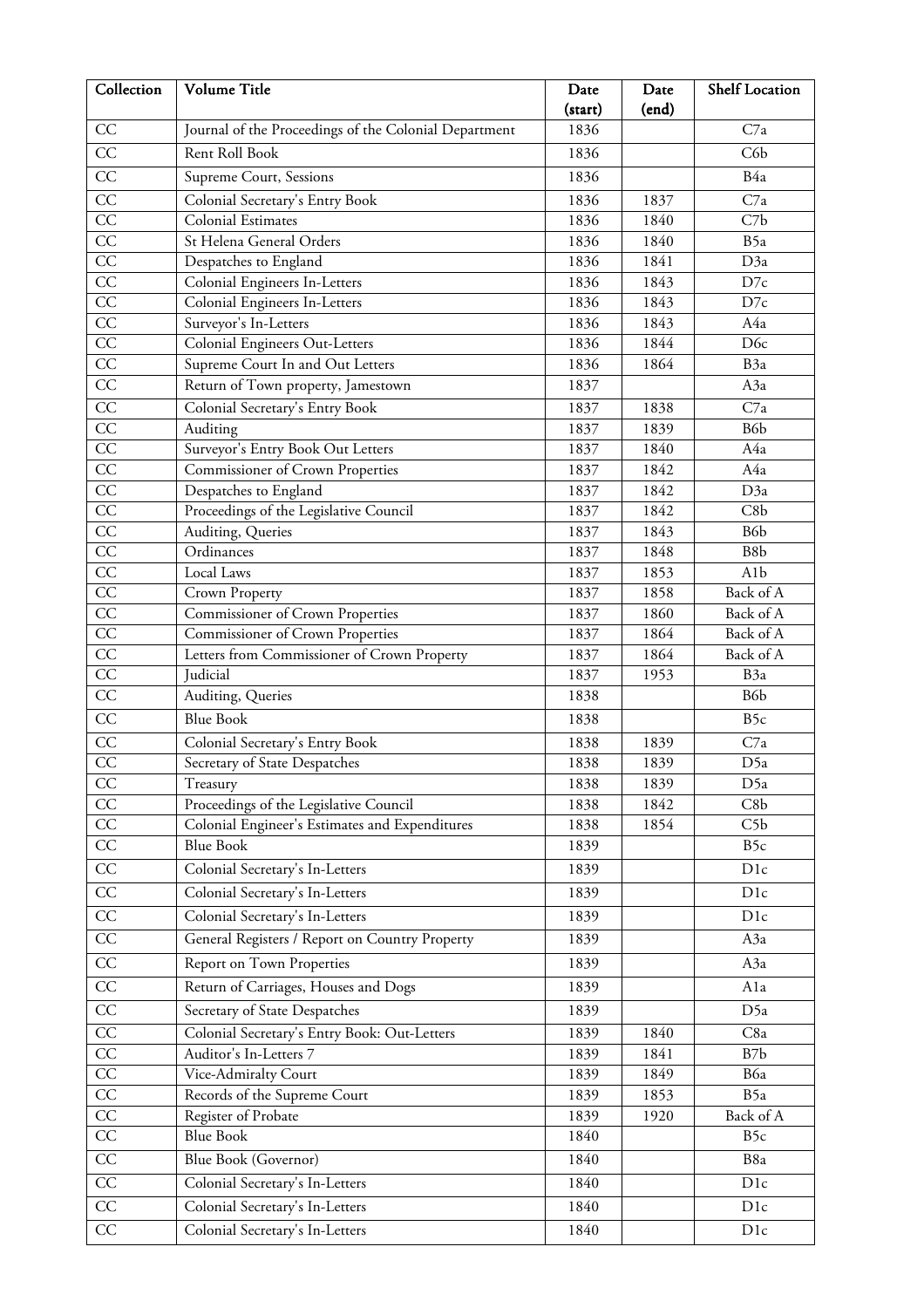| Collection | Volume Title | Date (start) | Date (end) | Shelf Location |
|---|---|---|---|---|
| CC | Journal of the Proceedings of the Colonial Department | 1836 | | C7a |
| CC | Rent Roll Book | 1836 | | C6b |
| CC | Supreme Court, Sessions | 1836 | | B4a |
| CC | Colonial Secretary's Entry Book | 1836 | 1837 | C7a |
| CC | Colonial Estimates | 1836 | 1840 | C7b |
| CC | St Helena General Orders | 1836 | 1840 | B5a |
| CC | Despatches to England | 1836 | 1841 | D3a |
| CC | Colonial Engineers In-Letters | 1836 | 1843 | D7c |
| CC | Colonial Engineers In-Letters | 1836 | 1843 | D7c |
| CC | Surveyor's In-Letters | 1836 | 1843 | A4a |
| CC | Colonial Engineers Out-Letters | 1836 | 1844 | D6c |
| CC | Supreme Court In and Out Letters | 1836 | 1864 | B3a |
| CC | Return of Town property, Jamestown | 1837 | | A3a |
| CC | Colonial Secretary's Entry Book | 1837 | 1838 | C7a |
| CC | Auditing | 1837 | 1839 | B6b |
| CC | Surveyor's Entry Book Out Letters | 1837 | 1840 | A4a |
| CC | Commissioner of Crown Properties | 1837 | 1842 | A4a |
| CC | Despatches to England | 1837 | 1842 | D3a |
| CC | Proceedings of the Legislative Council | 1837 | 1842 | C8b |
| CC | Auditing, Queries | 1837 | 1843 | B6b |
| CC | Ordinances | 1837 | 1848 | B8b |
| CC | Local Laws | 1837 | 1853 | A1b |
| CC | Crown Property | 1837 | 1858 | Back of A |
| CC | Commissioner of Crown Properties | 1837 | 1860 | Back of A |
| CC | Commissioner of Crown Properties | 1837 | 1864 | Back of A |
| CC | Letters from Commissioner of Crown Property | 1837 | 1864 | Back of A |
| CC | Judicial | 1837 | 1953 | B3a |
| CC | Auditing, Queries | 1838 | | B6b |
| CC | Blue Book | 1838 | | B5c |
| CC | Colonial Secretary's Entry Book | 1838 | 1839 | C7a |
| CC | Secretary of State Despatches | 1838 | 1839 | D5a |
| CC | Treasury | 1838 | 1839 | D5a |
| CC | Proceedings of the Legislative Council | 1838 | 1842 | C8b |
| CC | Colonial Engineer's Estimates and Expenditures | 1838 | 1854 | C5b |
| CC | Blue Book | 1839 | | B5c |
| CC | Colonial Secretary's In-Letters | 1839 | | D1c |
| CC | Colonial Secretary's In-Letters | 1839 | | D1c |
| CC | Colonial Secretary's In-Letters | 1839 | | D1c |
| CC | General Registers / Report on Country Property | 1839 | | A3a |
| CC | Report on Town Properties | 1839 | | A3a |
| CC | Return of Carriages, Houses and Dogs | 1839 | | A1a |
| CC | Secretary of State Despatches | 1839 | | D5a |
| CC | Colonial Secretary's Entry Book: Out-Letters | 1839 | 1840 | C8a |
| CC | Auditor's In-Letters 7 | 1839 | 1841 | B7b |
| CC | Vice-Admiralty Court | 1839 | 1849 | B6a |
| CC | Records of the Supreme Court | 1839 | 1853 | B5a |
| CC | Register of Probate | 1839 | 1920 | Back of A |
| CC | Blue Book | 1840 | | B5c |
| CC | Blue Book (Governor) | 1840 | | B8a |
| CC | Colonial Secretary's In-Letters | 1840 | | D1c |
| CC | Colonial Secretary's In-Letters | 1840 | | D1c |
| CC | Colonial Secretary's In-Letters | 1840 | | D1c |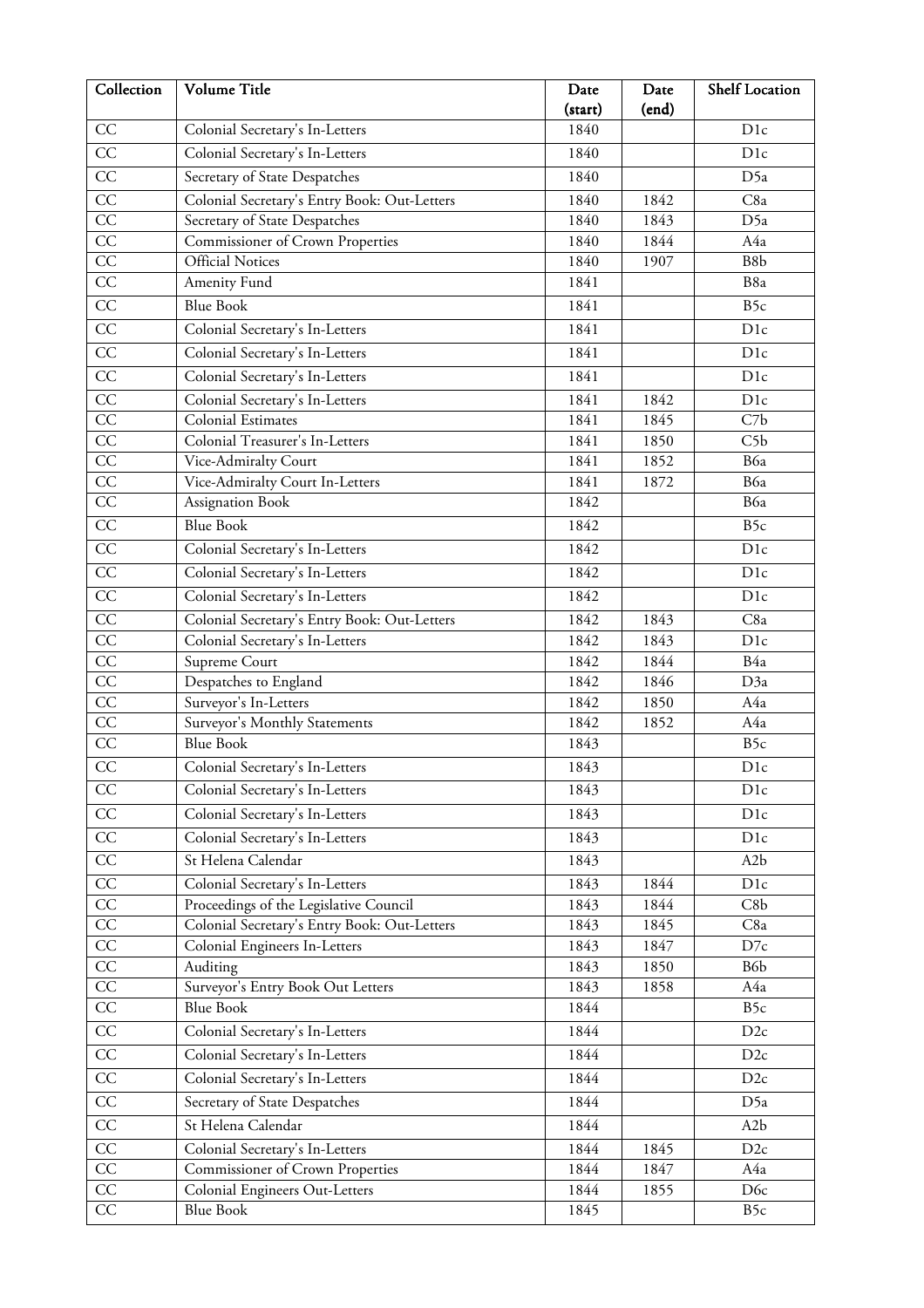| Collection | Volume Title | Date (start) | Date (end) | Shelf Location |
| --- | --- | --- | --- | --- |
| CC | Colonial Secretary's In-Letters | 1840 | | D1c |
| CC | Colonial Secretary's In-Letters | 1840 | | D1c |
| CC | Secretary of State Despatches | 1840 | | D5a |
| CC | Colonial Secretary's Entry Book: Out-Letters | 1840 | 1842 | C8a |
| CC | Secretary of State Despatches | 1840 | 1843 | D5a |
| CC | Commissioner of Crown Properties | 1840 | 1844 | A4a |
| CC | Official Notices | 1840 | 1907 | B8b |
| CC | Amenity Fund | 1841 | | B8a |
| CC | Blue Book | 1841 | | B5c |
| CC | Colonial Secretary's In-Letters | 1841 | | D1c |
| CC | Colonial Secretary's In-Letters | 1841 | | D1c |
| CC | Colonial Secretary's In-Letters | 1841 | | D1c |
| CC | Colonial Secretary's In-Letters | 1841 | 1842 | D1c |
| CC | Colonial Estimates | 1841 | 1845 | C7b |
| CC | Colonial Treasurer's In-Letters | 1841 | 1850 | C5b |
| CC | Vice-Admiralty Court | 1841 | 1852 | B6a |
| CC | Vice-Admiralty Court In-Letters | 1841 | 1872 | B6a |
| CC | Assignation Book | 1842 | | B6a |
| CC | Blue Book | 1842 | | B5c |
| CC | Colonial Secretary's In-Letters | 1842 | | D1c |
| CC | Colonial Secretary's In-Letters | 1842 | | D1c |
| CC | Colonial Secretary's In-Letters | 1842 | | D1c |
| CC | Colonial Secretary's Entry Book: Out-Letters | 1842 | 1843 | C8a |
| CC | Colonial Secretary's In-Letters | 1842 | 1843 | D1c |
| CC | Supreme Court | 1842 | 1844 | B4a |
| CC | Despatches to England | 1842 | 1846 | D3a |
| CC | Surveyor's In-Letters | 1842 | 1850 | A4a |
| CC | Surveyor's Monthly Statements | 1842 | 1852 | A4a |
| CC | Blue Book | 1843 | | B5c |
| CC | Colonial Secretary's In-Letters | 1843 | | D1c |
| CC | Colonial Secretary's In-Letters | 1843 | | D1c |
| CC | Colonial Secretary's In-Letters | 1843 | | D1c |
| CC | Colonial Secretary's In-Letters | 1843 | | D1c |
| CC | St Helena Calendar | 1843 | | A2b |
| CC | Colonial Secretary's In-Letters | 1843 | 1844 | D1c |
| CC | Proceedings of the Legislative Council | 1843 | 1844 | C8b |
| CC | Colonial Secretary's Entry Book: Out-Letters | 1843 | 1845 | C8a |
| CC | Colonial Engineers In-Letters | 1843 | 1847 | D7c |
| CC | Auditing | 1843 | 1850 | B6b |
| CC | Surveyor's Entry Book Out Letters | 1843 | 1858 | A4a |
| CC | Blue Book | 1844 | | B5c |
| CC | Colonial Secretary's In-Letters | 1844 | | D2c |
| CC | Colonial Secretary's In-Letters | 1844 | | D2c |
| CC | Colonial Secretary's In-Letters | 1844 | | D2c |
| CC | Secretary of State Despatches | 1844 | | D5a |
| CC | St Helena Calendar | 1844 | | A2b |
| CC | Colonial Secretary's In-Letters | 1844 | 1845 | D2c |
| CC | Commissioner of Crown Properties | 1844 | 1847 | A4a |
| CC | Colonial Engineers Out-Letters | 1844 | 1855 | D6c |
| CC | Blue Book | 1845 | | B5c |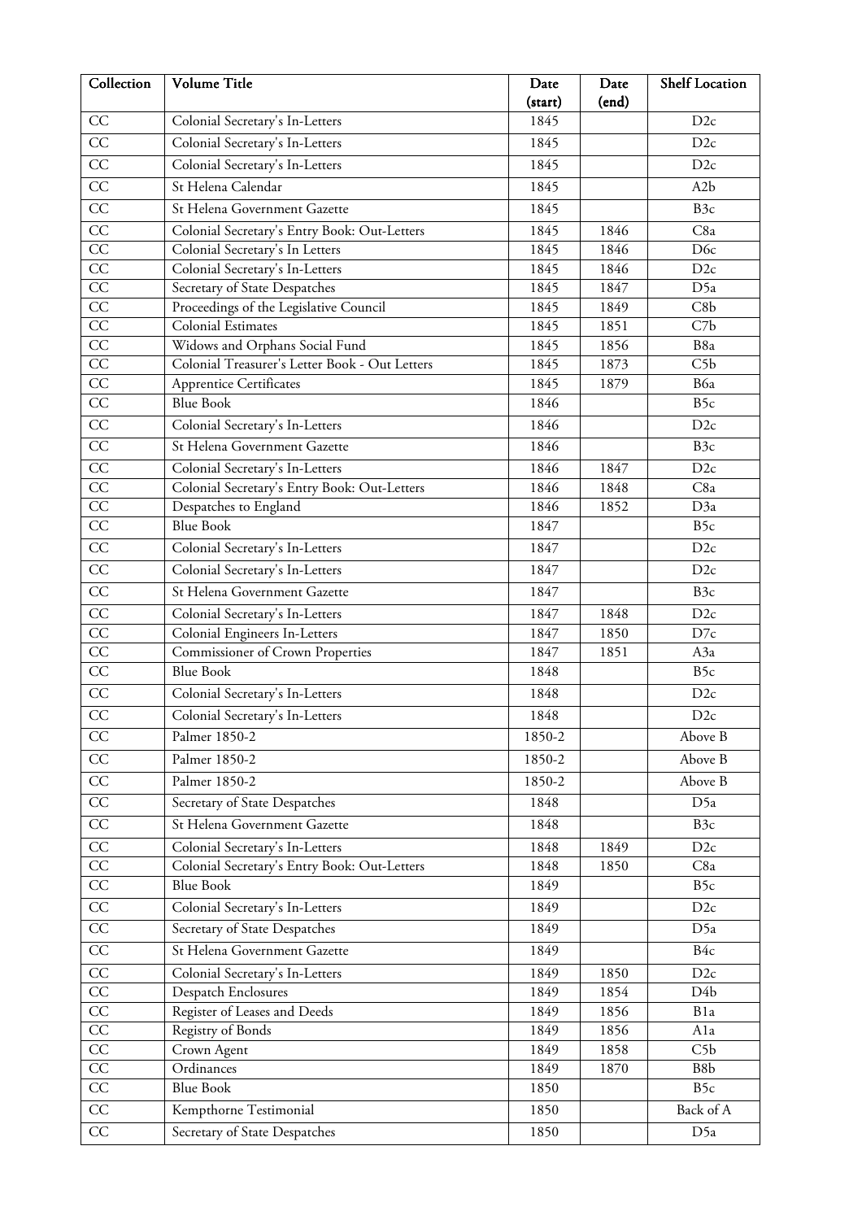| Collection | Volume Title | Date (start) | Date (end) | Shelf Location |
|---|---|---|---|---|
| CC | Colonial Secretary's In-Letters | 1845 | | D2c |
| CC | Colonial Secretary's In-Letters | 1845 | | D2c |
| CC | Colonial Secretary's In-Letters | 1845 | | D2c |
| CC | St Helena Calendar | 1845 | | A2b |
| CC | St Helena Government Gazette | 1845 | | B3c |
| CC | Colonial Secretary's Entry Book: Out-Letters | 1845 | 1846 | C8a |
| CC | Colonial Secretary's In Letters | 1845 | 1846 | D6c |
| CC | Colonial Secretary's In-Letters | 1845 | 1846 | D2c |
| CC | Secretary of State Despatches | 1845 | 1847 | D5a |
| CC | Proceedings of the Legislative Council | 1845 | 1849 | C8b |
| CC | Colonial Estimates | 1845 | 1851 | C7b |
| CC | Widows and Orphans Social Fund | 1845 | 1856 | B8a |
| CC | Colonial Treasurer's Letter Book - Out Letters | 1845 | 1873 | C5b |
| CC | Apprentice Certificates | 1845 | 1879 | B6a |
| CC | Blue Book | 1846 | | B5c |
| CC | Colonial Secretary's In-Letters | 1846 | | D2c |
| CC | St Helena Government Gazette | 1846 | | B3c |
| CC | Colonial Secretary's In-Letters | 1846 | 1847 | D2c |
| CC | Colonial Secretary's Entry Book: Out-Letters | 1846 | 1848 | C8a |
| CC | Despatches to England | 1846 | 1852 | D3a |
| CC | Blue Book | 1847 | | B5c |
| CC | Colonial Secretary's In-Letters | 1847 | | D2c |
| CC | Colonial Secretary's In-Letters | 1847 | | D2c |
| CC | St Helena Government Gazette | 1847 | | B3c |
| CC | Colonial Secretary's In-Letters | 1847 | 1848 | D2c |
| CC | Colonial Engineers In-Letters | 1847 | 1850 | D7c |
| CC | Commissioner of Crown Properties | 1847 | 1851 | A3a |
| CC | Blue Book | 1848 | | B5c |
| CC | Colonial Secretary's In-Letters | 1848 | | D2c |
| CC | Colonial Secretary's In-Letters | 1848 | | D2c |
| CC | Palmer 1850-2 | 1850-2 | | Above B |
| CC | Palmer 1850-2 | 1850-2 | | Above B |
| CC | Palmer 1850-2 | 1850-2 | | Above B |
| CC | Secretary of State Despatches | 1848 | | D5a |
| CC | St Helena Government Gazette | 1848 | | B3c |
| CC | Colonial Secretary's In-Letters | 1848 | 1849 | D2c |
| CC | Colonial Secretary's Entry Book: Out-Letters | 1848 | 1850 | C8a |
| CC | Blue Book | 1849 | | B5c |
| CC | Colonial Secretary's In-Letters | 1849 | | D2c |
| CC | Secretary of State Despatches | 1849 | | D5a |
| CC | St Helena Government Gazette | 1849 | | B4c |
| CC | Colonial Secretary's In-Letters | 1849 | 1850 | D2c |
| CC | Despatch Enclosures | 1849 | 1854 | D4b |
| CC | Register of Leases and Deeds | 1849 | 1856 | B1a |
| CC | Registry of Bonds | 1849 | 1856 | A1a |
| CC | Crown Agent | 1849 | 1858 | C5b |
| CC | Ordinances | 1849 | 1870 | B8b |
| CC | Blue Book | 1850 | | B5c |
| CC | Kempthorne Testimonial | 1850 | | Back of A |
| CC | Secretary of State Despatches | 1850 | | D5a |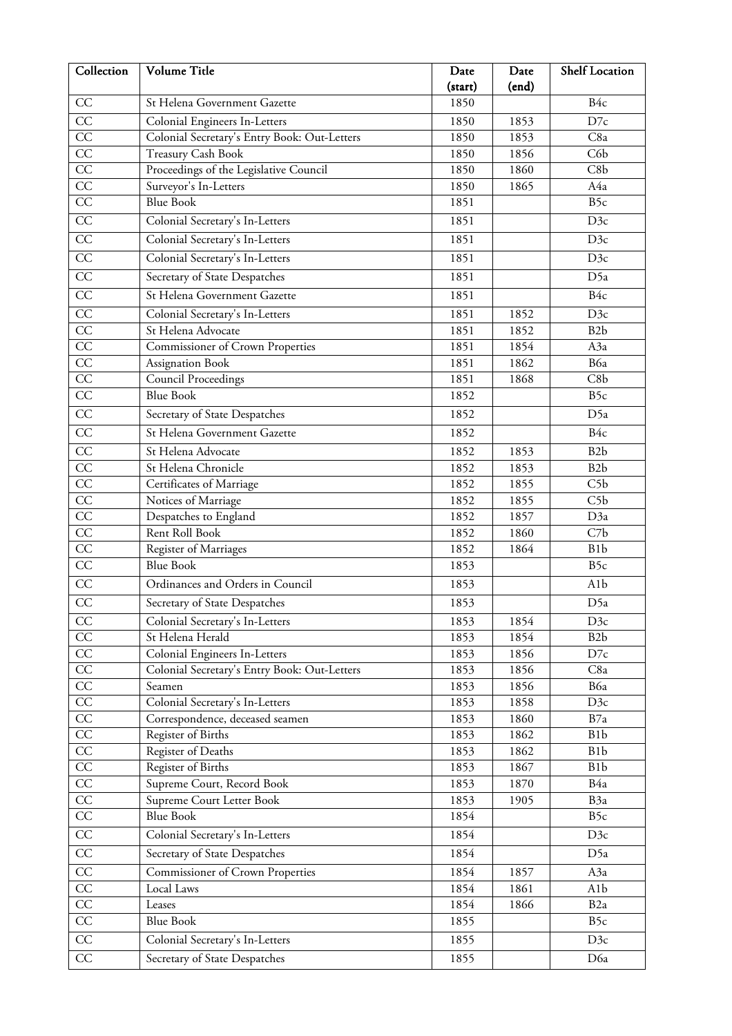| Collection | Volume Title | Date (start) | Date (end) | Shelf Location |
| --- | --- | --- | --- | --- |
| CC | St Helena Government Gazette | 1850 | | B4c |
| CC | Colonial Engineers In-Letters | 1850 | 1853 | D7c |
| CC | Colonial Secretary's Entry Book: Out-Letters | 1850 | 1853 | C8a |
| CC | Treasury Cash Book | 1850 | 1856 | C6b |
| CC | Proceedings of the Legislative Council | 1850 | 1860 | C8b |
| CC | Surveyor's In-Letters | 1850 | 1865 | A4a |
| CC | Blue Book | 1851 | | B5c |
| CC | Colonial Secretary's In-Letters | 1851 | | D3c |
| CC | Colonial Secretary's In-Letters | 1851 | | D3c |
| CC | Colonial Secretary's In-Letters | 1851 | | D3c |
| CC | Secretary of State Despatches | 1851 | | D5a |
| CC | St Helena Government Gazette | 1851 | | B4c |
| CC | Colonial Secretary's In-Letters | 1851 | 1852 | D3c |
| CC | St Helena Advocate | 1851 | 1852 | B2b |
| CC | Commissioner of Crown Properties | 1851 | 1854 | A3a |
| CC | Assignation Book | 1851 | 1862 | B6a |
| CC | Council Proceedings | 1851 | 1868 | C8b |
| CC | Blue Book | 1852 | | B5c |
| CC | Secretary of State Despatches | 1852 | | D5a |
| CC | St Helena Government Gazette | 1852 | | B4c |
| CC | St Helena Advocate | 1852 | 1853 | B2b |
| CC | St Helena Chronicle | 1852 | 1853 | B2b |
| CC | Certificates of Marriage | 1852 | 1855 | C5b |
| CC | Notices of Marriage | 1852 | 1855 | C5b |
| CC | Despatches to England | 1852 | 1857 | D3a |
| CC | Rent Roll Book | 1852 | 1860 | C7b |
| CC | Register of Marriages | 1852 | 1864 | B1b |
| CC | Blue Book | 1853 | | B5c |
| CC | Ordinances and Orders in Council | 1853 | | A1b |
| CC | Secretary of State Despatches | 1853 | | D5a |
| CC | Colonial Secretary's In-Letters | 1853 | 1854 | D3c |
| CC | St Helena Herald | 1853 | 1854 | B2b |
| CC | Colonial Engineers In-Letters | 1853 | 1856 | D7c |
| CC | Colonial Secretary's Entry Book: Out-Letters | 1853 | 1856 | C8a |
| CC | Seamen | 1853 | 1856 | B6a |
| CC | Colonial Secretary's In-Letters | 1853 | 1858 | D3c |
| CC | Correspondence, deceased seamen | 1853 | 1860 | B7a |
| CC | Register of Births | 1853 | 1862 | B1b |
| CC | Register of Deaths | 1853 | 1862 | B1b |
| CC | Register of Births | 1853 | 1867 | B1b |
| CC | Supreme Court, Record Book | 1853 | 1870 | B4a |
| CC | Supreme Court Letter Book | 1853 | 1905 | B3a |
| CC | Blue Book | 1854 | | B5c |
| CC | Colonial Secretary's In-Letters | 1854 | | D3c |
| CC | Secretary of State Despatches | 1854 | | D5a |
| CC | Commissioner of Crown Properties | 1854 | 1857 | A3a |
| CC | Local Laws | 1854 | 1861 | A1b |
| CC | Leases | 1854 | 1866 | B2a |
| CC | Blue Book | 1855 | | B5c |
| CC | Colonial Secretary's In-Letters | 1855 | | D3c |
| CC | Secretary of State Despatches | 1855 | | D6a |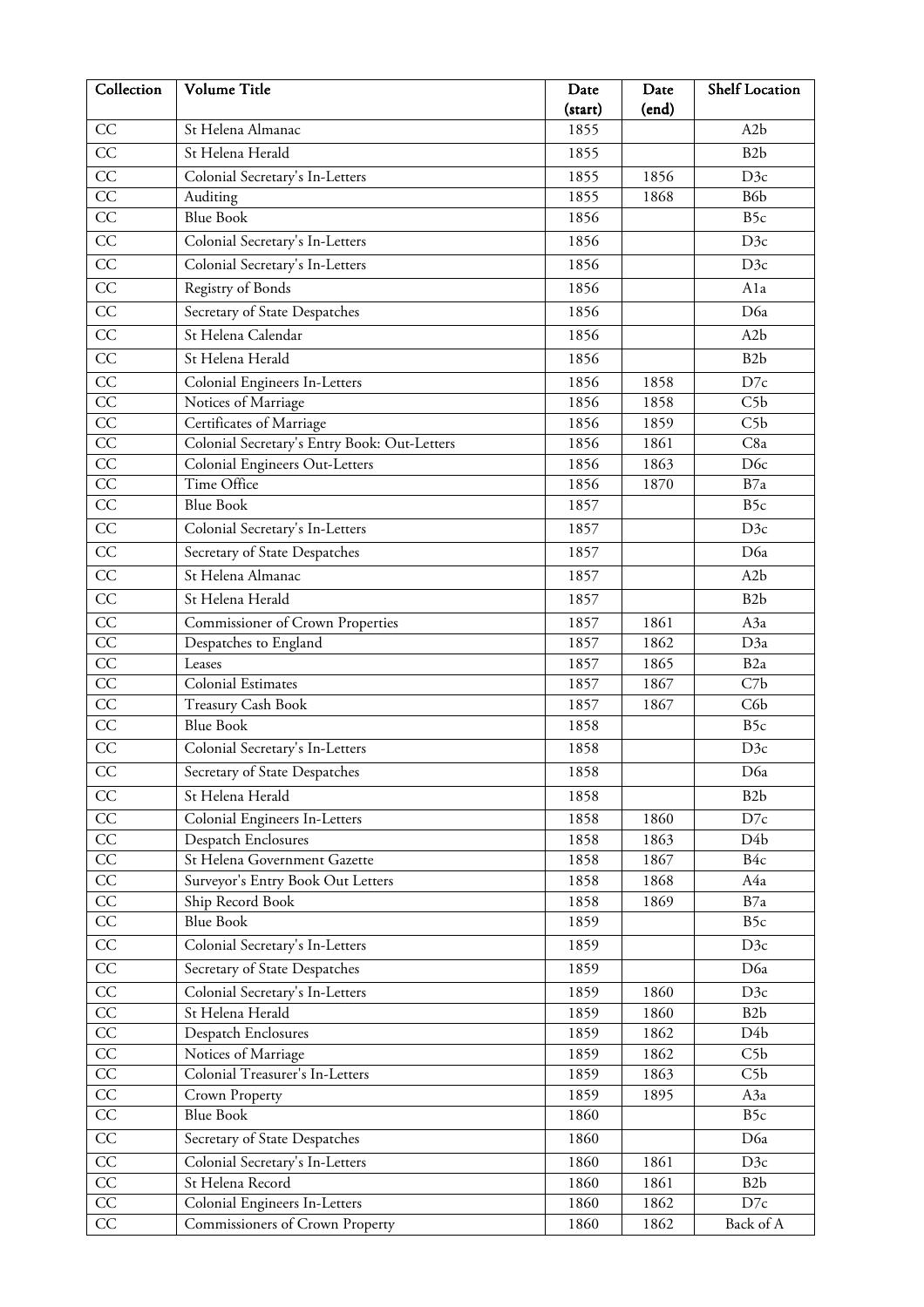| Collection | Volume Title | Date (start) | Date (end) | Shelf Location |
|---|---|---|---|---|
| CC | St Helena Almanac | 1855 | | A2b |
| CC | St Helena Herald | 1855 | | B2b |
| CC | Colonial Secretary's In-Letters | 1855 | 1856 | D3c |
| CC | Auditing | 1855 | 1868 | B6b |
| CC | Blue Book | 1856 | | B5c |
| CC | Colonial Secretary's In-Letters | 1856 | | D3c |
| CC | Colonial Secretary's In-Letters | 1856 | | D3c |
| CC | Registry of Bonds | 1856 | | A1a |
| CC | Secretary of State Despatches | 1856 | | D6a |
| CC | St Helena Calendar | 1856 | | A2b |
| CC | St Helena Herald | 1856 | | B2b |
| CC | Colonial Engineers In-Letters | 1856 | 1858 | D7c |
| CC | Notices of Marriage | 1856 | 1858 | C5b |
| CC | Certificates of Marriage | 1856 | 1859 | C5b |
| CC | Colonial Secretary's Entry Book: Out-Letters | 1856 | 1861 | C8a |
| CC | Colonial Engineers Out-Letters | 1856 | 1863 | D6c |
| CC | Time Office | 1856 | 1870 | B7a |
| CC | Blue Book | 1857 | | B5c |
| CC | Colonial Secretary's In-Letters | 1857 | | D3c |
| CC | Secretary of State Despatches | 1857 | | D6a |
| CC | St Helena Almanac | 1857 | | A2b |
| CC | St Helena Herald | 1857 | | B2b |
| CC | Commissioner of Crown Properties | 1857 | 1861 | A3a |
| CC | Despatches to England | 1857 | 1862 | D3a |
| CC | Leases | 1857 | 1865 | B2a |
| CC | Colonial Estimates | 1857 | 1867 | C7b |
| CC | Treasury Cash Book | 1857 | 1867 | C6b |
| CC | Blue Book | 1858 | | B5c |
| CC | Colonial Secretary's In-Letters | 1858 | | D3c |
| CC | Secretary of State Despatches | 1858 | | D6a |
| CC | St Helena Herald | 1858 | | B2b |
| CC | Colonial Engineers In-Letters | 1858 | 1860 | D7c |
| CC | Despatch Enclosures | 1858 | 1863 | D4b |
| CC | St Helena Government Gazette | 1858 | 1867 | B4c |
| CC | Surveyor's Entry Book Out Letters | 1858 | 1868 | A4a |
| CC | Ship Record Book | 1858 | 1869 | B7a |
| CC | Blue Book | 1859 | | B5c |
| CC | Colonial Secretary's In-Letters | 1859 | | D3c |
| CC | Secretary of State Despatches | 1859 | | D6a |
| CC | Colonial Secretary's In-Letters | 1859 | 1860 | D3c |
| CC | St Helena Herald | 1859 | 1860 | B2b |
| CC | Despatch Enclosures | 1859 | 1862 | D4b |
| CC | Notices of Marriage | 1859 | 1862 | C5b |
| CC | Colonial Treasurer's In-Letters | 1859 | 1863 | C5b |
| CC | Crown Property | 1859 | 1895 | A3a |
| CC | Blue Book | 1860 | | B5c |
| CC | Secretary of State Despatches | 1860 | | D6a |
| CC | Colonial Secretary's In-Letters | 1860 | 1861 | D3c |
| CC | St Helena Record | 1860 | 1861 | B2b |
| CC | Colonial Engineers In-Letters | 1860 | 1862 | D7c |
| CC | Commissioners of Crown Property | 1860 | 1862 | Back of A |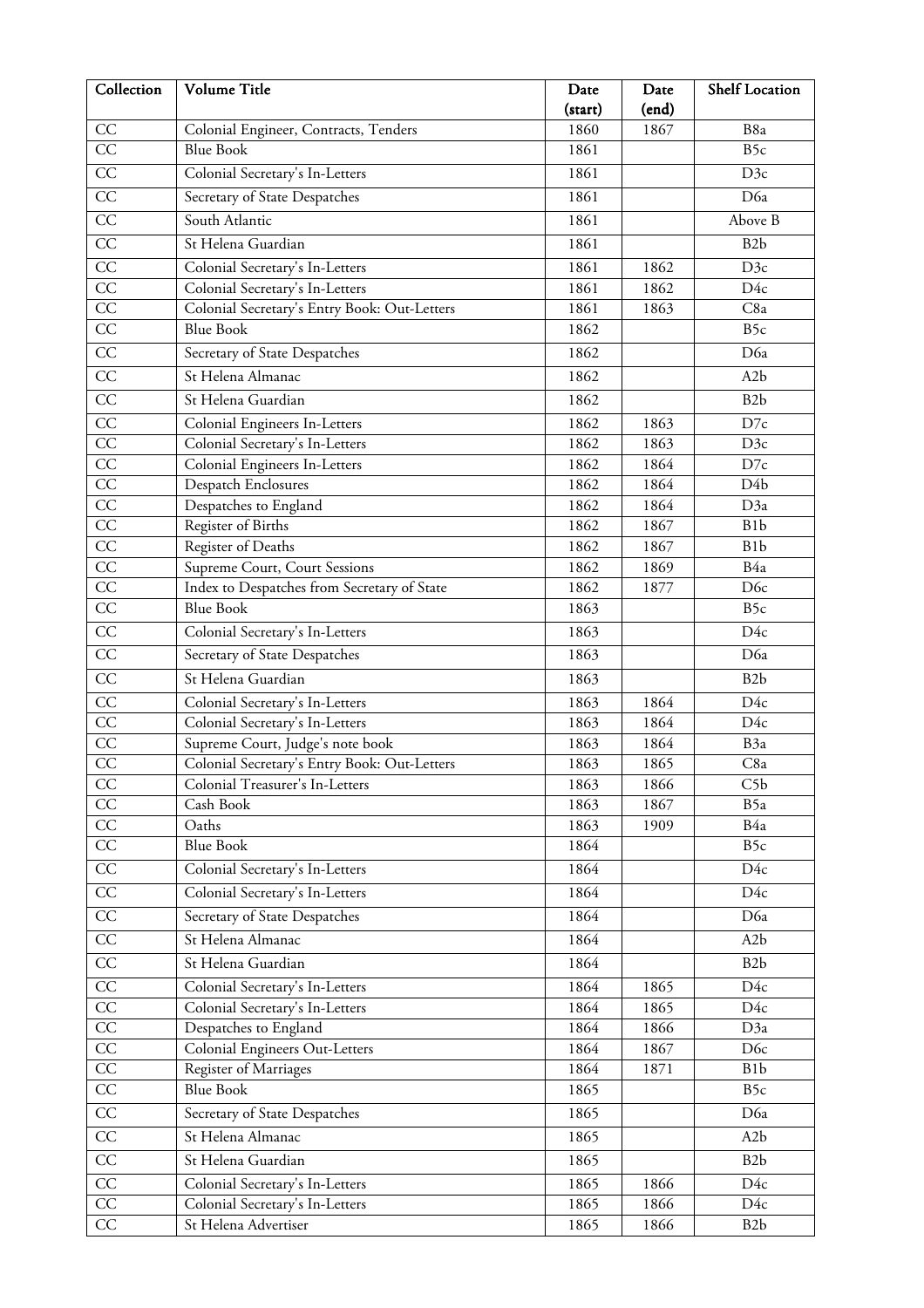| Collection | Volume Title | Date (start) | Date (end) | Shelf Location |
|---|---|---|---|---|
| CC | Colonial Engineer, Contracts, Tenders | 1860 | 1867 | B8a |
| CC | Blue Book | 1861 | | B5c |
| CC | Colonial Secretary's In-Letters | 1861 | | D3c |
| CC | Secretary of State Despatches | 1861 | | D6a |
| CC | South Atlantic | 1861 | | Above B |
| CC | St Helena Guardian | 1861 | | B2b |
| CC | Colonial Secretary's In-Letters | 1861 | 1862 | D3c |
| CC | Colonial Secretary's In-Letters | 1861 | 1862 | D4c |
| CC | Colonial Secretary's Entry Book: Out-Letters | 1861 | 1863 | C8a |
| CC | Blue Book | 1862 | | B5c |
| CC | Secretary of State Despatches | 1862 | | D6a |
| CC | St Helena Almanac | 1862 | | A2b |
| CC | St Helena Guardian | 1862 | | B2b |
| CC | Colonial Engineers In-Letters | 1862 | 1863 | D7c |
| CC | Colonial Secretary's In-Letters | 1862 | 1863 | D3c |
| CC | Colonial Engineers In-Letters | 1862 | 1864 | D7c |
| CC | Despatch Enclosures | 1862 | 1864 | D4b |
| CC | Despatches to England | 1862 | 1864 | D3a |
| CC | Register of Births | 1862 | 1867 | B1b |
| CC | Register of Deaths | 1862 | 1867 | B1b |
| CC | Supreme Court, Court Sessions | 1862 | 1869 | B4a |
| CC | Index to Despatches from Secretary of State | 1862 | 1877 | D6c |
| CC | Blue Book | 1863 | | B5c |
| CC | Colonial Secretary's In-Letters | 1863 | | D4c |
| CC | Secretary of State Despatches | 1863 | | D6a |
| CC | St Helena Guardian | 1863 | | B2b |
| CC | Colonial Secretary's In-Letters | 1863 | 1864 | D4c |
| CC | Colonial Secretary's In-Letters | 1863 | 1864 | D4c |
| CC | Supreme Court, Judge's note book | 1863 | 1864 | B3a |
| CC | Colonial Secretary's Entry Book: Out-Letters | 1863 | 1865 | C8a |
| CC | Colonial Treasurer's In-Letters | 1863 | 1866 | C5b |
| CC | Cash Book | 1863 | 1867 | B5a |
| CC | Oaths | 1863 | 1909 | B4a |
| CC | Blue Book | 1864 | | B5c |
| CC | Colonial Secretary's In-Letters | 1864 | | D4c |
| CC | Colonial Secretary's In-Letters | 1864 | | D4c |
| CC | Secretary of State Despatches | 1864 | | D6a |
| CC | St Helena Almanac | 1864 | | A2b |
| CC | St Helena Guardian | 1864 | | B2b |
| CC | Colonial Secretary's In-Letters | 1864 | 1865 | D4c |
| CC | Colonial Secretary's In-Letters | 1864 | 1865 | D4c |
| CC | Despatches to England | 1864 | 1866 | D3a |
| CC | Colonial Engineers Out-Letters | 1864 | 1867 | D6c |
| CC | Register of Marriages | 1864 | 1871 | B1b |
| CC | Blue Book | 1865 | | B5c |
| CC | Secretary of State Despatches | 1865 | | D6a |
| CC | St Helena Almanac | 1865 | | A2b |
| CC | St Helena Guardian | 1865 | | B2b |
| CC | Colonial Secretary's In-Letters | 1865 | 1866 | D4c |
| CC | Colonial Secretary's In-Letters | 1865 | 1866 | D4c |
| CC | St Helena Advertiser | 1865 | 1866 | B2b |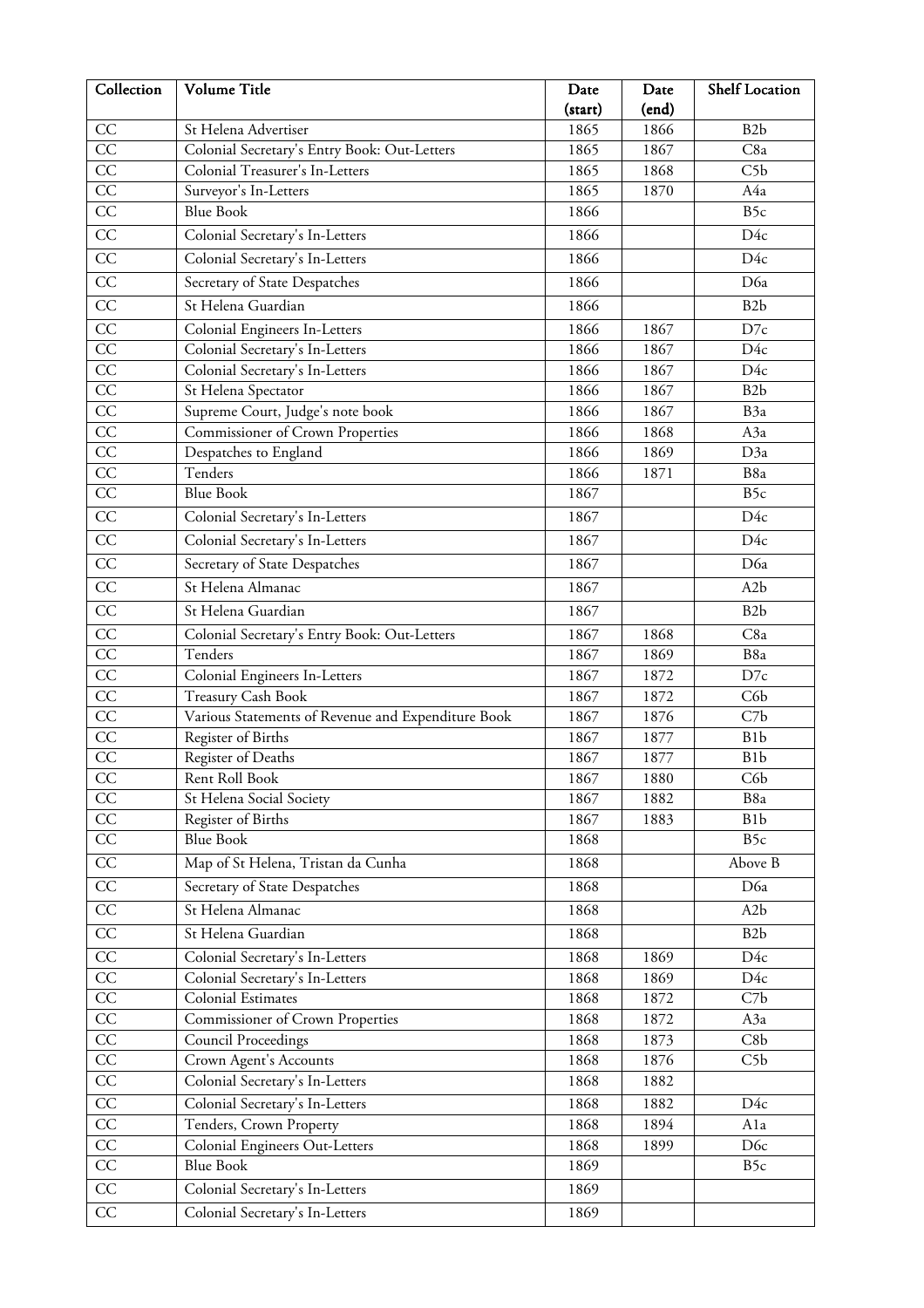| Collection | Volume Title | Date (start) | Date (end) | Shelf Location |
|---|---|---|---|---|
| CC | St Helena Advertiser | 1865 | 1866 | B2b |
| CC | Colonial Secretary's Entry Book: Out-Letters | 1865 | 1867 | C8a |
| CC | Colonial Treasurer's In-Letters | 1865 | 1868 | C5b |
| CC | Surveyor's In-Letters | 1865 | 1870 | A4a |
| CC | Blue Book | 1866 | | B5c |
| CC | Colonial Secretary's In-Letters | 1866 | | D4c |
| CC | Colonial Secretary's In-Letters | 1866 | | D4c |
| CC | Secretary of State Despatches | 1866 | | D6a |
| CC | St Helena Guardian | 1866 | | B2b |
| CC | Colonial Engineers In-Letters | 1866 | 1867 | D7c |
| CC | Colonial Secretary's In-Letters | 1866 | 1867 | D4c |
| CC | Colonial Secretary's In-Letters | 1866 | 1867 | D4c |
| CC | St Helena Spectator | 1866 | 1867 | B2b |
| CC | Supreme Court, Judge's note book | 1866 | 1867 | B3a |
| CC | Commissioner of Crown Properties | 1866 | 1868 | A3a |
| CC | Despatches to England | 1866 | 1869 | D3a |
| CC | Tenders | 1866 | 1871 | B8a |
| CC | Blue Book | 1867 | | B5c |
| CC | Colonial Secretary's In-Letters | 1867 | | D4c |
| CC | Colonial Secretary's In-Letters | 1867 | | D4c |
| CC | Secretary of State Despatches | 1867 | | D6a |
| CC | St Helena Almanac | 1867 | | A2b |
| CC | St Helena Guardian | 1867 | | B2b |
| CC | Colonial Secretary's Entry Book: Out-Letters | 1867 | 1868 | C8a |
| CC | Tenders | 1867 | 1869 | B8a |
| CC | Colonial Engineers In-Letters | 1867 | 1872 | D7c |
| CC | Treasury Cash Book | 1867 | 1872 | C6b |
| CC | Various Statements of Revenue and Expenditure Book | 1867 | 1876 | C7b |
| CC | Register of Births | 1867 | 1877 | B1b |
| CC | Register of Deaths | 1867 | 1877 | B1b |
| CC | Rent Roll Book | 1867 | 1880 | C6b |
| CC | St Helena Social Society | 1867 | 1882 | B8a |
| CC | Register of Births | 1867 | 1883 | B1b |
| CC | Blue Book | 1868 | | B5c |
| CC | Map of St Helena, Tristan da Cunha | 1868 | | Above B |
| CC | Secretary of State Despatches | 1868 | | D6a |
| CC | St Helena Almanac | 1868 | | A2b |
| CC | St Helena Guardian | 1868 | | B2b |
| CC | Colonial Secretary's In-Letters | 1868 | 1869 | D4c |
| CC | Colonial Secretary's In-Letters | 1868 | 1869 | D4c |
| CC | Colonial Estimates | 1868 | 1872 | C7b |
| CC | Commissioner of Crown Properties | 1868 | 1872 | A3a |
| CC | Council Proceedings | 1868 | 1873 | C8b |
| CC | Crown Agent's Accounts | 1868 | 1876 | C5b |
| CC | Colonial Secretary's In-Letters | 1868 | 1882 | |
| CC | Colonial Secretary's In-Letters | 1868 | 1882 | D4c |
| CC | Tenders, Crown Property | 1868 | 1894 | A1a |
| CC | Colonial Engineers Out-Letters | 1868 | 1899 | D6c |
| CC | Blue Book | 1869 | | B5c |
| CC | Colonial Secretary's In-Letters | 1869 | | |
| CC | Colonial Secretary's In-Letters | 1869 | | |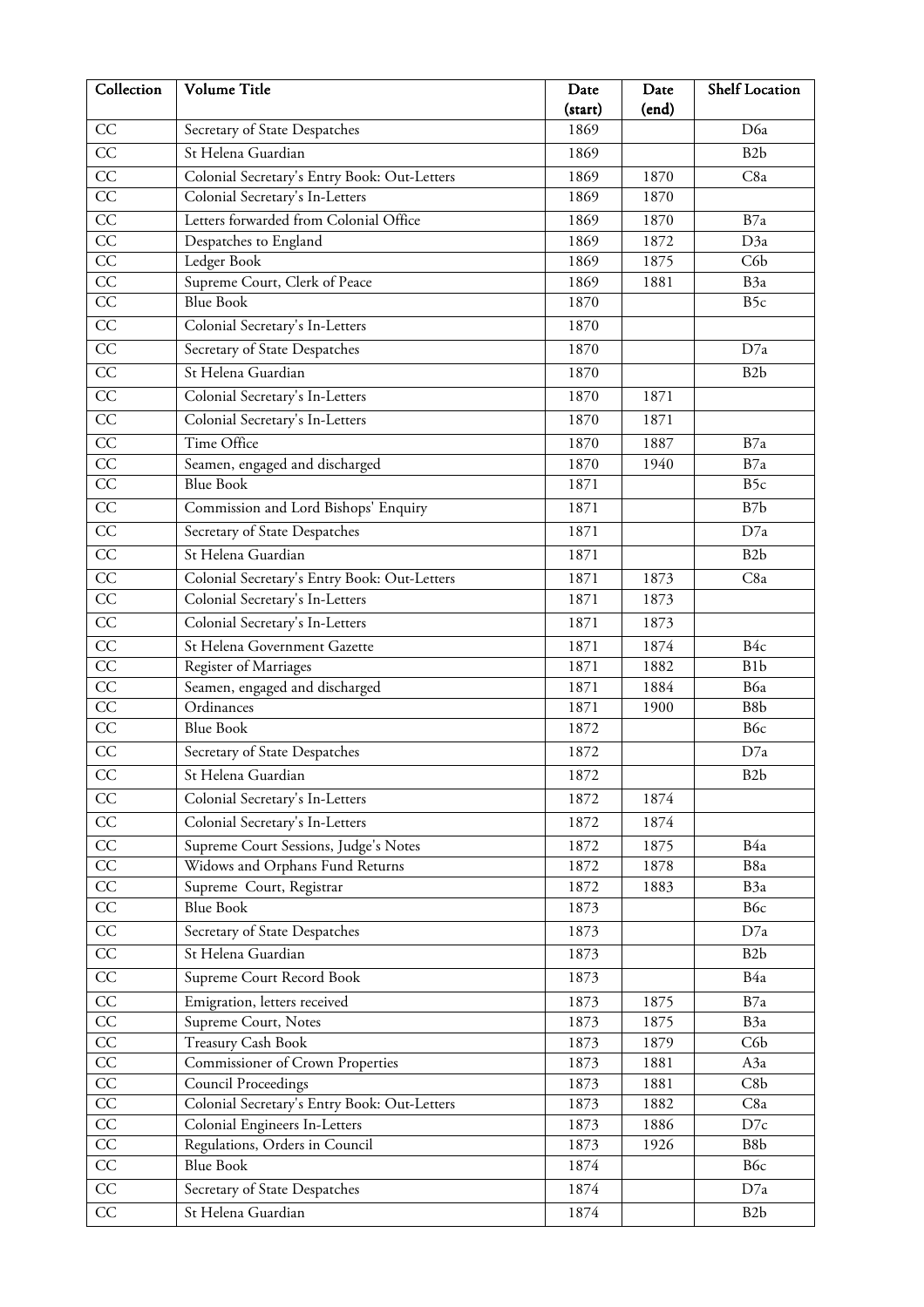| Collection | Volume Title | Date (start) | Date (end) | Shelf Location |
|---|---|---|---|---|
| CC | Secretary of State Despatches | 1869 | | D6a |
| CC | St Helena Guardian | 1869 | | B2b |
| CC | Colonial Secretary's Entry Book: Out-Letters | 1869 | 1870 | C8a |
| CC | Colonial Secretary's In-Letters | 1869 | 1870 | |
| CC | Letters forwarded from Colonial Office | 1869 | 1870 | B7a |
| CC | Despatches to England | 1869 | 1872 | D3a |
| CC | Ledger Book | 1869 | 1875 | C6b |
| CC | Supreme Court, Clerk of Peace | 1869 | 1881 | B3a |
| CC | Blue Book | 1870 | | B5c |
| CC | Colonial Secretary's In-Letters | 1870 | | |
| CC | Secretary of State Despatches | 1870 | | D7a |
| CC | St Helena Guardian | 1870 | | B2b |
| CC | Colonial Secretary's In-Letters | 1870 | 1871 | |
| CC | Colonial Secretary's In-Letters | 1870 | 1871 | |
| CC | Time Office | 1870 | 1887 | B7a |
| CC | Seamen, engaged and discharged | 1870 | 1940 | B7a |
| CC | Blue Book | 1871 | | B5c |
| CC | Commission and Lord Bishops' Enquiry | 1871 | | B7b |
| CC | Secretary of State Despatches | 1871 | | D7a |
| CC | St Helena Guardian | 1871 | | B2b |
| CC | Colonial Secretary's Entry Book: Out-Letters | 1871 | 1873 | C8a |
| CC | Colonial Secretary's In-Letters | 1871 | 1873 | |
| CC | Colonial Secretary's In-Letters | 1871 | 1873 | |
| CC | St Helena Government Gazette | 1871 | 1874 | B4c |
| CC | Register of Marriages | 1871 | 1882 | B1b |
| CC | Seamen, engaged and discharged | 1871 | 1884 | B6a |
| CC | Ordinances | 1871 | 1900 | B8b |
| CC | Blue Book | 1872 | | B6c |
| CC | Secretary of State Despatches | 1872 | | D7a |
| CC | St Helena Guardian | 1872 | | B2b |
| CC | Colonial Secretary's In-Letters | 1872 | 1874 | |
| CC | Colonial Secretary's In-Letters | 1872 | 1874 | |
| CC | Supreme Court Sessions, Judge's Notes | 1872 | 1875 | B4a |
| CC | Widows and Orphans Fund Returns | 1872 | 1878 | B8a |
| CC | Supreme Court, Registrar | 1872 | 1883 | B3a |
| CC | Blue Book | 1873 | | B6c |
| CC | Secretary of State Despatches | 1873 | | D7a |
| CC | St Helena Guardian | 1873 | | B2b |
| CC | Supreme Court Record Book | 1873 | | B4a |
| CC | Emigration, letters received | 1873 | 1875 | B7a |
| CC | Supreme Court, Notes | 1873 | 1875 | B3a |
| CC | Treasury Cash Book | 1873 | 1879 | C6b |
| CC | Commissioner of Crown Properties | 1873 | 1881 | A3a |
| CC | Council Proceedings | 1873 | 1881 | C8b |
| CC | Colonial Secretary's Entry Book: Out-Letters | 1873 | 1882 | C8a |
| CC | Colonial Engineers In-Letters | 1873 | 1886 | D7c |
| CC | Regulations, Orders in Council | 1873 | 1926 | B8b |
| CC | Blue Book | 1874 | | B6c |
| CC | Secretary of State Despatches | 1874 | | D7a |
| CC | St Helena Guardian | 1874 | | B2b |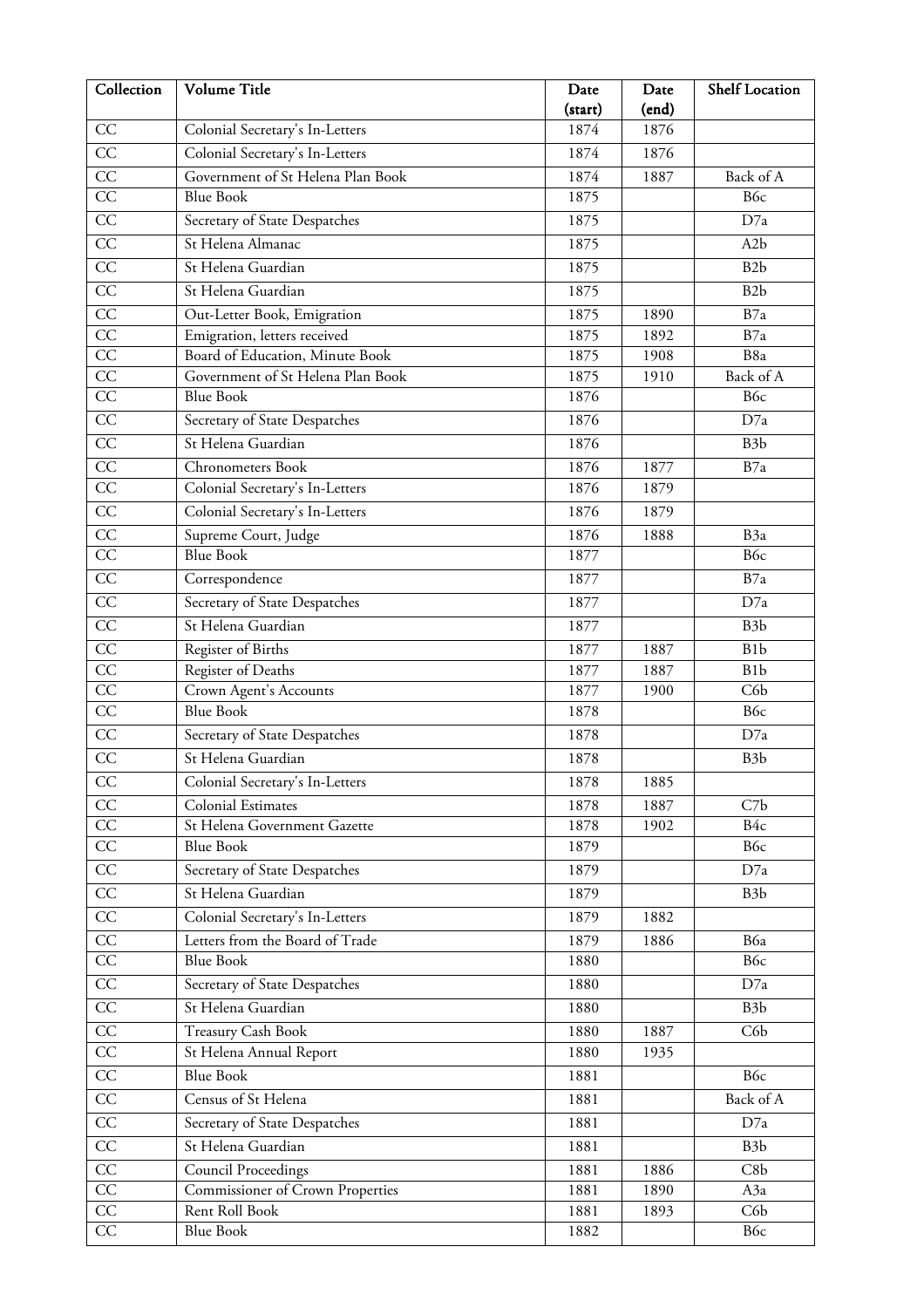| Collection | Volume Title | Date (start) | Date (end) | Shelf Location |
|---|---|---|---|---|
| CC | Colonial Secretary's In-Letters | 1874 | 1876 | |
| CC | Colonial Secretary's In-Letters | 1874 | 1876 | |
| CC | Government of St Helena Plan Book | 1874 | 1887 | Back of A |
| CC | Blue Book | 1875 | | B6c |
| CC | Secretary of State Despatches | 1875 | | D7a |
| CC | St Helena Almanac | 1875 | | A2b |
| CC | St Helena Guardian | 1875 | | B2b |
| CC | St Helena Guardian | 1875 | | B2b |
| CC | Out-Letter Book, Emigration | 1875 | 1890 | B7a |
| CC | Emigration, letters received | 1875 | 1892 | B7a |
| CC | Board of Education, Minute Book | 1875 | 1908 | B8a |
| CC | Government of St Helena Plan Book | 1875 | 1910 | Back of A |
| CC | Blue Book | 1876 | | B6c |
| CC | Secretary of State Despatches | 1876 | | D7a |
| CC | St Helena Guardian | 1876 | | B3b |
| CC | Chronometers Book | 1876 | 1877 | B7a |
| CC | Colonial Secretary's In-Letters | 1876 | 1879 | |
| CC | Colonial Secretary's In-Letters | 1876 | 1879 | |
| CC | Supreme Court, Judge | 1876 | 1888 | B3a |
| CC | Blue Book | 1877 | | B6c |
| CC | Correspondence | 1877 | | B7a |
| CC | Secretary of State Despatches | 1877 | | D7a |
| CC | St Helena Guardian | 1877 | | B3b |
| CC | Register of Births | 1877 | 1887 | B1b |
| CC | Register of Deaths | 1877 | 1887 | B1b |
| CC | Crown Agent's Accounts | 1877 | 1900 | C6b |
| CC | Blue Book | 1878 | | B6c |
| CC | Secretary of State Despatches | 1878 | | D7a |
| CC | St Helena Guardian | 1878 | | B3b |
| CC | Colonial Secretary's In-Letters | 1878 | 1885 | |
| CC | Colonial Estimates | 1878 | 1887 | C7b |
| CC | St Helena Government Gazette | 1878 | 1902 | B4c |
| CC | Blue Book | 1879 | | B6c |
| CC | Secretary of State Despatches | 1879 | | D7a |
| CC | St Helena Guardian | 1879 | | B3b |
| CC | Colonial Secretary's In-Letters | 1879 | 1882 | |
| CC | Letters from the Board of Trade | 1879 | 1886 | B6a |
| CC | Blue Book | 1880 | | B6c |
| CC | Secretary of State Despatches | 1880 | | D7a |
| CC | St Helena Guardian | 1880 | | B3b |
| CC | Treasury Cash Book | 1880 | 1887 | C6b |
| CC | St Helena Annual Report | 1880 | 1935 | |
| CC | Blue Book | 1881 | | B6c |
| CC | Census of St Helena | 1881 | | Back of A |
| CC | Secretary of State Despatches | 1881 | | D7a |
| CC | St Helena Guardian | 1881 | | B3b |
| CC | Council Proceedings | 1881 | 1886 | C8b |
| CC | Commissioner of Crown Properties | 1881 | 1890 | A3a |
| CC | Rent Roll Book | 1881 | 1893 | C6b |
| CC | Blue Book | 1882 | | B6c |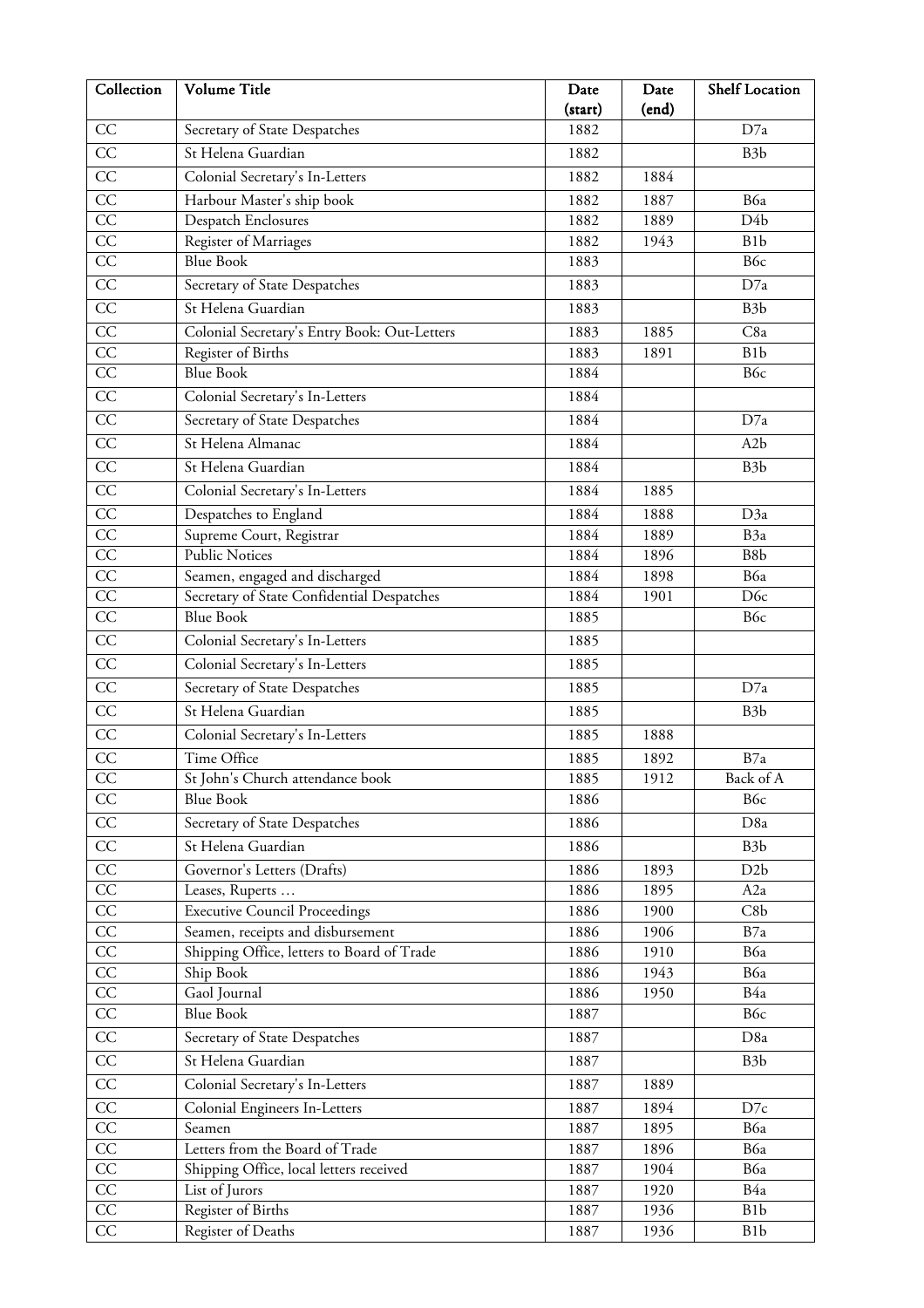| Collection | Volume Title | Date (start) | Date (end) | Shelf Location |
|---|---|---|---|---|
| CC | Secretary of State Despatches | 1882 | | D7a |
| CC | St Helena Guardian | 1882 | | B3b |
| CC | Colonial Secretary's In-Letters | 1882 | 1884 | |
| CC | Harbour Master's ship book | 1882 | 1887 | B6a |
| CC | Despatch Enclosures | 1882 | 1889 | D4b |
| CC | Register of Marriages | 1882 | 1943 | B1b |
| CC | Blue Book | 1883 | | B6c |
| CC | Secretary of State Despatches | 1883 | | D7a |
| CC | St Helena Guardian | 1883 | | B3b |
| CC | Colonial Secretary's Entry Book: Out-Letters | 1883 | 1885 | C8a |
| CC | Register of Births | 1883 | 1891 | B1b |
| CC | Blue Book | 1884 | | B6c |
| CC | Colonial Secretary's In-Letters | 1884 | | |
| CC | Secretary of State Despatches | 1884 | | D7a |
| CC | St Helena Almanac | 1884 | | A2b |
| CC | St Helena Guardian | 1884 | | B3b |
| CC | Colonial Secretary's In-Letters | 1884 | 1885 | |
| CC | Despatches to England | 1884 | 1888 | D3a |
| CC | Supreme Court, Registrar | 1884 | 1889 | B3a |
| CC | Public Notices | 1884 | 1896 | B8b |
| CC | Seamen, engaged and discharged | 1884 | 1898 | B6a |
| CC | Secretary of State Confidential Despatches | 1884 | 1901 | D6c |
| CC | Blue Book | 1885 | | B6c |
| CC | Colonial Secretary's In-Letters | 1885 | | |
| CC | Colonial Secretary's In-Letters | 1885 | | |
| CC | Secretary of State Despatches | 1885 | | D7a |
| CC | St Helena Guardian | 1885 | | B3b |
| CC | Colonial Secretary's In-Letters | 1885 | 1888 | |
| CC | Time Office | 1885 | 1892 | B7a |
| CC | St John's Church attendance book | 1885 | 1912 | Back of A |
| CC | Blue Book | 1886 | | B6c |
| CC | Secretary of State Despatches | 1886 | | D8a |
| CC | St Helena Guardian | 1886 | | B3b |
| CC | Governor's Letters (Drafts) | 1886 | 1893 | D2b |
| CC | Leases, Ruperts … | 1886 | 1895 | A2a |
| CC | Executive Council Proceedings | 1886 | 1900 | C8b |
| CC | Seamen, receipts and disbursement | 1886 | 1906 | B7a |
| CC | Shipping Office, letters to Board of Trade | 1886 | 1910 | B6a |
| CC | Ship Book | 1886 | 1943 | B6a |
| CC | Gaol Journal | 1886 | 1950 | B4a |
| CC | Blue Book | 1887 | | B6c |
| CC | Secretary of State Despatches | 1887 | | D8a |
| CC | St Helena Guardian | 1887 | | B3b |
| CC | Colonial Secretary's In-Letters | 1887 | 1889 | |
| CC | Colonial Engineers In-Letters | 1887 | 1894 | D7c |
| CC | Seamen | 1887 | 1895 | B6a |
| CC | Letters from the Board of Trade | 1887 | 1896 | B6a |
| CC | Shipping Office, local letters received | 1887 | 1904 | B6a |
| CC | List of Jurors | 1887 | 1920 | B4a |
| CC | Register of Births | 1887 | 1936 | B1b |
| CC | Register of Deaths | 1887 | 1936 | B1b |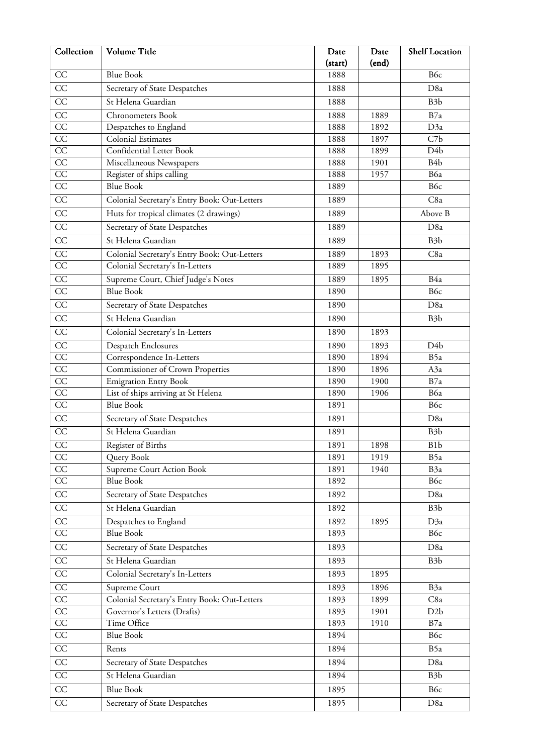| Collection | Volume Title | Date (start) | Date (end) | Shelf Location |
|---|---|---|---|---|
| CC | Blue Book | 1888 | | B6c |
| CC | Secretary of State Despatches | 1888 | | D8a |
| CC | St Helena Guardian | 1888 | | B3b |
| CC | Chronometers Book | 1888 | 1889 | B7a |
| CC | Despatches to England | 1888 | 1892 | D3a |
| CC | Colonial Estimates | 1888 | 1897 | C7b |
| CC | Confidential Letter Book | 1888 | 1899 | D4b |
| CC | Miscellaneous Newspapers | 1888 | 1901 | B4b |
| CC | Register of ships calling | 1888 | 1957 | B6a |
| CC | Blue Book | 1889 | | B6c |
| CC | Colonial Secretary's Entry Book: Out-Letters | 1889 | | C8a |
| CC | Huts for tropical climates (2 drawings) | 1889 | | Above B |
| CC | Secretary of State Despatches | 1889 | | D8a |
| CC | St Helena Guardian | 1889 | | B3b |
| CC | Colonial Secretary's Entry Book: Out-Letters | 1889 | 1893 | C8a |
| CC | Colonial Secretary's In-Letters | 1889 | 1895 | |
| CC | Supreme Court, Chief Judge's Notes | 1889 | 1895 | B4a |
| CC | Blue Book | 1890 | | B6c |
| CC | Secretary of State Despatches | 1890 | | D8a |
| CC | St Helena Guardian | 1890 | | B3b |
| CC | Colonial Secretary's In-Letters | 1890 | 1893 | |
| CC | Despatch Enclosures | 1890 | 1893 | D4b |
| CC | Correspondence In-Letters | 1890 | 1894 | B5a |
| CC | Commissioner of Crown Properties | 1890 | 1896 | A3a |
| CC | Emigration Entry Book | 1890 | 1900 | B7a |
| CC | List of ships arriving at St Helena | 1890 | 1906 | B6a |
| CC | Blue Book | 1891 | | B6c |
| CC | Secretary of State Despatches | 1891 | | D8a |
| CC | St Helena Guardian | 1891 | | B3b |
| CC | Register of Births | 1891 | 1898 | B1b |
| CC | Query Book | 1891 | 1919 | B5a |
| CC | Supreme Court Action Book | 1891 | 1940 | B3a |
| CC | Blue Book | 1892 | | B6c |
| CC | Secretary of State Despatches | 1892 | | D8a |
| CC | St Helena Guardian | 1892 | | B3b |
| CC | Despatches to England | 1892 | 1895 | D3a |
| CC | Blue Book | 1893 | | B6c |
| CC | Secretary of State Despatches | 1893 | | D8a |
| CC | St Helena Guardian | 1893 | | B3b |
| CC | Colonial Secretary's In-Letters | 1893 | 1895 | |
| CC | Supreme Court | 1893 | 1896 | B3a |
| CC | Colonial Secretary's Entry Book: Out-Letters | 1893 | 1899 | C8a |
| CC | Governor's Letters (Drafts) | 1893 | 1901 | D2b |
| CC | Time Office | 1893 | 1910 | B7a |
| CC | Blue Book | 1894 | | B6c |
| CC | Rents | 1894 | | B5a |
| CC | Secretary of State Despatches | 1894 | | D8a |
| CC | St Helena Guardian | 1894 | | B3b |
| CC | Blue Book | 1895 | | B6c |
| CC | Secretary of State Despatches | 1895 | | D8a |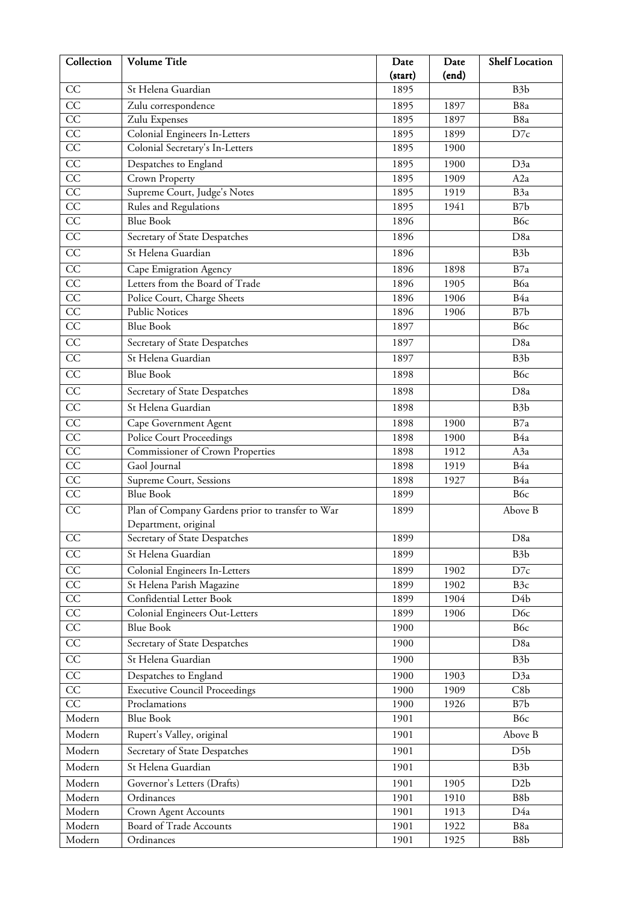| Collection | Volume Title | Date (start) | Date (end) | Shelf Location |
|---|---|---|---|---|
| CC | St Helena Guardian | 1895 | | B3b |
| CC | Zulu correspondence | 1895 | 1897 | B8a |
| CC | Zulu Expenses | 1895 | 1897 | B8a |
| CC | Colonial Engineers In-Letters | 1895 | 1899 | D7c |
| CC | Colonial Secretary's In-Letters | 1895 | 1900 | |
| CC | Despatches to England | 1895 | 1900 | D3a |
| CC | Crown Property | 1895 | 1909 | A2a |
| CC | Supreme Court, Judge's Notes | 1895 | 1919 | B3a |
| CC | Rules and Regulations | 1895 | 1941 | B7b |
| CC | Blue Book | 1896 | | B6c |
| CC | Secretary of State Despatches | 1896 | | D8a |
| CC | St Helena Guardian | 1896 | | B3b |
| CC | Cape Emigration Agency | 1896 | 1898 | B7a |
| CC | Letters from the Board of Trade | 1896 | 1905 | B6a |
| CC | Police Court, Charge Sheets | 1896 | 1906 | B4a |
| CC | Public Notices | 1896 | 1906 | B7b |
| CC | Blue Book | 1897 | | B6c |
| CC | Secretary of State Despatches | 1897 | | D8a |
| CC | St Helena Guardian | 1897 | | B3b |
| CC | Blue Book | 1898 | | B6c |
| CC | Secretary of State Despatches | 1898 | | D8a |
| CC | St Helena Guardian | 1898 | | B3b |
| CC | Cape Government Agent | 1898 | 1900 | B7a |
| CC | Police Court Proceedings | 1898 | 1900 | B4a |
| CC | Commissioner of Crown Properties | 1898 | 1912 | A3a |
| CC | Gaol Journal | 1898 | 1919 | B4a |
| CC | Supreme Court, Sessions | 1898 | 1927 | B4a |
| CC | Blue Book | 1899 | | B6c |
| CC | Plan of Company Gardens prior to transfer to War Department, original | 1899 | | Above B |
| CC | Secretary of State Despatches | 1899 | | D8a |
| CC | St Helena Guardian | 1899 | | B3b |
| CC | Colonial Engineers In-Letters | 1899 | 1902 | D7c |
| CC | St Helena Parish Magazine | 1899 | 1902 | B3c |
| CC | Confidential Letter Book | 1899 | 1904 | D4b |
| CC | Colonial Engineers Out-Letters | 1899 | 1906 | D6c |
| CC | Blue Book | 1900 | | B6c |
| CC | Secretary of State Despatches | 1900 | | D8a |
| CC | St Helena Guardian | 1900 | | B3b |
| CC | Despatches to England | 1900 | 1903 | D3a |
| CC | Executive Council Proceedings | 1900 | 1909 | C8b |
| CC | Proclamations | 1900 | 1926 | B7b |
| Modern | Blue Book | 1901 | | B6c |
| Modern | Rupert's Valley, original | 1901 | | Above B |
| Modern | Secretary of State Despatches | 1901 | | D5b |
| Modern | St Helena Guardian | 1901 | | B3b |
| Modern | Governor's Letters (Drafts) | 1901 | 1905 | D2b |
| Modern | Ordinances | 1901 | 1910 | B8b |
| Modern | Crown Agent Accounts | 1901 | 1913 | D4a |
| Modern | Board of Trade Accounts | 1901 | 1922 | B8a |
| Modern | Ordinances | 1901 | 1925 | B8b |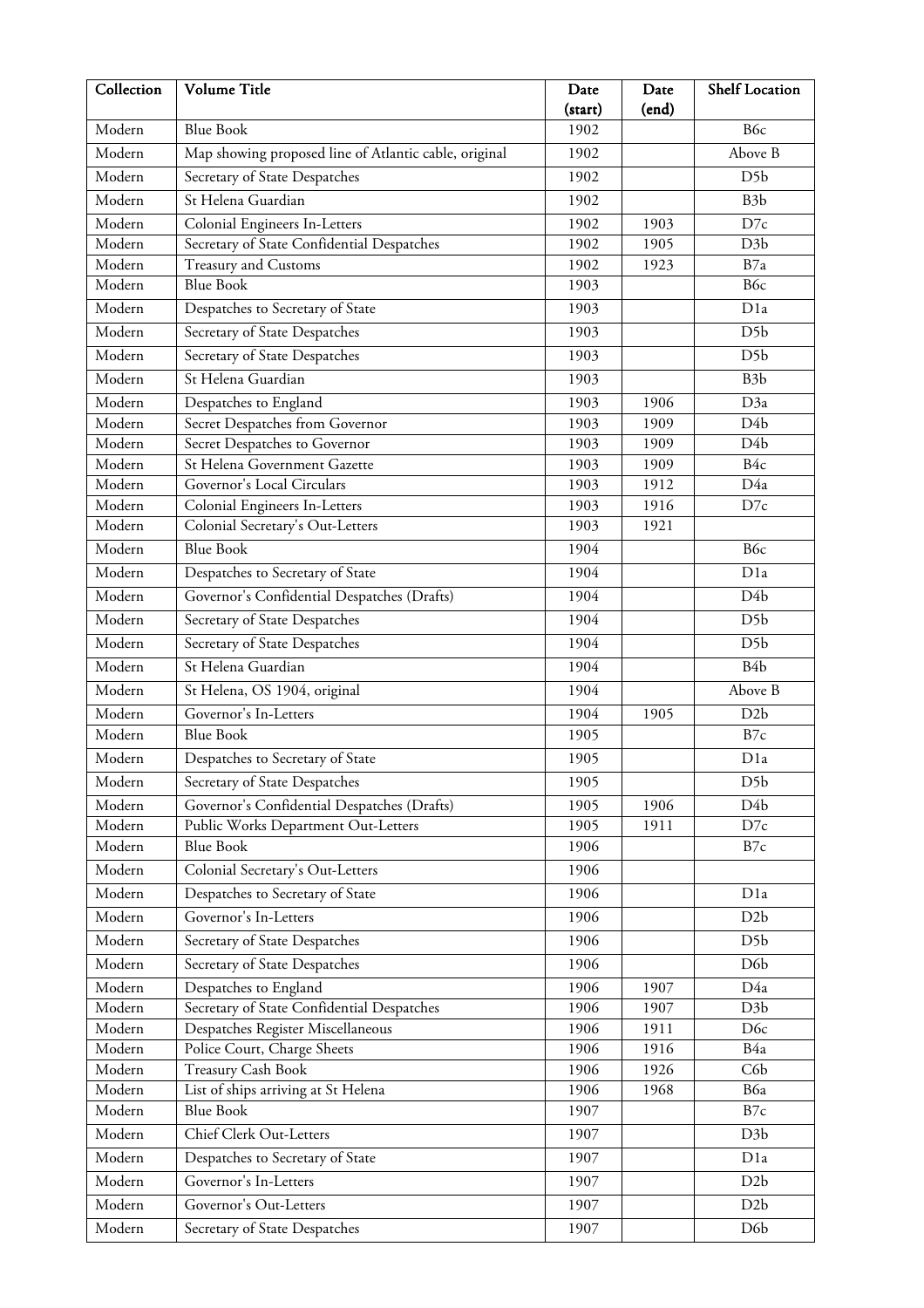| Collection | Volume Title | Date (start) | Date (end) | Shelf Location |
|---|---|---|---|---|
| Modern | Blue Book | 1902 | | B6c |
| Modern | Map showing proposed line of Atlantic cable, original | 1902 | | Above B |
| Modern | Secretary of State Despatches | 1902 | | D5b |
| Modern | St Helena Guardian | 1902 | | B3b |
| Modern | Colonial Engineers In-Letters | 1902 | 1903 | D7c |
| Modern | Secretary of State Confidential Despatches | 1902 | 1905 | D3b |
| Modern | Treasury and Customs | 1902 | 1923 | B7a |
| Modern | Blue Book | 1903 | | B6c |
| Modern | Despatches to Secretary of State | 1903 | | D1a |
| Modern | Secretary of State Despatches | 1903 | | D5b |
| Modern | Secretary of State Despatches | 1903 | | D5b |
| Modern | St Helena Guardian | 1903 | | B3b |
| Modern | Despatches to England | 1903 | 1906 | D3a |
| Modern | Secret Despatches from Governor | 1903 | 1909 | D4b |
| Modern | Secret Despatches to Governor | 1903 | 1909 | D4b |
| Modern | St Helena Government Gazette | 1903 | 1909 | B4c |
| Modern | Governor's Local Circulars | 1903 | 1912 | D4a |
| Modern | Colonial Engineers In-Letters | 1903 | 1916 | D7c |
| Modern | Colonial Secretary's Out-Letters | 1903 | 1921 | |
| Modern | Blue Book | 1904 | | B6c |
| Modern | Despatches to Secretary of State | 1904 | | D1a |
| Modern | Governor's Confidential Despatches (Drafts) | 1904 | | D4b |
| Modern | Secretary of State Despatches | 1904 | | D5b |
| Modern | Secretary of State Despatches | 1904 | | D5b |
| Modern | St Helena Guardian | 1904 | | B4b |
| Modern | St Helena, OS 1904, original | 1904 | | Above B |
| Modern | Governor's In-Letters | 1904 | 1905 | D2b |
| Modern | Blue Book | 1905 | | B7c |
| Modern | Despatches to Secretary of State | 1905 | | D1a |
| Modern | Secretary of State Despatches | 1905 | | D5b |
| Modern | Governor's Confidential Despatches (Drafts) | 1905 | 1906 | D4b |
| Modern | Public Works Department Out-Letters | 1905 | 1911 | D7c |
| Modern | Blue Book | 1906 | | B7c |
| Modern | Colonial Secretary's Out-Letters | 1906 | | |
| Modern | Despatches to Secretary of State | 1906 | | D1a |
| Modern | Governor's In-Letters | 1906 | | D2b |
| Modern | Secretary of State Despatches | 1906 | | D5b |
| Modern | Secretary of State Despatches | 1906 | | D6b |
| Modern | Despatches to England | 1906 | 1907 | D4a |
| Modern | Secretary of State Confidential Despatches | 1906 | 1907 | D3b |
| Modern | Despatches Register Miscellaneous | 1906 | 1911 | D6c |
| Modern | Police Court, Charge Sheets | 1906 | 1916 | B4a |
| Modern | Treasury Cash Book | 1906 | 1926 | C6b |
| Modern | List of ships arriving at St Helena | 1906 | 1968 | B6a |
| Modern | Blue Book | 1907 | | B7c |
| Modern | Chief Clerk Out-Letters | 1907 | | D3b |
| Modern | Despatches to Secretary of State | 1907 | | D1a |
| Modern | Governor's In-Letters | 1907 | | D2b |
| Modern | Governor's Out-Letters | 1907 | | D2b |
| Modern | Secretary of State Despatches | 1907 | | D6b |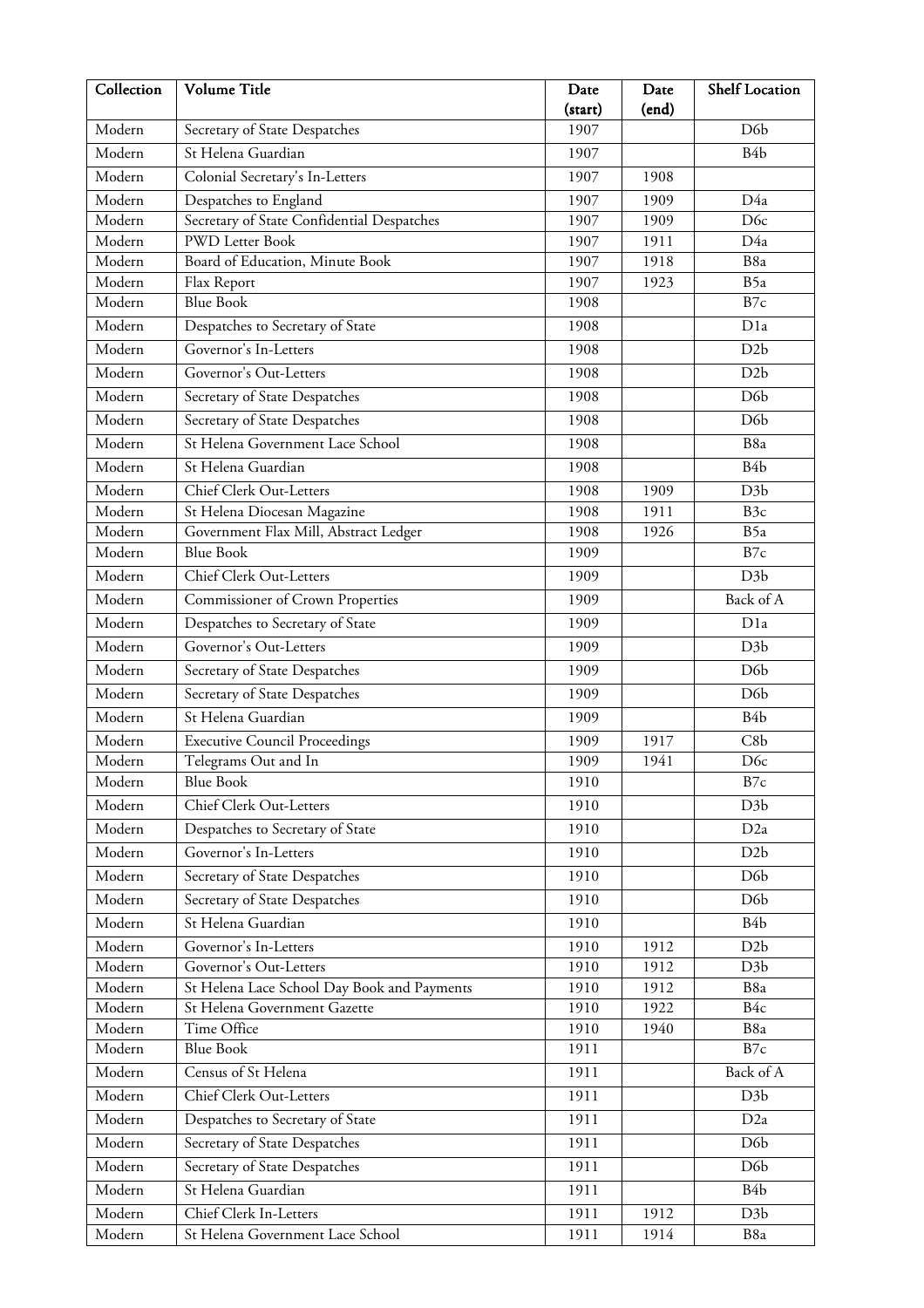| Collection | Volume Title | Date (start) | Date (end) | Shelf Location |
|---|---|---|---|---|
| Modern | Secretary of State Despatches | 1907 | | D6b |
| Modern | St Helena Guardian | 1907 | | B4b |
| Modern | Colonial Secretary's In-Letters | 1907 | 1908 | |
| Modern | Despatches to England | 1907 | 1909 | D4a |
| Modern | Secretary of State Confidential Despatches | 1907 | 1909 | D6c |
| Modern | PWD Letter Book | 1907 | 1911 | D4a |
| Modern | Board of Education, Minute Book | 1907 | 1918 | B8a |
| Modern | Flax Report | 1907 | 1923 | B5a |
| Modern | Blue Book | 1908 | | B7c |
| Modern | Despatches to Secretary of State | 1908 | | D1a |
| Modern | Governor's In-Letters | 1908 | | D2b |
| Modern | Governor's Out-Letters | 1908 | | D2b |
| Modern | Secretary of State Despatches | 1908 | | D6b |
| Modern | Secretary of State Despatches | 1908 | | D6b |
| Modern | St Helena Government Lace School | 1908 | | B8a |
| Modern | St Helena Guardian | 1908 | | B4b |
| Modern | Chief Clerk Out-Letters | 1908 | 1909 | D3b |
| Modern | St Helena Diocesan Magazine | 1908 | 1911 | B3c |
| Modern | Government Flax Mill, Abstract Ledger | 1908 | 1926 | B5a |
| Modern | Blue Book | 1909 | | B7c |
| Modern | Chief Clerk Out-Letters | 1909 | | D3b |
| Modern | Commissioner of Crown Properties | 1909 | | Back of A |
| Modern | Despatches to Secretary of State | 1909 | | D1a |
| Modern | Governor's Out-Letters | 1909 | | D3b |
| Modern | Secretary of State Despatches | 1909 | | D6b |
| Modern | Secretary of State Despatches | 1909 | | D6b |
| Modern | St Helena Guardian | 1909 | | B4b |
| Modern | Executive Council Proceedings | 1909 | 1917 | C8b |
| Modern | Telegrams Out and In | 1909 | 1941 | D6c |
| Modern | Blue Book | 1910 | | B7c |
| Modern | Chief Clerk Out-Letters | 1910 | | D3b |
| Modern | Despatches to Secretary of State | 1910 | | D2a |
| Modern | Governor's In-Letters | 1910 | | D2b |
| Modern | Secretary of State Despatches | 1910 | | D6b |
| Modern | Secretary of State Despatches | 1910 | | D6b |
| Modern | St Helena Guardian | 1910 | | B4b |
| Modern | Governor's In-Letters | 1910 | 1912 | D2b |
| Modern | Governor's Out-Letters | 1910 | 1912 | D3b |
| Modern | St Helena Lace School Day Book and Payments | 1910 | 1912 | B8a |
| Modern | St Helena Government Gazette | 1910 | 1922 | B4c |
| Modern | Time Office | 1910 | 1940 | B8a |
| Modern | Blue Book | 1911 | | B7c |
| Modern | Census of St Helena | 1911 | | Back of A |
| Modern | Chief Clerk Out-Letters | 1911 | | D3b |
| Modern | Despatches to Secretary of State | 1911 | | D2a |
| Modern | Secretary of State Despatches | 1911 | | D6b |
| Modern | Secretary of State Despatches | 1911 | | D6b |
| Modern | St Helena Guardian | 1911 | | B4b |
| Modern | Chief Clerk In-Letters | 1911 | 1912 | D3b |
| Modern | St Helena Government Lace School | 1911 | 1914 | B8a |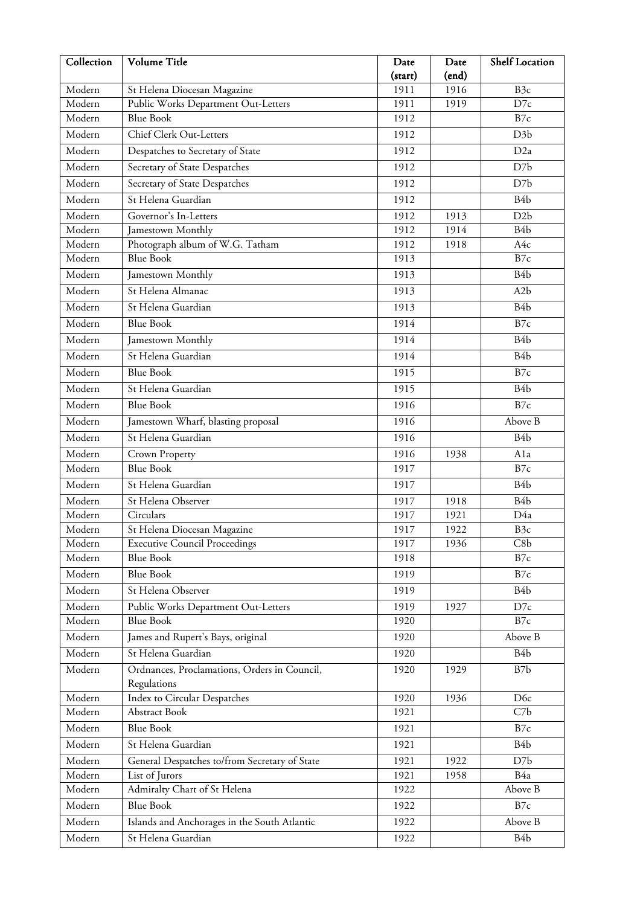| Collection | Volume Title | Date (start) | Date (end) | Shelf Location |
|---|---|---|---|---|
| Modern | St Helena Diocesan Magazine | 1911 | 1916 | B3c |
| Modern | Public Works Department Out-Letters | 1911 | 1919 | D7c |
| Modern | Blue Book | 1912 | | B7c |
| Modern | Chief Clerk Out-Letters | 1912 | | D3b |
| Modern | Despatches to Secretary of State | 1912 | | D2a |
| Modern | Secretary of State Despatches | 1912 | | D7b |
| Modern | Secretary of State Despatches | 1912 | | D7b |
| Modern | St Helena Guardian | 1912 | | B4b |
| Modern | Governor's In-Letters | 1912 | 1913 | D2b |
| Modern | Jamestown Monthly | 1912 | 1914 | B4b |
| Modern | Photograph album of W.G. Tatham | 1912 | 1918 | A4c |
| Modern | Blue Book | 1913 | | B7c |
| Modern | Jamestown Monthly | 1913 | | B4b |
| Modern | St Helena Almanac | 1913 | | A2b |
| Modern | St Helena Guardian | 1913 | | B4b |
| Modern | Blue Book | 1914 | | B7c |
| Modern | Jamestown Monthly | 1914 | | B4b |
| Modern | St Helena Guardian | 1914 | | B4b |
| Modern | Blue Book | 1915 | | B7c |
| Modern | St Helena Guardian | 1915 | | B4b |
| Modern | Blue Book | 1916 | | B7c |
| Modern | Jamestown Wharf, blasting proposal | 1916 | | Above B |
| Modern | St Helena Guardian | 1916 | | B4b |
| Modern | Crown Property | 1916 | 1938 | A1a |
| Modern | Blue Book | 1917 | | B7c |
| Modern | St Helena Guardian | 1917 | | B4b |
| Modern | St Helena Observer | 1917 | 1918 | B4b |
| Modern | Circulars | 1917 | 1921 | D4a |
| Modern | St Helena Diocesan Magazine | 1917 | 1922 | B3c |
| Modern | Executive Council Proceedings | 1917 | 1936 | C8b |
| Modern | Blue Book | 1918 | | B7c |
| Modern | Blue Book | 1919 | | B7c |
| Modern | St Helena Observer | 1919 | | B4b |
| Modern | Public Works Department Out-Letters | 1919 | 1927 | D7c |
| Modern | Blue Book | 1920 | | B7c |
| Modern | James and Rupert's Bays, original | 1920 | | Above B |
| Modern | St Helena Guardian | 1920 | | B4b |
| Modern | Ordnances, Proclamations, Orders in Council, Regulations | 1920 | 1929 | B7b |
| Modern | Index to Circular Despatches | 1920 | 1936 | D6c |
| Modern | Abstract Book | 1921 | | C7b |
| Modern | Blue Book | 1921 | | B7c |
| Modern | St Helena Guardian | 1921 | | B4b |
| Modern | General Despatches to/from Secretary of State | 1921 | 1922 | D7b |
| Modern | List of Jurors | 1921 | 1958 | B4a |
| Modern | Admiralty Chart of St Helena | 1922 | | Above B |
| Modern | Blue Book | 1922 | | B7c |
| Modern | Islands and Anchorages in the South Atlantic | 1922 | | Above B |
| Modern | St Helena Guardian | 1922 | | B4b |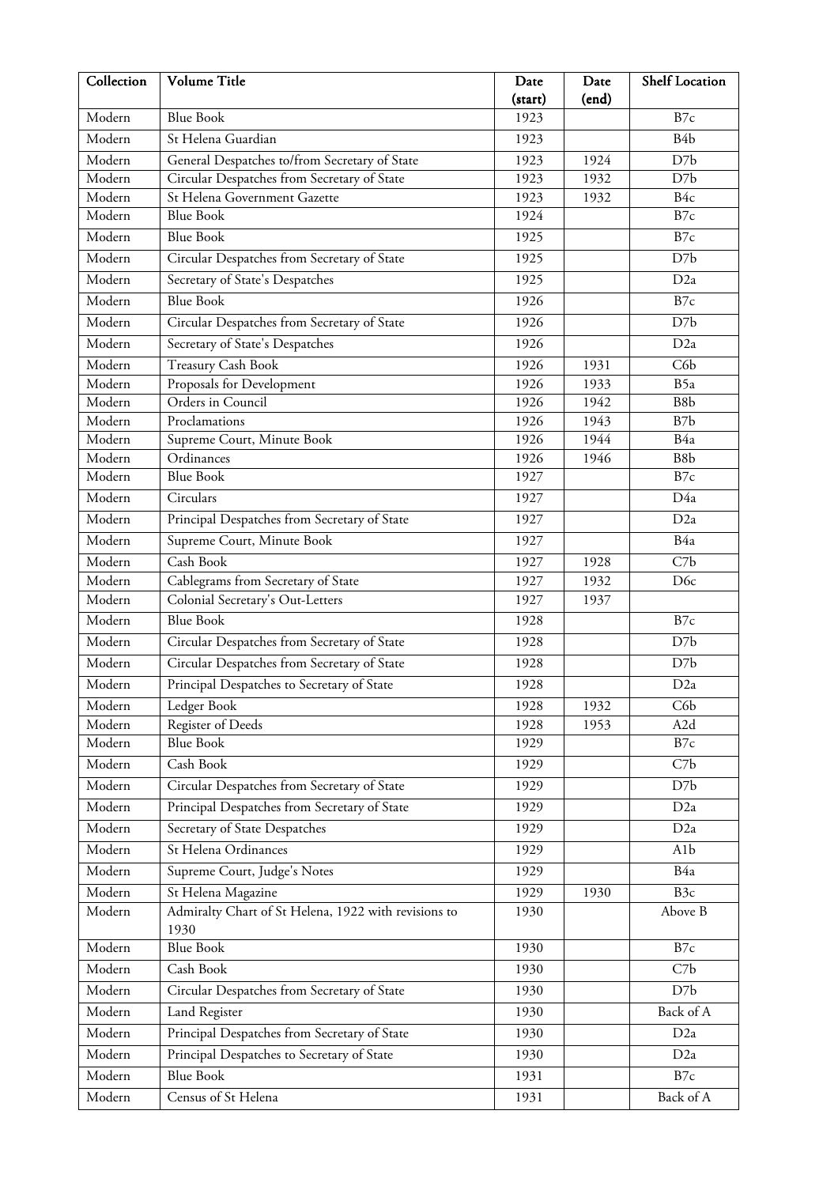| Collection | Volume Title | Date (start) | Date (end) | Shelf Location |
|---|---|---|---|---|
| Modern | Blue Book | 1923 | | B7c |
| Modern | St Helena Guardian | 1923 | | B4b |
| Modern | General Despatches to/from Secretary of State | 1923 | 1924 | D7b |
| Modern | Circular Despatches from Secretary of State | 1923 | 1932 | D7b |
| Modern | St Helena Government Gazette | 1923 | 1932 | B4c |
| Modern | Blue Book | 1924 | | B7c |
| Modern | Blue Book | 1925 | | B7c |
| Modern | Circular Despatches from Secretary of State | 1925 | | D7b |
| Modern | Secretary of State's Despatches | 1925 | | D2a |
| Modern | Blue Book | 1926 | | B7c |
| Modern | Circular Despatches from Secretary of State | 1926 | | D7b |
| Modern | Secretary of State's Despatches | 1926 | | D2a |
| Modern | Treasury Cash Book | 1926 | 1931 | C6b |
| Modern | Proposals for Development | 1926 | 1933 | B5a |
| Modern | Orders in Council | 1926 | 1942 | B8b |
| Modern | Proclamations | 1926 | 1943 | B7b |
| Modern | Supreme Court, Minute Book | 1926 | 1944 | B4a |
| Modern | Ordinances | 1926 | 1946 | B8b |
| Modern | Blue Book | 1927 | | B7c |
| Modern | Circulars | 1927 | | D4a |
| Modern | Principal Despatches from Secretary of State | 1927 | | D2a |
| Modern | Supreme Court, Minute Book | 1927 | | B4a |
| Modern | Cash Book | 1927 | 1928 | C7b |
| Modern | Cablegrams from Secretary of State | 1927 | 1932 | D6c |
| Modern | Colonial Secretary's Out-Letters | 1927 | 1937 | |
| Modern | Blue Book | 1928 | | B7c |
| Modern | Circular Despatches from Secretary of State | 1928 | | D7b |
| Modern | Circular Despatches from Secretary of State | 1928 | | D7b |
| Modern | Principal Despatches to Secretary of State | 1928 | | D2a |
| Modern | Ledger Book | 1928 | 1932 | C6b |
| Modern | Register of Deeds | 1928 | 1953 | A2d |
| Modern | Blue Book | 1929 | | B7c |
| Modern | Cash Book | 1929 | | C7b |
| Modern | Circular Despatches from Secretary of State | 1929 | | D7b |
| Modern | Principal Despatches from Secretary of State | 1929 | | D2a |
| Modern | Secretary of State Despatches | 1929 | | D2a |
| Modern | St Helena Ordinances | 1929 | | A1b |
| Modern | Supreme Court, Judge's Notes | 1929 | | B4a |
| Modern | St Helena Magazine | 1929 | 1930 | B3c |
| Modern | Admiralty Chart of St Helena, 1922 with revisions to 1930 | 1930 | | Above B |
| Modern | Blue Book | 1930 | | B7c |
| Modern | Cash Book | 1930 | | C7b |
| Modern | Circular Despatches from Secretary of State | 1930 | | D7b |
| Modern | Land Register | 1930 | | Back of A |
| Modern | Principal Despatches from Secretary of State | 1930 | | D2a |
| Modern | Principal Despatches to Secretary of State | 1930 | | D2a |
| Modern | Blue Book | 1931 | | B7c |
| Modern | Census of St Helena | 1931 | | Back of A |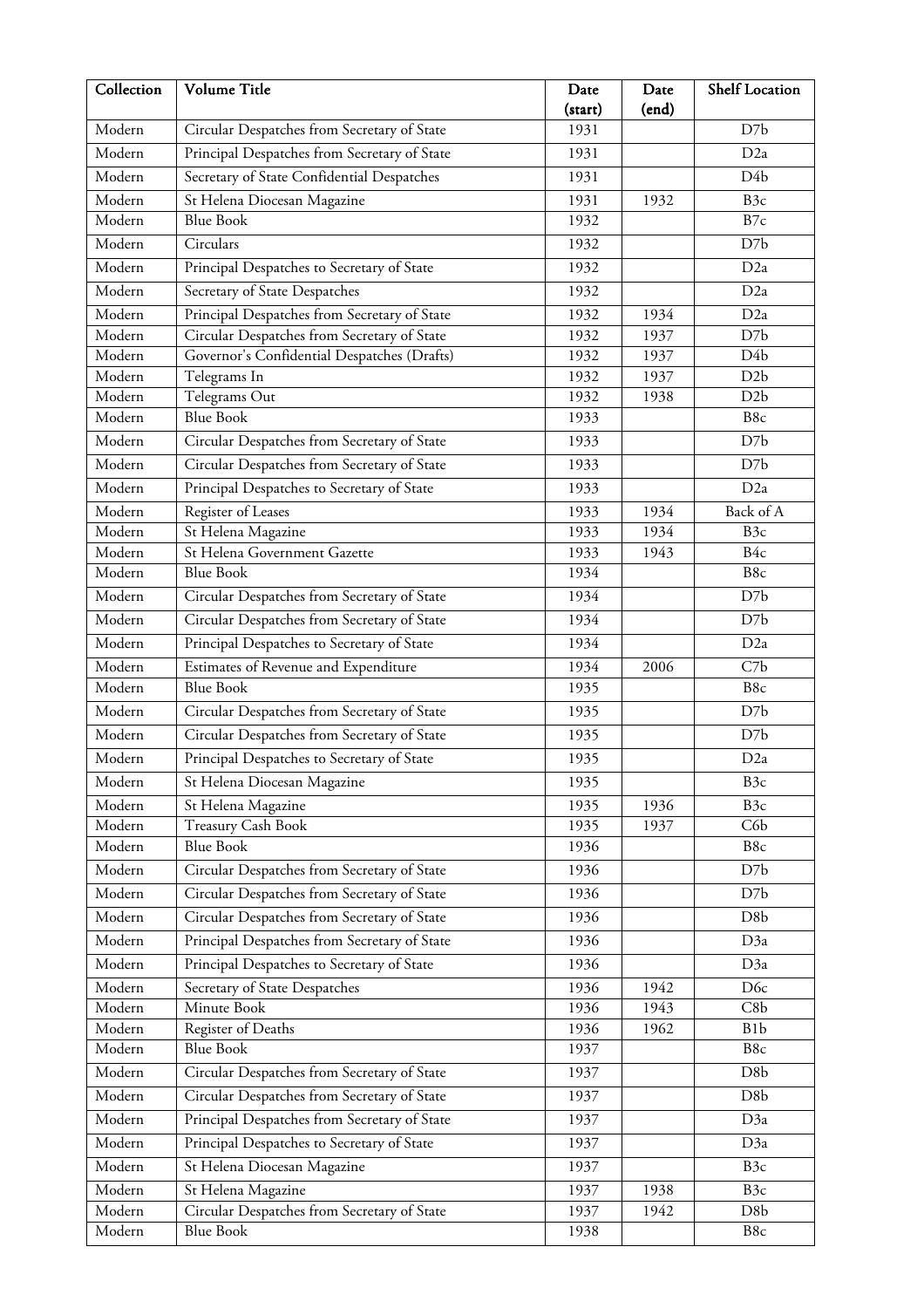| Collection | Volume Title | Date (start) | Date (end) | Shelf Location |
|---|---|---|---|---|
| Modern | Circular Despatches from Secretary of State | 1931 | | D7b |
| Modern | Principal Despatches from Secretary of State | 1931 | | D2a |
| Modern | Secretary of State Confidential Despatches | 1931 | | D4b |
| Modern | St Helena Diocesan Magazine | 1931 | 1932 | B3c |
| Modern | Blue Book | 1932 | | B7c |
| Modern | Circulars | 1932 | | D7b |
| Modern | Principal Despatches to Secretary of State | 1932 | | D2a |
| Modern | Secretary of State Despatches | 1932 | | D2a |
| Modern | Principal Despatches from Secretary of State | 1932 | 1934 | D2a |
| Modern | Circular Despatches from Secretary of State | 1932 | 1937 | D7b |
| Modern | Governor's Confidential Despatches (Drafts) | 1932 | 1937 | D4b |
| Modern | Telegrams In | 1932 | 1937 | D2b |
| Modern | Telegrams Out | 1932 | 1938 | D2b |
| Modern | Blue Book | 1933 | | B8c |
| Modern | Circular Despatches from Secretary of State | 1933 | | D7b |
| Modern | Circular Despatches from Secretary of State | 1933 | | D7b |
| Modern | Principal Despatches to Secretary of State | 1933 | | D2a |
| Modern | Register of Leases | 1933 | 1934 | Back of A |
| Modern | St Helena Magazine | 1933 | 1934 | B3c |
| Modern | St Helena Government Gazette | 1933 | 1943 | B4c |
| Modern | Blue Book | 1934 | | B8c |
| Modern | Circular Despatches from Secretary of State | 1934 | | D7b |
| Modern | Circular Despatches from Secretary of State | 1934 | | D7b |
| Modern | Principal Despatches to Secretary of State | 1934 | | D2a |
| Modern | Estimates of Revenue and Expenditure | 1934 | 2006 | C7b |
| Modern | Blue Book | 1935 | | B8c |
| Modern | Circular Despatches from Secretary of State | 1935 | | D7b |
| Modern | Circular Despatches from Secretary of State | 1935 | | D7b |
| Modern | Principal Despatches to Secretary of State | 1935 | | D2a |
| Modern | St Helena Diocesan Magazine | 1935 | | B3c |
| Modern | St Helena Magazine | 1935 | 1936 | B3c |
| Modern | Treasury Cash Book | 1935 | 1937 | C6b |
| Modern | Blue Book | 1936 | | B8c |
| Modern | Circular Despatches from Secretary of State | 1936 | | D7b |
| Modern | Circular Despatches from Secretary of State | 1936 | | D7b |
| Modern | Circular Despatches from Secretary of State | 1936 | | D8b |
| Modern | Principal Despatches from Secretary of State | 1936 | | D3a |
| Modern | Principal Despatches to Secretary of State | 1936 | | D3a |
| Modern | Secretary of State Despatches | 1936 | 1942 | D6c |
| Modern | Minute Book | 1936 | 1943 | C8b |
| Modern | Register of Deaths | 1936 | 1962 | B1b |
| Modern | Blue Book | 1937 | | B8c |
| Modern | Circular Despatches from Secretary of State | 1937 | | D8b |
| Modern | Circular Despatches from Secretary of State | 1937 | | D8b |
| Modern | Principal Despatches from Secretary of State | 1937 | | D3a |
| Modern | Principal Despatches to Secretary of State | 1937 | | D3a |
| Modern | St Helena Diocesan Magazine | 1937 | | B3c |
| Modern | St Helena Magazine | 1937 | 1938 | B3c |
| Modern | Circular Despatches from Secretary of State | 1937 | 1942 | D8b |
| Modern | Blue Book | 1938 | | B8c |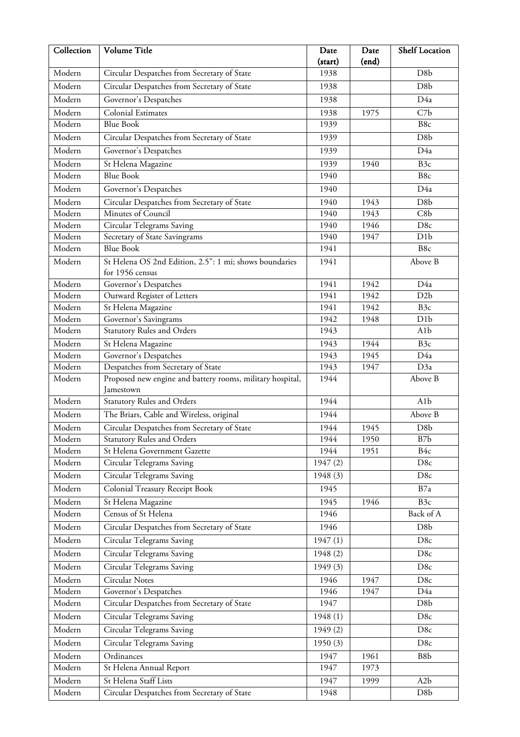| Collection | Volume Title | Date (start) | Date (end) | Shelf Location |
|---|---|---|---|---|
| Modern | Circular Despatches from Secretary of State | 1938 | | D8b |
| Modern | Circular Despatches from Secretary of State | 1938 | | D8b |
| Modern | Governor's Despatches | 1938 | | D4a |
| Modern | Colonial Estimates | 1938 | 1975 | C7b |
| Modern | Blue Book | 1939 | | B8c |
| Modern | Circular Despatches from Secretary of State | 1939 | | D8b |
| Modern | Governor's Despatches | 1939 | | D4a |
| Modern | St Helena Magazine | 1939 | 1940 | B3c |
| Modern | Blue Book | 1940 | | B8c |
| Modern | Governor's Despatches | 1940 | | D4a |
| Modern | Circular Despatches from Secretary of State | 1940 | 1943 | D8b |
| Modern | Minutes of Council | 1940 | 1943 | C8b |
| Modern | Circular Telegrams Saving | 1940 | 1946 | D8c |
| Modern | Secretary of State Savingrams | 1940 | 1947 | D1b |
| Modern | Blue Book | 1941 | | B8c |
| Modern | St Helena OS 2nd Edition, 2.5": 1 mi; shows boundaries for 1956 census | 1941 | | Above B |
| Modern | Governor's Despatches | 1941 | 1942 | D4a |
| Modern | Outward Register of Letters | 1941 | 1942 | D2b |
| Modern | St Helena Magazine | 1941 | 1942 | B3c |
| Modern | Governor's Savingrams | 1942 | 1948 | D1b |
| Modern | Statutory Rules and Orders | 1943 | | A1b |
| Modern | St Helena Magazine | 1943 | 1944 | B3c |
| Modern | Governor's Despatches | 1943 | 1945 | D4a |
| Modern | Despatches from Secretary of State | 1943 | 1947 | D3a |
| Modern | Proposed new engine and battery rooms, military hospital, Jamestown | 1944 | | Above B |
| Modern | Statutory Rules and Orders | 1944 | | A1b |
| Modern | The Briars, Cable and Wireless, original | 1944 | | Above B |
| Modern | Circular Despatches from Secretary of State | 1944 | 1945 | D8b |
| Modern | Statutory Rules and Orders | 1944 | 1950 | B7b |
| Modern | St Helena Government Gazette | 1944 | 1951 | B4c |
| Modern | Circular Telegrams Saving | 1947 (2) | | D8c |
| Modern | Circular Telegrams Saving | 1948 (3) | | D8c |
| Modern | Colonial Treasury Receipt Book | 1945 | | B7a |
| Modern | St Helena Magazine | 1945 | 1946 | B3c |
| Modern | Census of St Helena | 1946 | | Back of A |
| Modern | Circular Despatches from Secretary of State | 1946 | | D8b |
| Modern | Circular Telegrams Saving | 1947 (1) | | D8c |
| Modern | Circular Telegrams Saving | 1948 (2) | | D8c |
| Modern | Circular Telegrams Saving | 1949 (3) | | D8c |
| Modern | Circular Notes | 1946 | 1947 | D8c |
| Modern | Governor's Despatches | 1946 | 1947 | D4a |
| Modern | Circular Despatches from Secretary of State | 1947 | | D8b |
| Modern | Circular Telegrams Saving | 1948 (1) | | D8c |
| Modern | Circular Telegrams Saving | 1949 (2) | | D8c |
| Modern | Circular Telegrams Saving | 1950 (3) | | D8c |
| Modern | Ordinances | 1947 | 1961 | B8b |
| Modern | St Helena Annual Report | 1947 | 1973 | |
| Modern | St Helena Staff Lists | 1947 | 1999 | A2b |
| Modern | Circular Despatches from Secretary of State | 1948 | | D8b |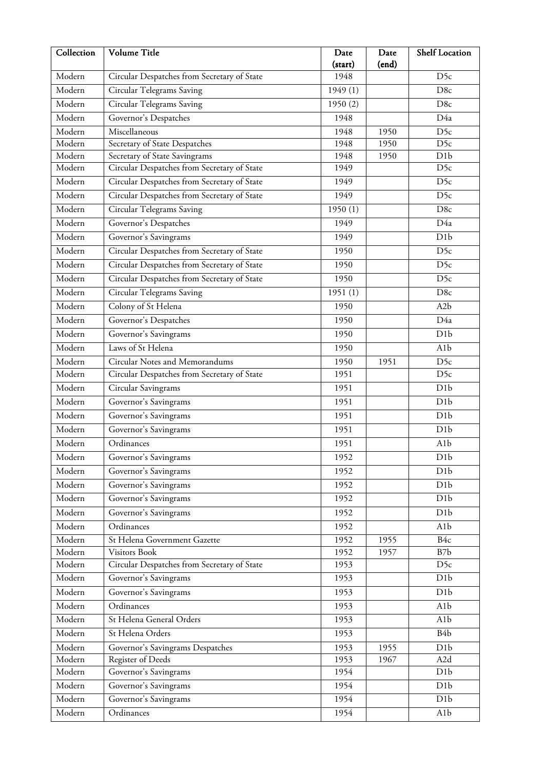| Collection | Volume Title | Date (start) | Date (end) | Shelf Location |
| --- | --- | --- | --- | --- |
| Modern | Circular Despatches from Secretary of State | 1948 | | D5c |
| Modern | Circular Telegrams Saving | 1949 (1) | | D8c |
| Modern | Circular Telegrams Saving | 1950 (2) | | D8c |
| Modern | Governor's Despatches | 1948 | | D4a |
| Modern | Miscellaneous | 1948 | 1950 | D5c |
| Modern | Secretary of State Despatches | 1948 | 1950 | D5c |
| Modern | Secretary of State Savingrams | 1948 | 1950 | D1b |
| Modern | Circular Despatches from Secretary of State | 1949 | | D5c |
| Modern | Circular Despatches from Secretary of State | 1949 | | D5c |
| Modern | Circular Despatches from Secretary of State | 1949 | | D5c |
| Modern | Circular Telegrams Saving | 1950 (1) | | D8c |
| Modern | Governor's Despatches | 1949 | | D4a |
| Modern | Governor's Savingrams | 1949 | | D1b |
| Modern | Circular Despatches from Secretary of State | 1950 | | D5c |
| Modern | Circular Despatches from Secretary of State | 1950 | | D5c |
| Modern | Circular Despatches from Secretary of State | 1950 | | D5c |
| Modern | Circular Telegrams Saving | 1951 (1) | | D8c |
| Modern | Colony of St Helena | 1950 | | A2b |
| Modern | Governor's Despatches | 1950 | | D4a |
| Modern | Governor's Savingrams | 1950 | | D1b |
| Modern | Laws of St Helena | 1950 | | A1b |
| Modern | Circular Notes and Memorandums | 1950 | 1951 | D5c |
| Modern | Circular Despatches from Secretary of State | 1951 | | D5c |
| Modern | Circular Savingrams | 1951 | | D1b |
| Modern | Governor's Savingrams | 1951 | | D1b |
| Modern | Governor's Savingrams | 1951 | | D1b |
| Modern | Governor's Savingrams | 1951 | | D1b |
| Modern | Ordinances | 1951 | | A1b |
| Modern | Governor's Savingrams | 1952 | | D1b |
| Modern | Governor's Savingrams | 1952 | | D1b |
| Modern | Governor's Savingrams | 1952 | | D1b |
| Modern | Governor's Savingrams | 1952 | | D1b |
| Modern | Governor's Savingrams | 1952 | | D1b |
| Modern | Ordinances | 1952 | | A1b |
| Modern | St Helena Government Gazette | 1952 | 1955 | B4c |
| Modern | Visitors Book | 1952 | 1957 | B7b |
| Modern | Circular Despatches from Secretary of State | 1953 | | D5c |
| Modern | Governor's Savingrams | 1953 | | D1b |
| Modern | Governor's Savingrams | 1953 | | D1b |
| Modern | Ordinances | 1953 | | A1b |
| Modern | St Helena General Orders | 1953 | | A1b |
| Modern | St Helena Orders | 1953 | | B4b |
| Modern | Governor's Savingrams Despatches | 1953 | 1955 | D1b |
| Modern | Register of Deeds | 1953 | 1967 | A2d |
| Modern | Governor's Savingrams | 1954 | | D1b |
| Modern | Governor's Savingrams | 1954 | | D1b |
| Modern | Governor's Savingrams | 1954 | | D1b |
| Modern | Ordinances | 1954 | | A1b |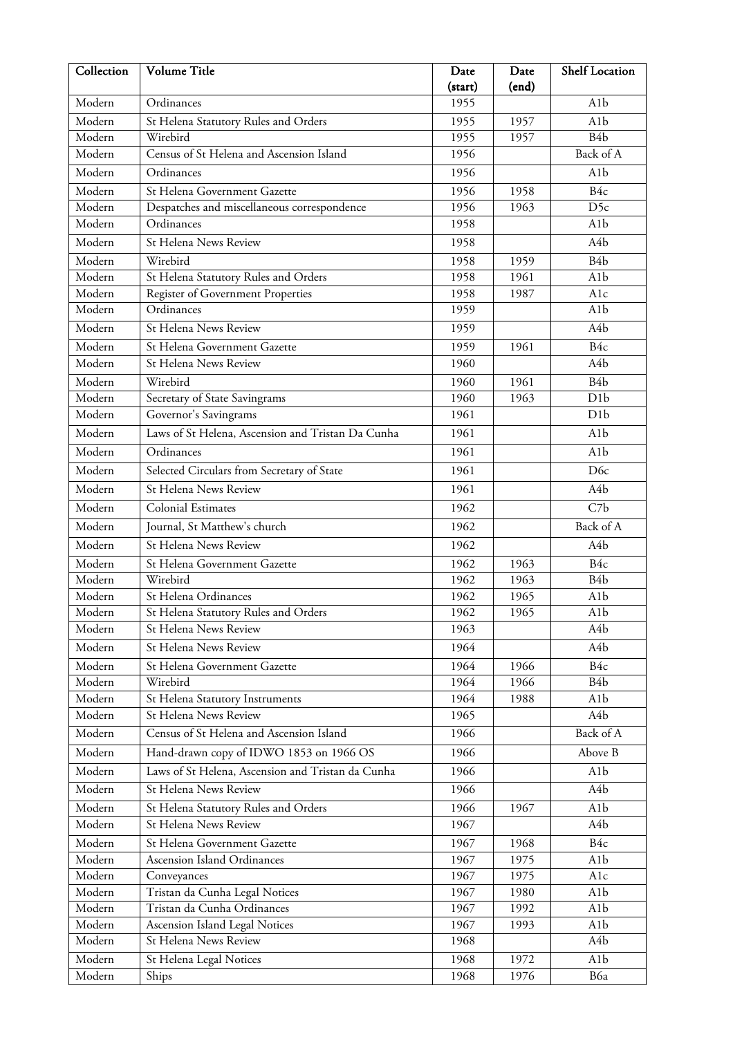| Collection | Volume Title | Date (start) | Date (end) | Shelf Location |
|---|---|---|---|---|
| Modern | Ordinances | 1955 | | A1b |
| Modern | St Helena Statutory Rules and Orders | 1955 | 1957 | A1b |
| Modern | Wirebird | 1955 | 1957 | B4b |
| Modern | Census of St Helena and Ascension Island | 1956 | | Back of A |
| Modern | Ordinances | 1956 | | A1b |
| Modern | St Helena Government Gazette | 1956 | 1958 | B4c |
| Modern | Despatches and miscellaneous correspondence | 1956 | 1963 | D5c |
| Modern | Ordinances | 1958 | | A1b |
| Modern | St Helena News Review | 1958 | | A4b |
| Modern | Wirebird | 1958 | 1959 | B4b |
| Modern | St Helena Statutory Rules and Orders | 1958 | 1961 | A1b |
| Modern | Register of Government Properties | 1958 | 1987 | A1c |
| Modern | Ordinances | 1959 | | A1b |
| Modern | St Helena News Review | 1959 | | A4b |
| Modern | St Helena Government Gazette | 1959 | 1961 | B4c |
| Modern | St Helena News Review | 1960 | | A4b |
| Modern | Wirebird | 1960 | 1961 | B4b |
| Modern | Secretary of State Savingrams | 1960 | 1963 | D1b |
| Modern | Governor's Savingrams | 1961 | | D1b |
| Modern | Laws of St Helena, Ascension and Tristan Da Cunha | 1961 | | A1b |
| Modern | Ordinances | 1961 | | A1b |
| Modern | Selected Circulars from Secretary of State | 1961 | | D6c |
| Modern | St Helena News Review | 1961 | | A4b |
| Modern | Colonial Estimates | 1962 | | C7b |
| Modern | Journal, St Matthew's church | 1962 | | Back of A |
| Modern | St Helena News Review | 1962 | | A4b |
| Modern | St Helena Government Gazette | 1962 | 1963 | B4c |
| Modern | Wirebird | 1962 | 1963 | B4b |
| Modern | St Helena Ordinances | 1962 | 1965 | A1b |
| Modern | St Helena Statutory Rules and Orders | 1962 | 1965 | A1b |
| Modern | St Helena News Review | 1963 | | A4b |
| Modern | St Helena News Review | 1964 | | A4b |
| Modern | St Helena Government Gazette | 1964 | 1966 | B4c |
| Modern | Wirebird | 1964 | 1966 | B4b |
| Modern | St Helena Statutory Instruments | 1964 | 1988 | A1b |
| Modern | St Helena News Review | 1965 | | A4b |
| Modern | Census of St Helena and Ascension Island | 1966 | | Back of A |
| Modern | Hand-drawn copy of IDWO 1853 on 1966 OS | 1966 | | Above B |
| Modern | Laws of St Helena, Ascension and Tristan da Cunha | 1966 | | A1b |
| Modern | St Helena News Review | 1966 | | A4b |
| Modern | St Helena Statutory Rules and Orders | 1966 | 1967 | A1b |
| Modern | St Helena News Review | 1967 | | A4b |
| Modern | St Helena Government Gazette | 1967 | 1968 | B4c |
| Modern | Ascension Island Ordinances | 1967 | 1975 | A1b |
| Modern | Conveyances | 1967 | 1975 | A1c |
| Modern | Tristan da Cunha Legal Notices | 1967 | 1980 | A1b |
| Modern | Tristan da Cunha Ordinances | 1967 | 1992 | A1b |
| Modern | Ascension Island Legal Notices | 1967 | 1993 | A1b |
| Modern | St Helena News Review | 1968 | | A4b |
| Modern | St Helena Legal Notices | 1968 | 1972 | A1b |
| Modern | Ships | 1968 | 1976 | B6a |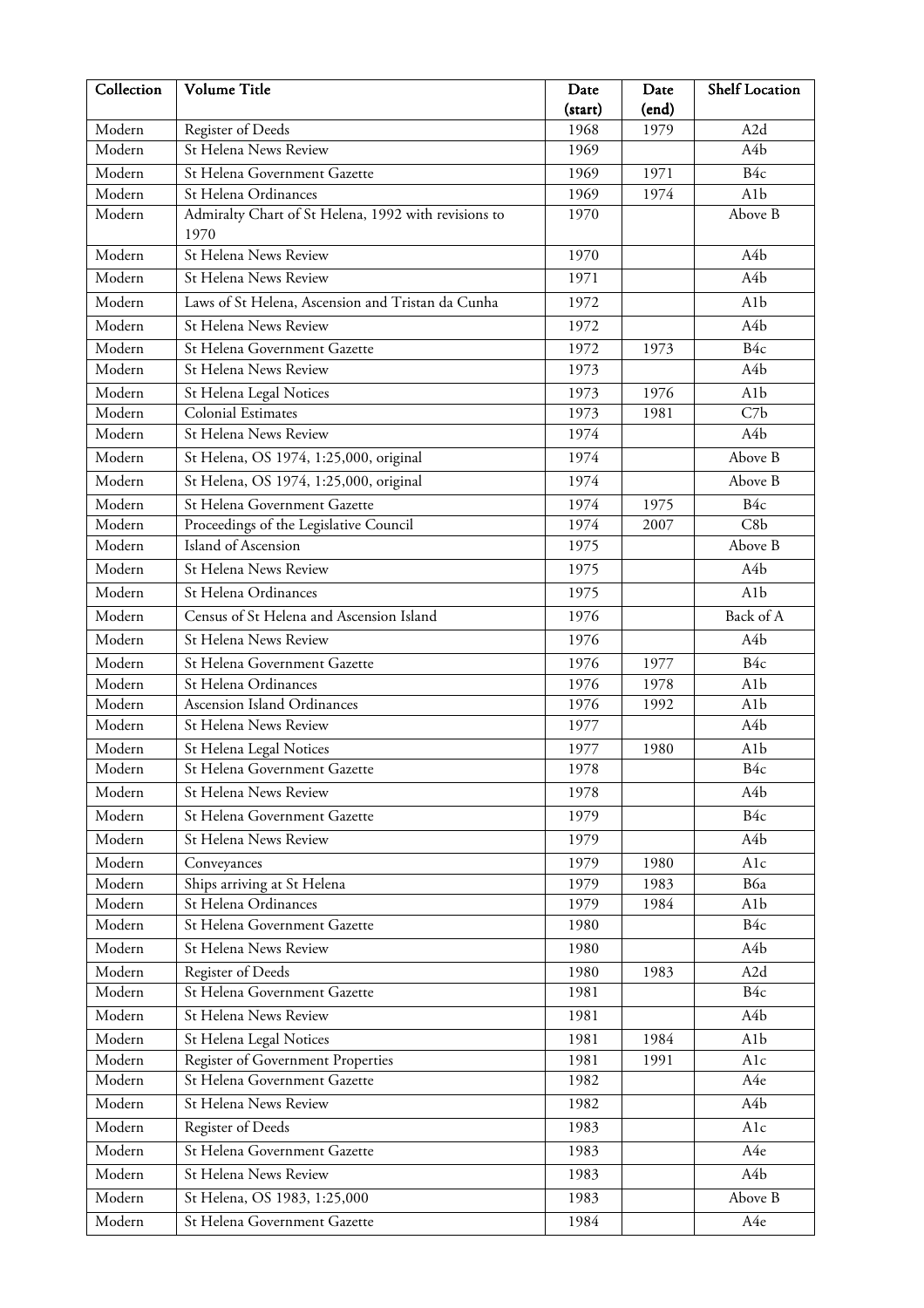| Collection | Volume Title | Date (start) | Date (end) | Shelf Location |
|---|---|---|---|---|
| Modern | Register of Deeds | 1968 | 1979 | A2d |
| Modern | St Helena News Review | 1969 | | A4b |
| Modern | St Helena Government Gazette | 1969 | 1971 | B4c |
| Modern | St Helena Ordinances | 1969 | 1974 | A1b |
| Modern | Admiralty Chart of St Helena, 1992 with revisions to 1970 | 1970 | | Above B |
| Modern | St Helena News Review | 1970 | | A4b |
| Modern | St Helena News Review | 1971 | | A4b |
| Modern | Laws of St Helena, Ascension and Tristan da Cunha | 1972 | | A1b |
| Modern | St Helena News Review | 1972 | | A4b |
| Modern | St Helena Government Gazette | 1972 | 1973 | B4c |
| Modern | St Helena News Review | 1973 | | A4b |
| Modern | St Helena Legal Notices | 1973 | 1976 | A1b |
| Modern | Colonial Estimates | 1973 | 1981 | C7b |
| Modern | St Helena News Review | 1974 | | A4b |
| Modern | St Helena, OS 1974, 1:25,000, original | 1974 | | Above B |
| Modern | St Helena, OS 1974, 1:25,000, original | 1974 | | Above B |
| Modern | St Helena Government Gazette | 1974 | 1975 | B4c |
| Modern | Proceedings of the Legislative Council | 1974 | 2007 | C8b |
| Modern | Island of Ascension | 1975 | | Above B |
| Modern | St Helena News Review | 1975 | | A4b |
| Modern | St Helena Ordinances | 1975 | | A1b |
| Modern | Census of St Helena and Ascension Island | 1976 | | Back of A |
| Modern | St Helena News Review | 1976 | | A4b |
| Modern | St Helena Government Gazette | 1976 | 1977 | B4c |
| Modern | St Helena Ordinances | 1976 | 1978 | A1b |
| Modern | Ascension Island Ordinances | 1976 | 1992 | A1b |
| Modern | St Helena News Review | 1977 | | A4b |
| Modern | St Helena Legal Notices | 1977 | 1980 | A1b |
| Modern | St Helena Government Gazette | 1978 | | B4c |
| Modern | St Helena News Review | 1978 | | A4b |
| Modern | St Helena Government Gazette | 1979 | | B4c |
| Modern | St Helena News Review | 1979 | | A4b |
| Modern | Conveyances | 1979 | 1980 | A1c |
| Modern | Ships arriving at St Helena | 1979 | 1983 | B6a |
| Modern | St Helena Ordinances | 1979 | 1984 | A1b |
| Modern | St Helena Government Gazette | 1980 | | B4c |
| Modern | St Helena News Review | 1980 | | A4b |
| Modern | Register of Deeds | 1980 | 1983 | A2d |
| Modern | St Helena Government Gazette | 1981 | | B4c |
| Modern | St Helena News Review | 1981 | | A4b |
| Modern | St Helena Legal Notices | 1981 | 1984 | A1b |
| Modern | Register of Government Properties | 1981 | 1991 | A1c |
| Modern | St Helena Government Gazette | 1982 | | A4e |
| Modern | St Helena News Review | 1982 | | A4b |
| Modern | Register of Deeds | 1983 | | A1c |
| Modern | St Helena Government Gazette | 1983 | | A4e |
| Modern | St Helena News Review | 1983 | | A4b |
| Modern | St Helena, OS 1983, 1:25,000 | 1983 | | Above B |
| Modern | St Helena Government Gazette | 1984 | | A4e |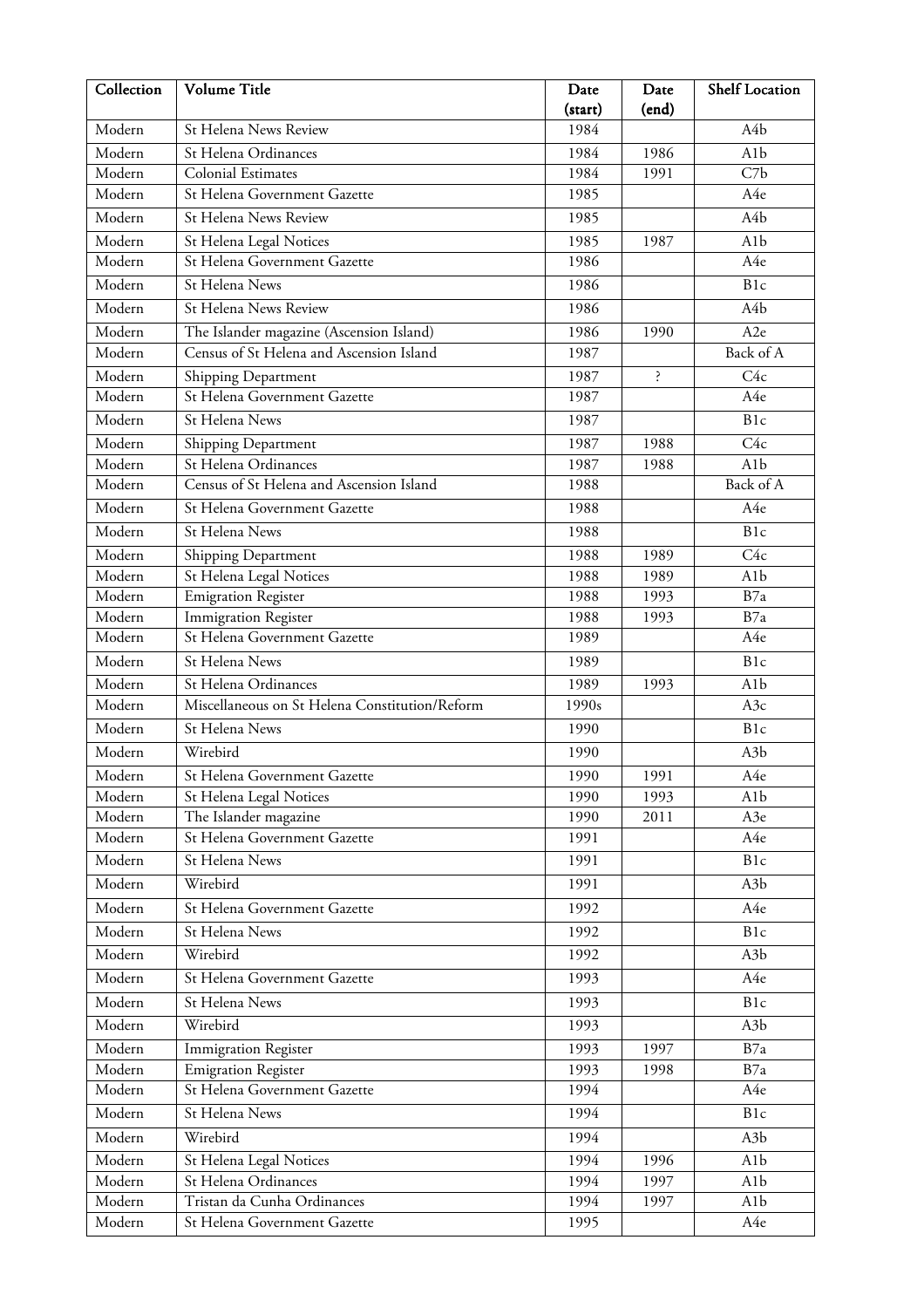| Collection | Volume Title | Date (start) | Date (end) | Shelf Location |
|---|---|---|---|---|
| Modern | St Helena News Review | 1984 | | A4b |
| Modern | St Helena Ordinances | 1984 | 1986 | A1b |
| Modern | Colonial Estimates | 1984 | 1991 | C7b |
| Modern | St Helena Government Gazette | 1985 | | A4e |
| Modern | St Helena News Review | 1985 | | A4b |
| Modern | St Helena Legal Notices | 1985 | 1987 | A1b |
| Modern | St Helena Government Gazette | 1986 | | A4e |
| Modern | St Helena News | 1986 | | B1c |
| Modern | St Helena News Review | 1986 | | A4b |
| Modern | The Islander magazine (Ascension Island) | 1986 | 1990 | A2e |
| Modern | Census of St Helena and Ascension Island | 1987 | | Back of A |
| Modern | Shipping Department | 1987 | ? | C4c |
| Modern | St Helena Government Gazette | 1987 | | A4e |
| Modern | St Helena News | 1987 | | B1c |
| Modern | Shipping Department | 1987 | 1988 | C4c |
| Modern | St Helena Ordinances | 1987 | 1988 | A1b |
| Modern | Census of St Helena and Ascension Island | 1988 | | Back of A |
| Modern | St Helena Government Gazette | 1988 | | A4e |
| Modern | St Helena News | 1988 | | B1c |
| Modern | Shipping Department | 1988 | 1989 | C4c |
| Modern | St Helena Legal Notices | 1988 | 1989 | A1b |
| Modern | Emigration Register | 1988 | 1993 | B7a |
| Modern | Immigration Register | 1988 | 1993 | B7a |
| Modern | St Helena Government Gazette | 1989 | | A4e |
| Modern | St Helena News | 1989 | | B1c |
| Modern | St Helena Ordinances | 1989 | 1993 | A1b |
| Modern | Miscellaneous on St Helena Constitution/Reform | 1990s | | A3c |
| Modern | St Helena News | 1990 | | B1c |
| Modern | Wirebird | 1990 | | A3b |
| Modern | St Helena Government Gazette | 1990 | 1991 | A4e |
| Modern | St Helena Legal Notices | 1990 | 1993 | A1b |
| Modern | The Islander magazine | 1990 | 2011 | A3e |
| Modern | St Helena Government Gazette | 1991 | | A4e |
| Modern | St Helena News | 1991 | | B1c |
| Modern | Wirebird | 1991 | | A3b |
| Modern | St Helena Government Gazette | 1992 | | A4e |
| Modern | St Helena News | 1992 | | B1c |
| Modern | Wirebird | 1992 | | A3b |
| Modern | St Helena Government Gazette | 1993 | | A4e |
| Modern | St Helena News | 1993 | | B1c |
| Modern | Wirebird | 1993 | | A3b |
| Modern | Immigration Register | 1993 | 1997 | B7a |
| Modern | Emigration Register | 1993 | 1998 | B7a |
| Modern | St Helena Government Gazette | 1994 | | A4e |
| Modern | St Helena News | 1994 | | B1c |
| Modern | Wirebird | 1994 | | A3b |
| Modern | St Helena Legal Notices | 1994 | 1996 | A1b |
| Modern | St Helena Ordinances | 1994 | 1997 | A1b |
| Modern | Tristan da Cunha Ordinances | 1994 | 1997 | A1b |
| Modern | St Helena Government Gazette | 1995 | | A4e |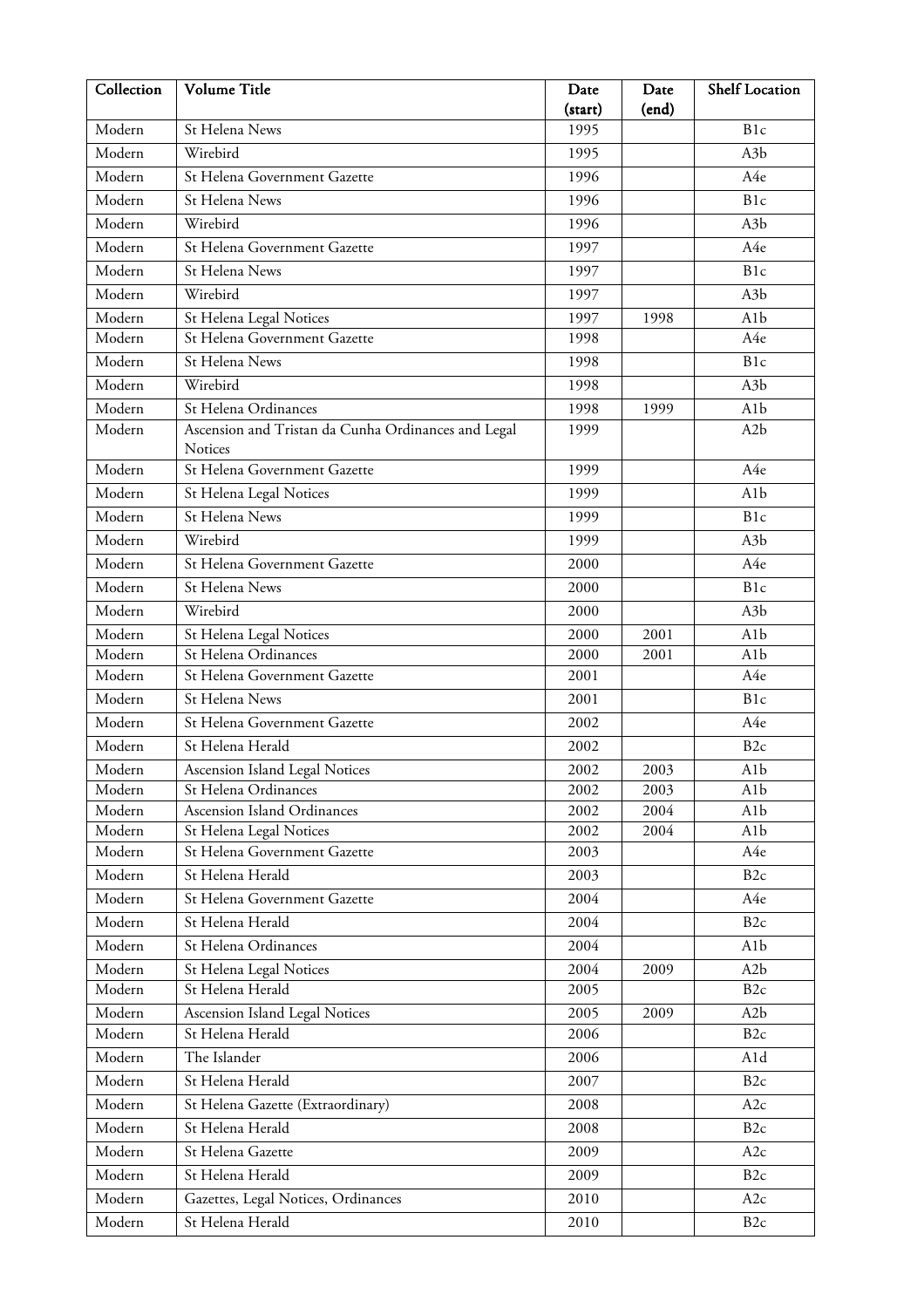| Collection | Volume Title | Date (start) | Date (end) | Shelf Location |
|---|---|---|---|---|
| Modern | St Helena News | 1995 | | B1c |
| Modern | Wirebird | 1995 | | A3b |
| Modern | St Helena Government Gazette | 1996 | | A4e |
| Modern | St Helena News | 1996 | | B1c |
| Modern | Wirebird | 1996 | | A3b |
| Modern | St Helena Government Gazette | 1997 | | A4e |
| Modern | St Helena News | 1997 | | B1c |
| Modern | Wirebird | 1997 | | A3b |
| Modern | St Helena Legal Notices | 1997 | 1998 | A1b |
| Modern | St Helena Government Gazette | 1998 | | A4e |
| Modern | St Helena News | 1998 | | B1c |
| Modern | Wirebird | 1998 | | A3b |
| Modern | St Helena Ordinances | 1998 | 1999 | A1b |
| Modern | Ascension and Tristan da Cunha Ordinances and Legal Notices | 1999 | | A2b |
| Modern | St Helena Government Gazette | 1999 | | A4e |
| Modern | St Helena Legal Notices | 1999 | | A1b |
| Modern | St Helena News | 1999 | | B1c |
| Modern | Wirebird | 1999 | | A3b |
| Modern | St Helena Government Gazette | 2000 | | A4e |
| Modern | St Helena News | 2000 | | B1c |
| Modern | Wirebird | 2000 | | A3b |
| Modern | St Helena Legal Notices | 2000 | 2001 | A1b |
| Modern | St Helena Ordinances | 2000 | 2001 | A1b |
| Modern | St Helena Government Gazette | 2001 | | A4e |
| Modern | St Helena News | 2001 | | B1c |
| Modern | St Helena Government Gazette | 2002 | | A4e |
| Modern | St Helena Herald | 2002 | | B2c |
| Modern | Ascension Island Legal Notices | 2002 | 2003 | A1b |
| Modern | St Helena Ordinances | 2002 | 2003 | A1b |
| Modern | Ascension Island Ordinances | 2002 | 2004 | A1b |
| Modern | St Helena Legal Notices | 2002 | 2004 | A1b |
| Modern | St Helena Government Gazette | 2003 | | A4e |
| Modern | St Helena Herald | 2003 | | B2c |
| Modern | St Helena Government Gazette | 2004 | | A4e |
| Modern | St Helena Herald | 2004 | | B2c |
| Modern | St Helena Ordinances | 2004 | | A1b |
| Modern | St Helena Legal Notices | 2004 | 2009 | A2b |
| Modern | St Helena Herald | 2005 | | B2c |
| Modern | Ascension Island Legal Notices | 2005 | 2009 | A2b |
| Modern | St Helena Herald | 2006 | | B2c |
| Modern | The Islander | 2006 | | A1d |
| Modern | St Helena Herald | 2007 | | B2c |
| Modern | St Helena Gazette (Extraordinary) | 2008 | | A2c |
| Modern | St Helena Herald | 2008 | | B2c |
| Modern | St Helena Gazette | 2009 | | A2c |
| Modern | St Helena Herald | 2009 | | B2c |
| Modern | Gazettes, Legal Notices, Ordinances | 2010 | | A2c |
| Modern | St Helena Herald | 2010 | | B2c |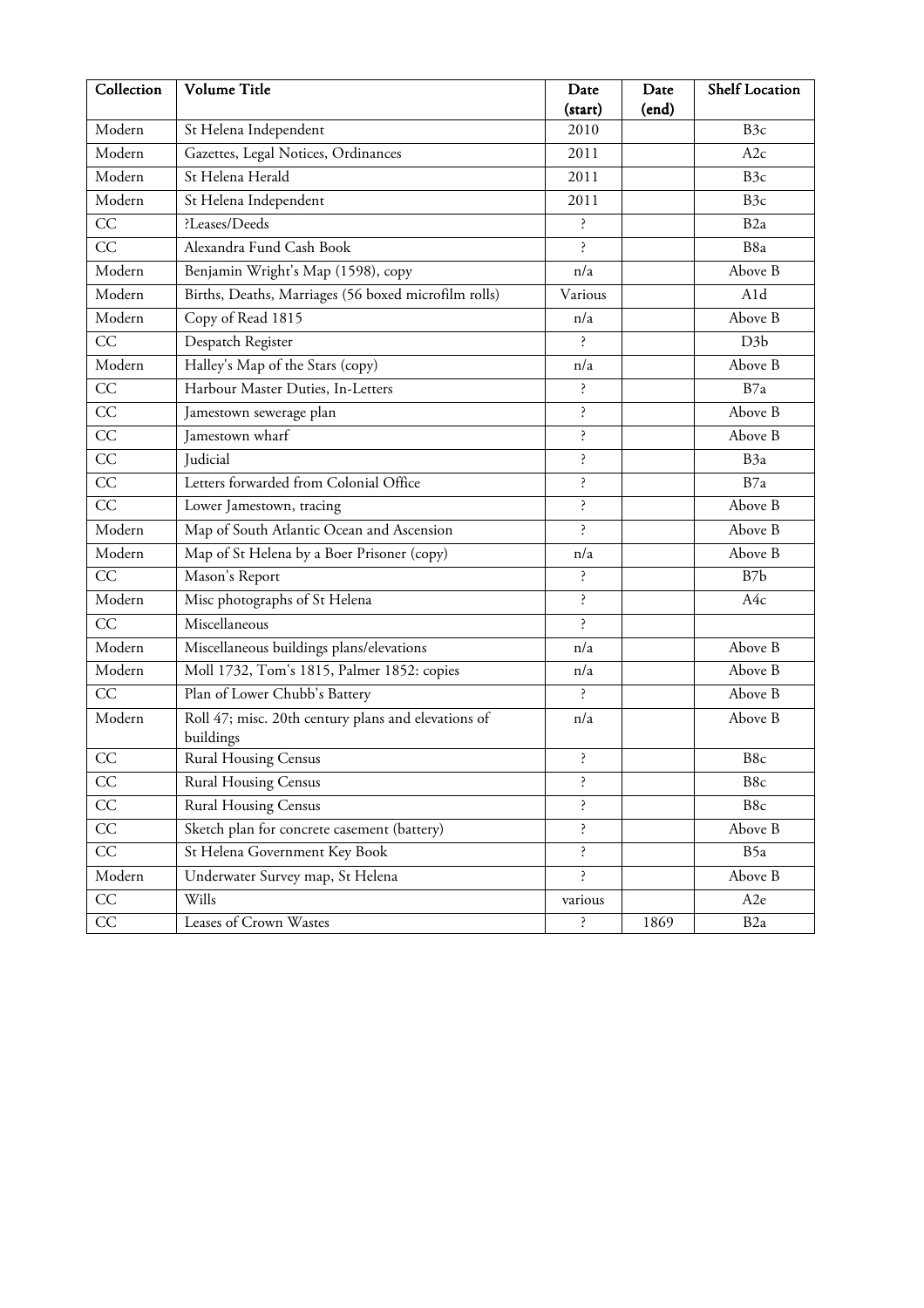| Collection | Volume Title | Date (start) | Date (end) | Shelf Location |
| --- | --- | --- | --- | --- |
| Modern | St Helena Independent | 2010 | | B3c |
| Modern | Gazettes, Legal Notices, Ordinances | 2011 | | A2c |
| Modern | St Helena Herald | 2011 | | B3c |
| Modern | St Helena Independent | 2011 | | B3c |
| CC | ?Leases/Deeds | ? | | B2a |
| CC | Alexandra Fund Cash Book | ? | | B8a |
| Modern | Benjamin Wright's Map (1598), copy | n/a | | Above B |
| Modern | Births, Deaths, Marriages (56 boxed microfilm rolls) | Various | | A1d |
| Modern | Copy of Read 1815 | n/a | | Above B |
| CC | Despatch Register | ? | | D3b |
| Modern | Halley's Map of the Stars (copy) | n/a | | Above B |
| CC | Harbour Master Duties, In-Letters | ? | | B7a |
| CC | Jamestown sewerage plan | ? | | Above B |
| CC | Jamestown wharf | ? | | Above B |
| CC | Judicial | ? | | B3a |
| CC | Letters forwarded from Colonial Office | ? | | B7a |
| CC | Lower Jamestown, tracing | ? | | Above B |
| Modern | Map of South Atlantic Ocean and Ascension | ? | | Above B |
| Modern | Map of St Helena by a Boer Prisoner (copy) | n/a | | Above B |
| CC | Mason's Report | ? | | B7b |
| Modern | Misc photographs of St Helena | ? | | A4c |
| CC | Miscellaneous | ? | | |
| Modern | Miscellaneous buildings plans/elevations | n/a | | Above B |
| Modern | Moll 1732, Tom's 1815, Palmer 1852: copies | n/a | | Above B |
| CC | Plan of Lower Chubb's Battery | ? | | Above B |
| Modern | Roll 47; misc. 20th century plans and elevations of buildings | n/a | | Above B |
| CC | Rural Housing Census | ? | | B8c |
| CC | Rural Housing Census | ? | | B8c |
| CC | Rural Housing Census | ? | | B8c |
| CC | Sketch plan for concrete casement (battery) | ? | | Above B |
| CC | St Helena Government Key Book | ? | | B5a |
| Modern | Underwater Survey map, St Helena | ? | | Above B |
| CC | Wills | various | | A2e |
| CC | Leases of Crown Wastes | ? | 1869 | B2a |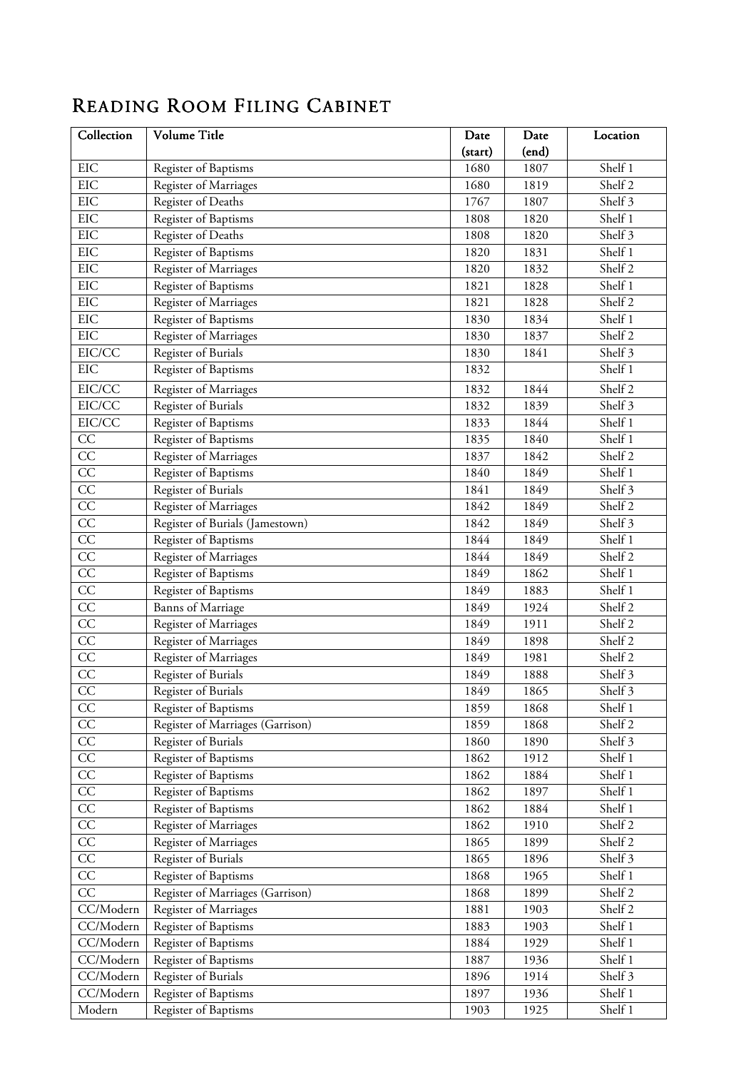# Reading Room Filing Cabinet

| Collection | Volume Title | Date (start) | Date (end) | Location |
|---|---|---|---|---|
| EIC | Register of Baptisms | 1680 | 1807 | Shelf 1 |
| EIC | Register of Marriages | 1680 | 1819 | Shelf 2 |
| EIC | Register of Deaths | 1767 | 1807 | Shelf 3 |
| EIC | Register of Baptisms | 1808 | 1820 | Shelf 1 |
| EIC | Register of Deaths | 1808 | 1820 | Shelf 3 |
| EIC | Register of Baptisms | 1820 | 1831 | Shelf 1 |
| EIC | Register of Marriages | 1820 | 1832 | Shelf 2 |
| EIC | Register of Baptisms | 1821 | 1828 | Shelf 1 |
| EIC | Register of Marriages | 1821 | 1828 | Shelf 2 |
| EIC | Register of Baptisms | 1830 | 1834 | Shelf 1 |
| EIC | Register of Marriages | 1830 | 1837 | Shelf 2 |
| EIC/CC | Register of Burials | 1830 | 1841 | Shelf 3 |
| EIC | Register of Baptisms | 1832 | | Shelf 1 |
| EIC/CC | Register of Marriages | 1832 | 1844 | Shelf 2 |
| EIC/CC | Register of Burials | 1832 | 1839 | Shelf 3 |
| EIC/CC | Register of Baptisms | 1833 | 1844 | Shelf 1 |
| CC | Register of Baptisms | 1835 | 1840 | Shelf 1 |
| CC | Register of Marriages | 1837 | 1842 | Shelf 2 |
| CC | Register of Baptisms | 1840 | 1849 | Shelf 1 |
| CC | Register of Burials | 1841 | 1849 | Shelf 3 |
| CC | Register of Marriages | 1842 | 1849 | Shelf 2 |
| CC | Register of Burials (Jamestown) | 1842 | 1849 | Shelf 3 |
| CC | Register of Baptisms | 1844 | 1849 | Shelf 1 |
| CC | Register of Marriages | 1844 | 1849 | Shelf 2 |
| CC | Register of Baptisms | 1849 | 1862 | Shelf 1 |
| CC | Register of Baptisms | 1849 | 1883 | Shelf 1 |
| CC | Banns of Marriage | 1849 | 1924 | Shelf 2 |
| CC | Register of Marriages | 1849 | 1911 | Shelf 2 |
| CC | Register of Marriages | 1849 | 1898 | Shelf 2 |
| CC | Register of Marriages | 1849 | 1981 | Shelf 2 |
| CC | Register of Burials | 1849 | 1888 | Shelf 3 |
| CC | Register of Burials | 1849 | 1865 | Shelf 3 |
| CC | Register of Baptisms | 1859 | 1868 | Shelf 1 |
| CC | Register of Marriages (Garrison) | 1859 | 1868 | Shelf 2 |
| CC | Register of Burials | 1860 | 1890 | Shelf 3 |
| CC | Register of Baptisms | 1862 | 1912 | Shelf 1 |
| CC | Register of Baptisms | 1862 | 1884 | Shelf 1 |
| CC | Register of Baptisms | 1862 | 1897 | Shelf 1 |
| CC | Register of Baptisms | 1862 | 1884 | Shelf 1 |
| CC | Register of Marriages | 1862 | 1910 | Shelf 2 |
| CC | Register of Marriages | 1865 | 1899 | Shelf 2 |
| CC | Register of Burials | 1865 | 1896 | Shelf 3 |
| CC | Register of Baptisms | 1868 | 1965 | Shelf 1 |
| CC | Register of Marriages (Garrison) | 1868 | 1899 | Shelf 2 |
| CC/Modern | Register of Marriages | 1881 | 1903 | Shelf 2 |
| CC/Modern | Register of Baptisms | 1883 | 1903 | Shelf 1 |
| CC/Modern | Register of Baptisms | 1884 | 1929 | Shelf 1 |
| CC/Modern | Register of Baptisms | 1887 | 1936 | Shelf 1 |
| CC/Modern | Register of Burials | 1896 | 1914 | Shelf 3 |
| CC/Modern | Register of Baptisms | 1897 | 1936 | Shelf 1 |
| Modern | Register of Baptisms | 1903 | 1925 | Shelf 1 |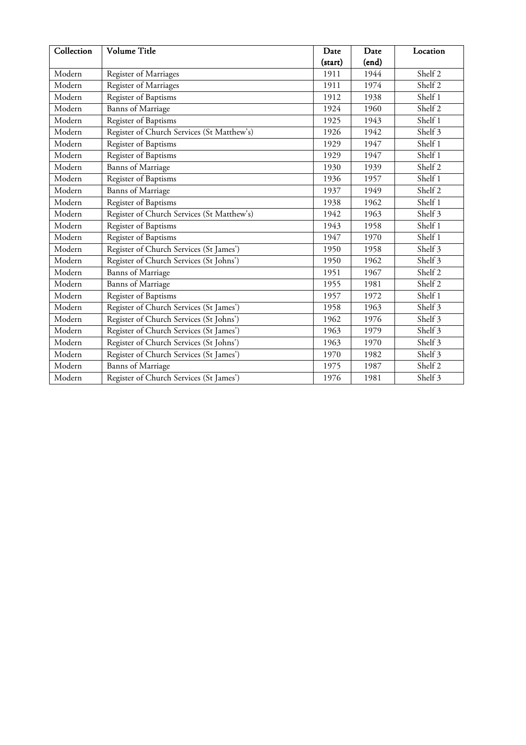| Collection | Volume Title | Date (start) | Date (end) | Location |
|---|---|---|---|---|
| Modern | Register of Marriages | 1911 | 1944 | Shelf 2 |
| Modern | Register of Marriages | 1911 | 1974 | Shelf 2 |
| Modern | Register of Baptisms | 1912 | 1938 | Shelf 1 |
| Modern | Banns of Marriage | 1924 | 1960 | Shelf 2 |
| Modern | Register of Baptisms | 1925 | 1943 | Shelf 1 |
| Modern | Register of Church Services (St Matthew's) | 1926 | 1942 | Shelf 3 |
| Modern | Register of Baptisms | 1929 | 1947 | Shelf 1 |
| Modern | Register of Baptisms | 1929 | 1947 | Shelf 1 |
| Modern | Banns of Marriage | 1930 | 1939 | Shelf 2 |
| Modern | Register of Baptisms | 1936 | 1957 | Shelf 1 |
| Modern | Banns of Marriage | 1937 | 1949 | Shelf 2 |
| Modern | Register of Baptisms | 1938 | 1962 | Shelf 1 |
| Modern | Register of Church Services (St Matthew's) | 1942 | 1963 | Shelf 3 |
| Modern | Register of Baptisms | 1943 | 1958 | Shelf 1 |
| Modern | Register of Baptisms | 1947 | 1970 | Shelf 1 |
| Modern | Register of Church Services (St James') | 1950 | 1958 | Shelf 3 |
| Modern | Register of Church Services (St Johns') | 1950 | 1962 | Shelf 3 |
| Modern | Banns of Marriage | 1951 | 1967 | Shelf 2 |
| Modern | Banns of Marriage | 1955 | 1981 | Shelf 2 |
| Modern | Register of Baptisms | 1957 | 1972 | Shelf 1 |
| Modern | Register of Church Services (St James') | 1958 | 1963 | Shelf 3 |
| Modern | Register of Church Services (St Johns') | 1962 | 1976 | Shelf 3 |
| Modern | Register of Church Services (St James') | 1963 | 1979 | Shelf 3 |
| Modern | Register of Church Services (St Johns') | 1963 | 1970 | Shelf 3 |
| Modern | Register of Church Services (St James') | 1970 | 1982 | Shelf 3 |
| Modern | Banns of Marriage | 1975 | 1987 | Shelf 2 |
| Modern | Register of Church Services (St James') | 1976 | 1981 | Shelf 3 |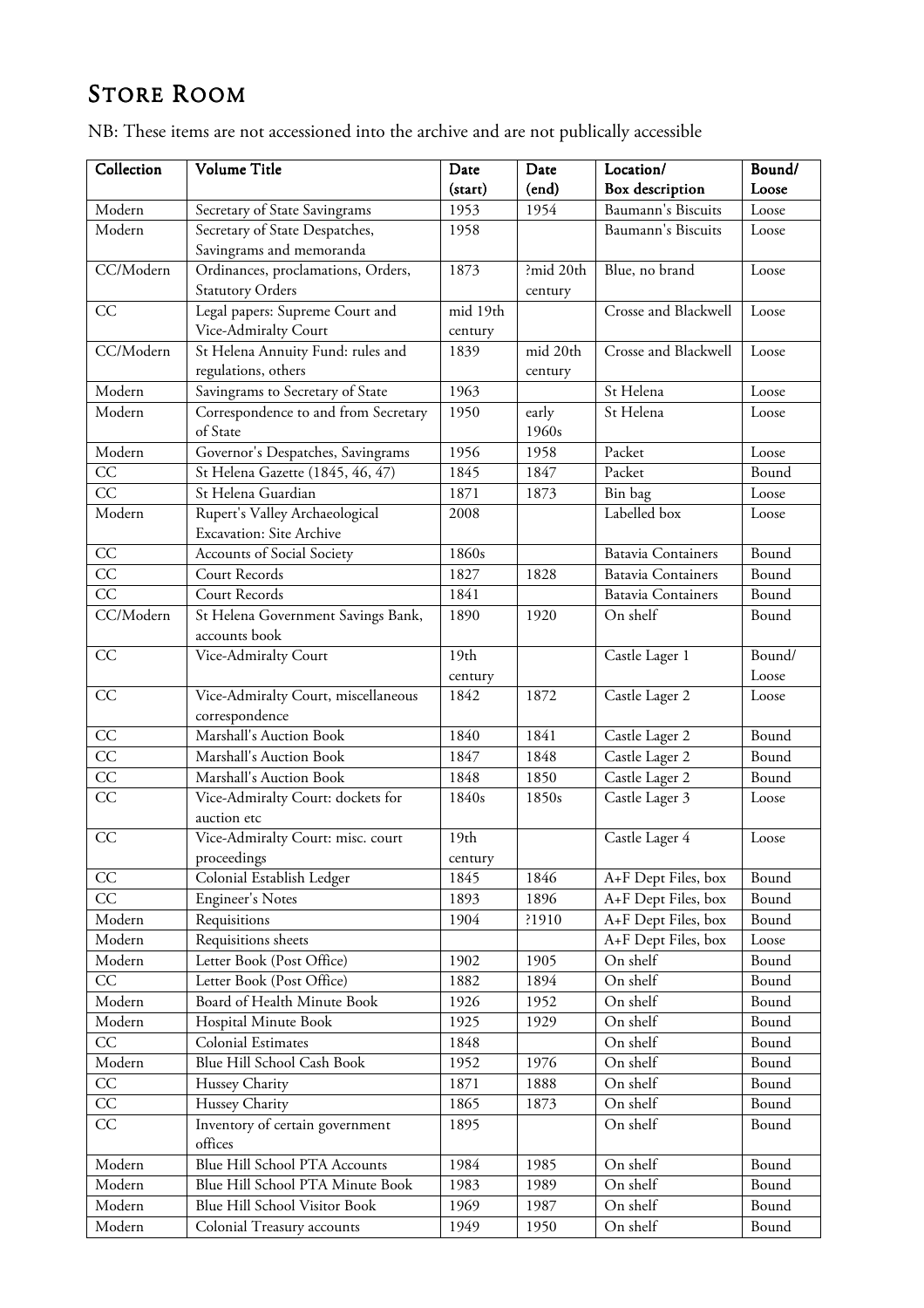# Store Room

NB: These items are not accessioned into the archive and are not publically accessible

| Collection | Volume Title | Date (start) | Date (end) | Location/ Box description | Bound/ Loose |
|---|---|---|---|---|---|
| Modern | Secretary of State Savingrams | 1953 | 1954 | Baumann's Biscuits | Loose |
| Modern | Secretary of State Despatches, Savingrams and memoranda | 1958 | | Baumann's Biscuits | Loose |
| CC/Modern | Ordinances, proclamations, Orders, Statutory Orders | 1873 | ?mid 20th century | Blue, no brand | Loose |
| CC | Legal papers: Supreme Court and Vice-Admiralty Court | mid 19th century | | Crosse and Blackwell | Loose |
| CC/Modern | St Helena Annuity Fund: rules and regulations, others | 1839 | mid 20th century | Crosse and Blackwell | Loose |
| Modern | Savingrams to Secretary of State | 1963 | | St Helena | Loose |
| Modern | Correspondence to and from Secretary of State | 1950 | early 1960s | St Helena | Loose |
| Modern | Governor's Despatches, Savingrams | 1956 | 1958 | Packet | Loose |
| CC | St Helena Gazette (1845, 46, 47) | 1845 | 1847 | Packet | Bound |
| CC | St Helena Guardian | 1871 | 1873 | Bin bag | Loose |
| Modern | Rupert's Valley Archaeological Excavation: Site Archive | 2008 | | Labelled box | Loose |
| CC | Accounts of Social Society | 1860s | | Batavia Containers | Bound |
| CC | Court Records | 1827 | 1828 | Batavia Containers | Bound |
| CC | Court Records | 1841 | | Batavia Containers | Bound |
| CC/Modern | St Helena Government Savings Bank, accounts book | 1890 | 1920 | On shelf | Bound |
| CC | Vice-Admiralty Court | 19th century | | Castle Lager 1 | Bound/ Loose |
| CC | Vice-Admiralty Court, miscellaneous correspondence | 1842 | 1872 | Castle Lager 2 | Loose |
| CC | Marshall's Auction Book | 1840 | 1841 | Castle Lager 2 | Bound |
| CC | Marshall's Auction Book | 1847 | 1848 | Castle Lager 2 | Bound |
| CC | Marshall's Auction Book | 1848 | 1850 | Castle Lager 2 | Bound |
| CC | Vice-Admiralty Court: dockets for auction etc | 1840s | 1850s | Castle Lager 3 | Loose |
| CC | Vice-Admiralty Court: misc. court proceedings | 19th century | | Castle Lager 4 | Loose |
| CC | Colonial Establish Ledger | 1845 | 1846 | A+F Dept Files, box | Bound |
| CC | Engineer's Notes | 1893 | 1896 | A+F Dept Files, box | Bound |
| Modern | Requisitions | 1904 | ?1910 | A+F Dept Files, box | Bound |
| Modern | Requisitions sheets | | | A+F Dept Files, box | Loose |
| Modern | Letter Book (Post Office) | 1902 | 1905 | On shelf | Bound |
| CC | Letter Book (Post Office) | 1882 | 1894 | On shelf | Bound |
| Modern | Board of Health Minute Book | 1926 | 1952 | On shelf | Bound |
| Modern | Hospital Minute Book | 1925 | 1929 | On shelf | Bound |
| CC | Colonial Estimates | 1848 | | On shelf | Bound |
| Modern | Blue Hill School Cash Book | 1952 | 1976 | On shelf | Bound |
| CC | Hussey Charity | 1871 | 1888 | On shelf | Bound |
| CC | Hussey Charity | 1865 | 1873 | On shelf | Bound |
| CC | Inventory of certain government offices | 1895 | | On shelf | Bound |
| Modern | Blue Hill School PTA Accounts | 1984 | 1985 | On shelf | Bound |
| Modern | Blue Hill School PTA Minute Book | 1983 | 1989 | On shelf | Bound |
| Modern | Blue Hill School Visitor Book | 1969 | 1987 | On shelf | Bound |
| Modern | Colonial Treasury accounts | 1949 | 1950 | On shelf | Bound |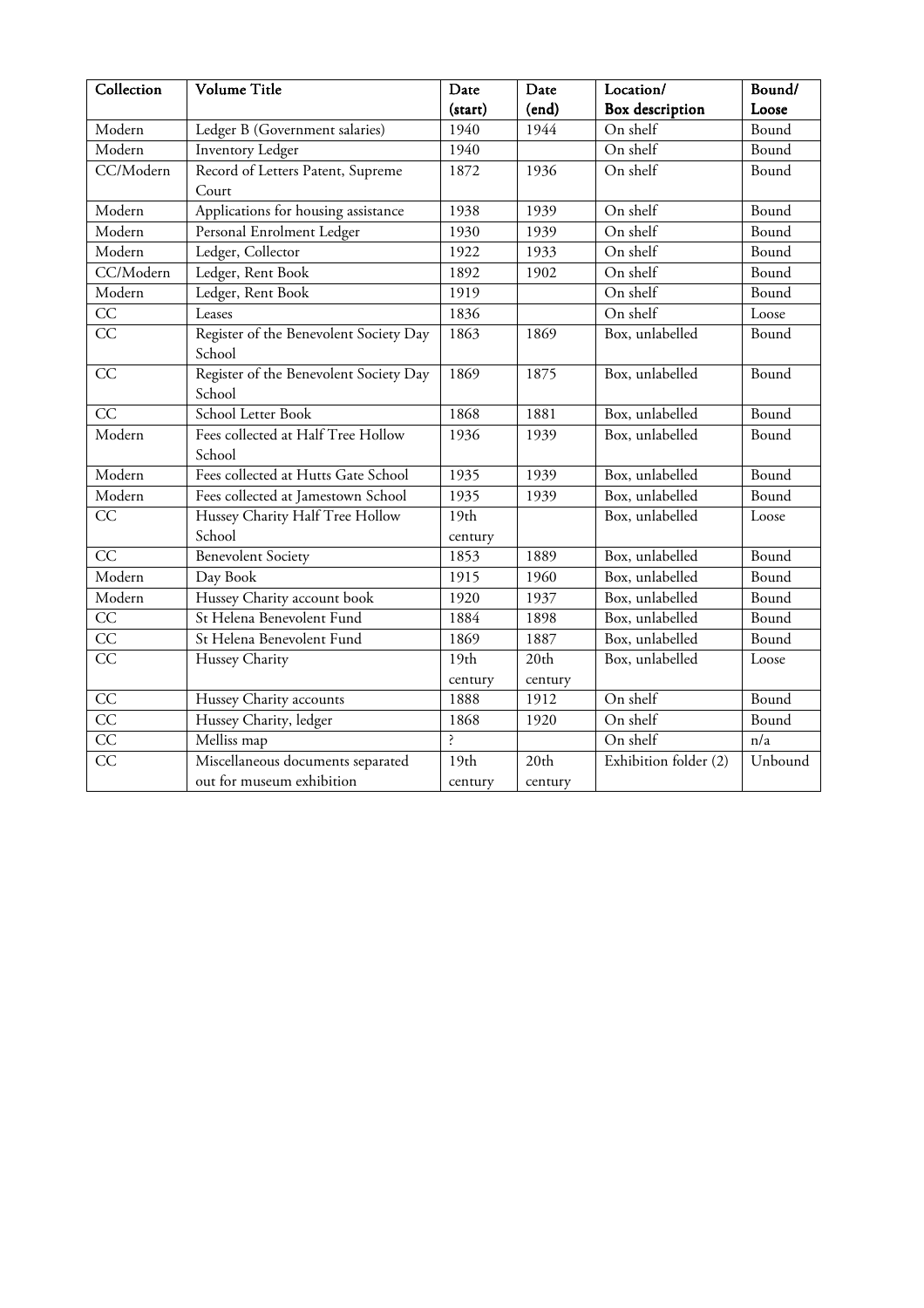| Collection | Volume Title | Date (start) | Date (end) | Location/ Box description | Bound/ Loose |
|---|---|---|---|---|---|
| Modern | Ledger B (Government salaries) | 1940 | 1944 | On shelf | Bound |
| Modern | Inventory Ledger | 1940 | | On shelf | Bound |
| CC/Modern | Record of Letters Patent, Supreme Court | 1872 | 1936 | On shelf | Bound |
| Modern | Applications for housing assistance | 1938 | 1939 | On shelf | Bound |
| Modern | Personal Enrolment Ledger | 1930 | 1939 | On shelf | Bound |
| Modern | Ledger, Collector | 1922 | 1933 | On shelf | Bound |
| CC/Modern | Ledger, Rent Book | 1892 | 1902 | On shelf | Bound |
| Modern | Ledger, Rent Book | 1919 | | On shelf | Bound |
| CC | Leases | 1836 | | On shelf | Loose |
| CC | Register of the Benevolent Society Day School | 1863 | 1869 | Box, unlabelled | Bound |
| CC | Register of the Benevolent Society Day School | 1869 | 1875 | Box, unlabelled | Bound |
| CC | School Letter Book | 1868 | 1881 | Box, unlabelled | Bound |
| Modern | Fees collected at Half Tree Hollow School | 1936 | 1939 | Box, unlabelled | Bound |
| Modern | Fees collected at Hutts Gate School | 1935 | 1939 | Box, unlabelled | Bound |
| Modern | Fees collected at Jamestown School | 1935 | 1939 | Box, unlabelled | Bound |
| CC | Hussey Charity Half Tree Hollow School | 19th century | | Box, unlabelled | Loose |
| CC | Benevolent Society | 1853 | 1889 | Box, unlabelled | Bound |
| Modern | Day Book | 1915 | 1960 | Box, unlabelled | Bound |
| Modern | Hussey Charity account book | 1920 | 1937 | Box, unlabelled | Bound |
| CC | St Helena Benevolent Fund | 1884 | 1898 | Box, unlabelled | Bound |
| CC | St Helena Benevolent Fund | 1869 | 1887 | Box, unlabelled | Bound |
| CC | Hussey Charity | 19th century | 20th century | Box, unlabelled | Loose |
| CC | Hussey Charity accounts | 1888 | 1912 | On shelf | Bound |
| CC | Hussey Charity, ledger | 1868 | 1920 | On shelf | Bound |
| CC | Melliss map | ? | | On shelf | n/a |
| CC | Miscellaneous documents separated out for museum exhibition | 19th century | 20th century | Exhibition folder (2) | Unbound |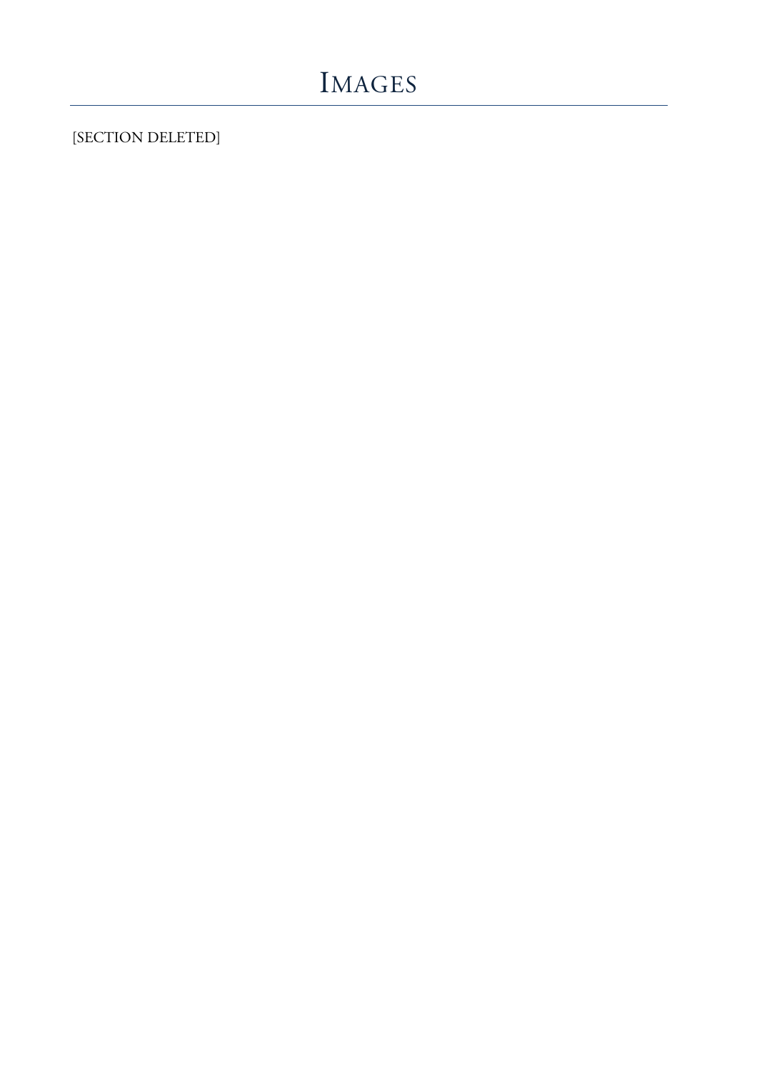# IMAGES

[SECTION DELETED]